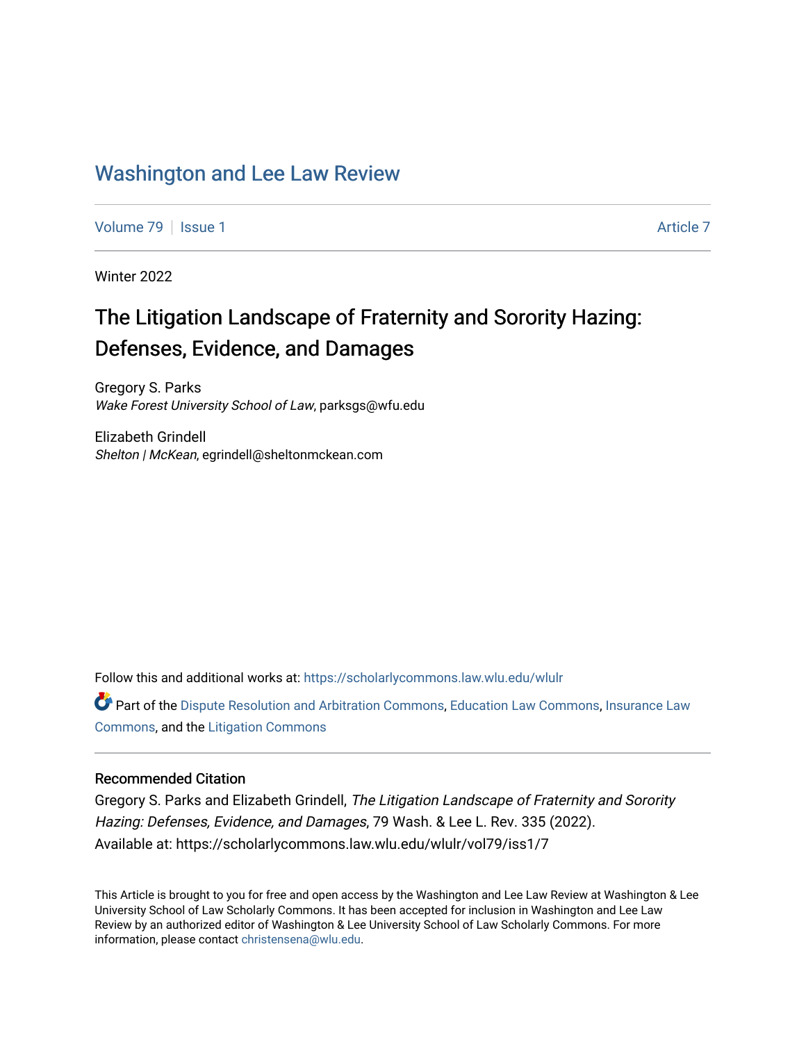# Washington and Lee Law Review

Volume 79 | Issue 1 | Article 7

Winter 2022

## The Litigation Landscape of Fraternity and Sorority Hazing: Defenses, Evidence, and Damages

Gregory S. Parks
*Wake Forest University School of Law*, parksgs@wfu.edu

Elizabeth Grindell
*Shelton | McKean*, egrindell@sheltonmckean.com

Follow this and additional works at: https://scholarlycommons.law.wlu.edu/wlulr

Part of the Dispute Resolution and Arbitration Commons, Education Law Commons, Insurance Law Commons, and the Litigation Commons

### Recommended Citation

Gregory S. Parks and Elizabeth Grindell, *The Litigation Landscape of Fraternity and Sorority Hazing: Defenses, Evidence, and Damages*, 79 Wash. & Lee L. Rev. 335 (2022).
Available at: https://scholarlycommons.law.wlu.edu/wlulr/vol79/iss1/7

This Article is brought to you for free and open access by the Washington and Lee Law Review at Washington & Lee University School of Law Scholarly Commons. It has been accepted for inclusion in Washington and Lee Law Review by an authorized editor of Washington & Lee University School of Law Scholarly Commons. For more information, please contact christensena@wlu.edu.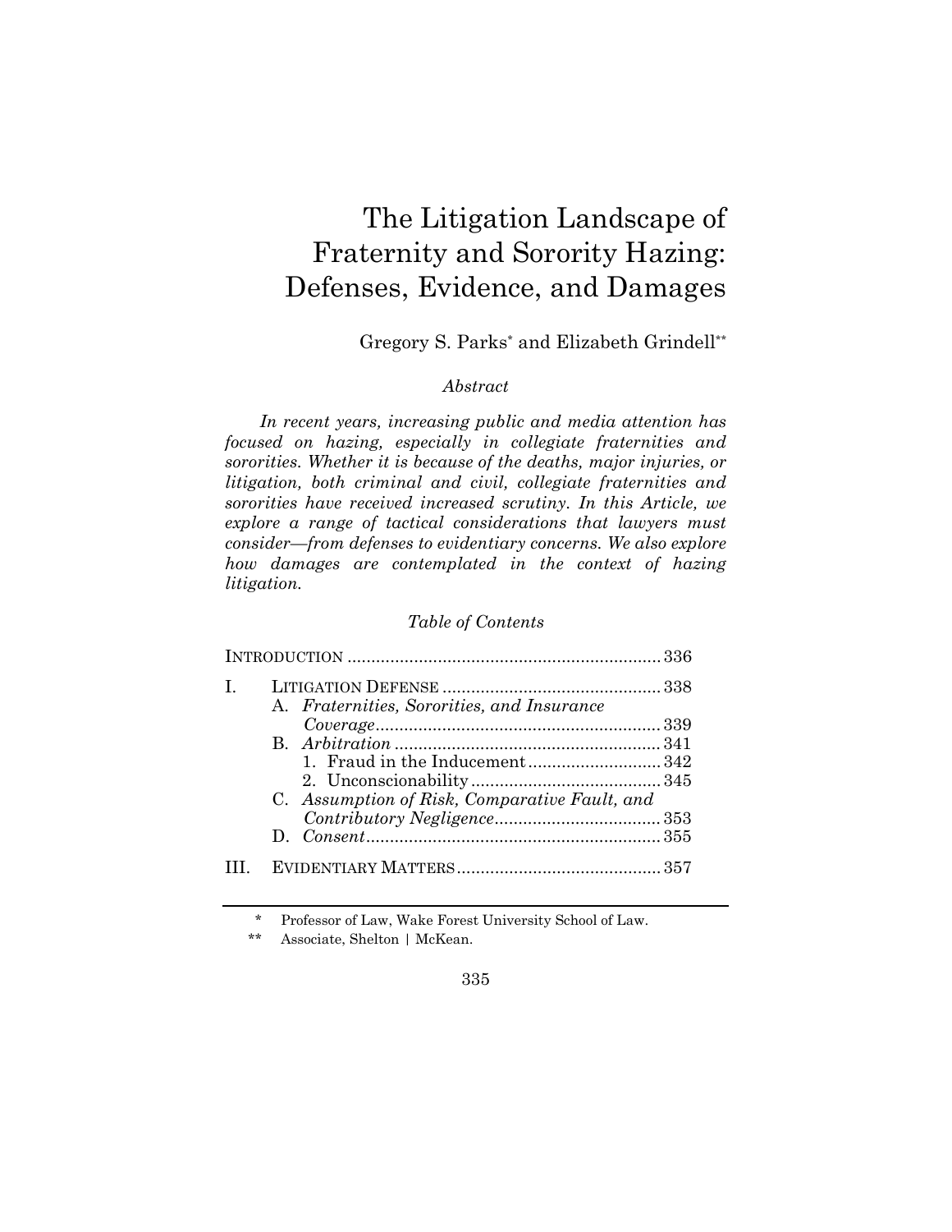# The Litigation Landscape of Fraternity and Sorority Hazing: Defenses, Evidence, and Damages

Gregory S. Parks[*] and Elizabeth Grindell[**]

*Abstract*

*In recent years, increasing public and media attention has focused on hazing, especially in collegiate fraternities and sororities. Whether it is because of the deaths, major injuries, or litigation, both criminal and civil, collegiate fraternities and sororities have received increased scrutiny. In this Article, we explore a range of tactical considerations that lawyers must consider—from defenses to evidentiary concerns. We also explore how damages are contemplated in the context of hazing litigation.*

*Table of Contents*

INTRODUCTION .................................................................. 336

I. LITIGATION DEFENSE .............................................. 338
   - A. *Fraternities, Sororities, and Insurance Coverage* ............................................................ 339
   - B. *Arbitration* ......................................................... 341
     1. Fraud in the Inducement ............................ 342
     2. Unconscionability ........................................ 345
   - C. *Assumption of Risk, Comparative Fault, and Contributory Negligence* ................................... 353
   - D. *Consent* .............................................................. 355

III. EVIDENTIARY MATTERS ........................................... 357

---

[*] Professor of Law, Wake Forest University School of Law.

[**] Associate, Shelton | McKean.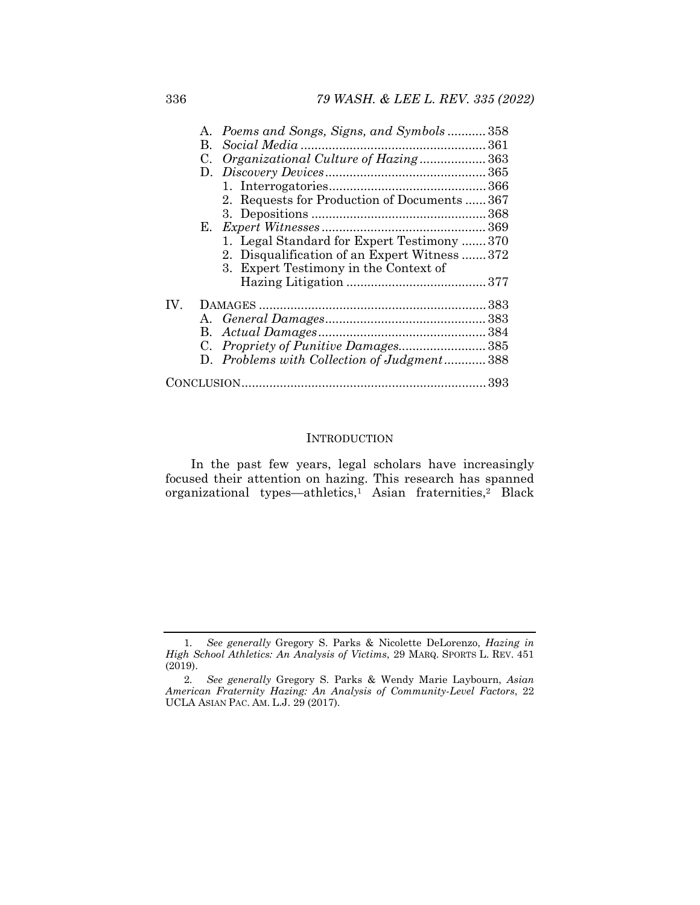A. *Poems and Songs, Signs, and Symbols* ........... 358
B. *Social Media* ..................................................... 361
C. *Organizational Culture of Hazing* ................... 363
D. *Discovery Devices* .............................................. 365
   1. Interrogatories ............................................. 366
   2. Requests for Production of Documents ...... 367
   3. Depositions .................................................. 368
E. *Expert Witnesses* ............................................... 369
   1. Legal Standard for Expert Testimony ....... 370
   2. Disqualification of an Expert Witness ....... 372
   3. Expert Testimony in the Context of Hazing Litigation ........................................ 377

IV. DAMAGES ................................................................. 383
A. *General Damages* .............................................. 383
B. *Actual Damages* ................................................ 384
C. *Propriety of Punitive Damages* ......................... 385
D. *Problems with Collection of Judgment* ............ 388

CONCLUSION ...................................................................... 393

## INTRODUCTION

In the past few years, legal scholars have increasingly focused their attention on hazing. This research has spanned organizational types—athletics,[1] Asian fraternities,[2] Black

---

1. *See generally* Gregory S. Parks & Nicolette DeLorenzo, *Hazing in High School Athletics: An Analysis of Victims*, 29 MARQ. SPORTS L. REV. 451 (2019).

2. *See generally* Gregory S. Parks & Wendy Marie Laybourn, *Asian American Fraternity Hazing: An Analysis of Community-Level Factors*, 22 UCLA ASIAN PAC. AM. L.J. 29 (2017).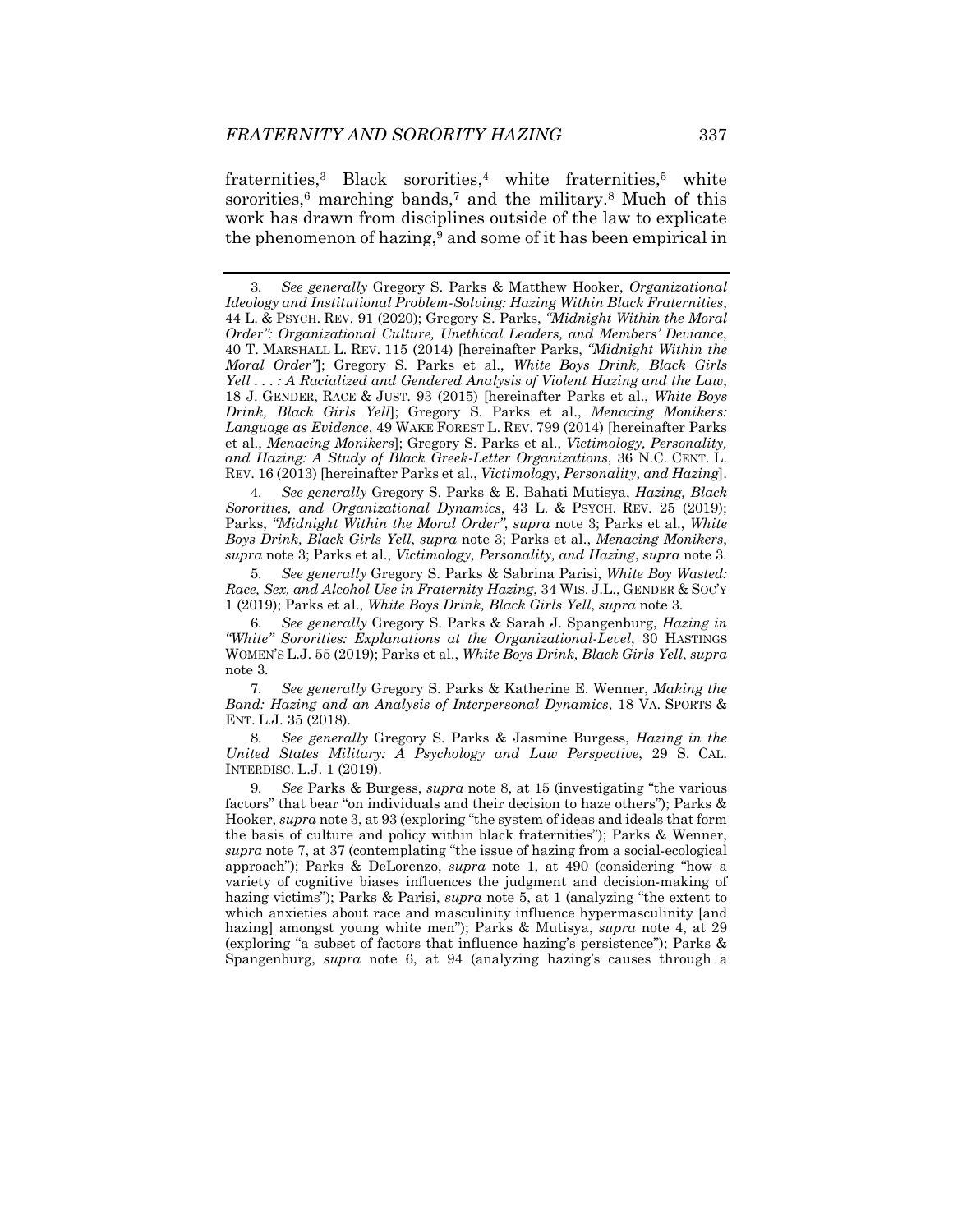fraternities,[3] Black sororities,[4] white fraternities,[5] white sororities,[6] marching bands,[7] and the military.[8] Much of this work has drawn from disciplines outside of the law to explicate the phenomenon of hazing,[9] and some of it has been empirical in

---

3. *See generally* Gregory S. Parks & Matthew Hooker, *Organizational Ideology and Institutional Problem-Solving: Hazing Within Black Fraternities*, 44 L. & PSYCH. REV. 91 (2020); Gregory S. Parks, *"Midnight Within the Moral Order": Organizational Culture, Unethical Leaders, and Members' Deviance*, 40 T. MARSHALL L. REV. 115 (2014) [hereinafter Parks, *"Midnight Within the Moral Order"*]; Gregory S. Parks et al., *White Boys Drink, Black Girls Yell . . . : A Racialized and Gendered Analysis of Violent Hazing and the Law*, 18 J. GENDER, RACE & JUST. 93 (2015) [hereinafter Parks et al., *White Boys Drink, Black Girls Yell*]; Gregory S. Parks et al., *Menacing Monikers: Language as Evidence*, 49 WAKE FOREST L. REV. 799 (2014) [hereinafter Parks et al., *Menacing Monikers*]; Gregory S. Parks et al., *Victimology, Personality, and Hazing: A Study of Black Greek-Letter Organizations*, 36 N.C. CENT. L. REV. 16 (2013) [hereinafter Parks et al., *Victimology, Personality, and Hazing*].

4. *See generally* Gregory S. Parks & E. Bahati Mutisya, *Hazing, Black Sororities, and Organizational Dynamics*, 43 L. & PSYCH. REV. 25 (2019); Parks, *"Midnight Within the Moral Order"*, *supra* note 3; Parks et al., *White Boys Drink, Black Girls Yell*, *supra* note 3; Parks et al., *Menacing Monikers*, *supra* note 3; Parks et al., *Victimology, Personality, and Hazing*, *supra* note 3.

5. *See generally* Gregory S. Parks & Sabrina Parisi, *White Boy Wasted: Race, Sex, and Alcohol Use in Fraternity Hazing*, 34 WIS. J.L., GENDER & SOC'Y 1 (2019); Parks et al., *White Boys Drink, Black Girls Yell*, *supra* note 3.

6. *See generally* Gregory S. Parks & Sarah J. Spangenburg, *Hazing in "White" Sororities: Explanations at the Organizational-Level*, 30 HASTINGS WOMEN'S L.J. 55 (2019); Parks et al., *White Boys Drink, Black Girls Yell*, *supra* note 3.

7. *See generally* Gregory S. Parks & Katherine E. Wenner, *Making the Band: Hazing and an Analysis of Interpersonal Dynamics*, 18 VA. SPORTS & ENT. L.J. 35 (2018).

8. *See generally* Gregory S. Parks & Jasmine Burgess, *Hazing in the United States Military: A Psychology and Law Perspective*, 29 S. CAL. INTERDISC. L.J. 1 (2019).

9. *See* Parks & Burgess, *supra* note 8, at 15 (investigating "the various factors" that bear "on individuals and their decision to haze others"); Parks & Hooker, *supra* note 3, at 93 (exploring "the system of ideas and ideals that form the basis of culture and policy within black fraternities"); Parks & Wenner, *supra* note 7, at 37 (contemplating "the issue of hazing from a social-ecological approach"); Parks & DeLorenzo, *supra* note 1, at 490 (considering "how a variety of cognitive biases influences the judgment and decision-making of hazing victims"); Parks & Parisi, *supra* note 5, at 1 (analyzing "the extent to which anxieties about race and masculinity influence hypermasculinity [and hazing] amongst young white men"); Parks & Mutisya, *supra* note 4, at 29 (exploring "a subset of factors that influence hazing's persistence"); Parks & Spangenburg, *supra* note 6, at 94 (analyzing hazing's causes through a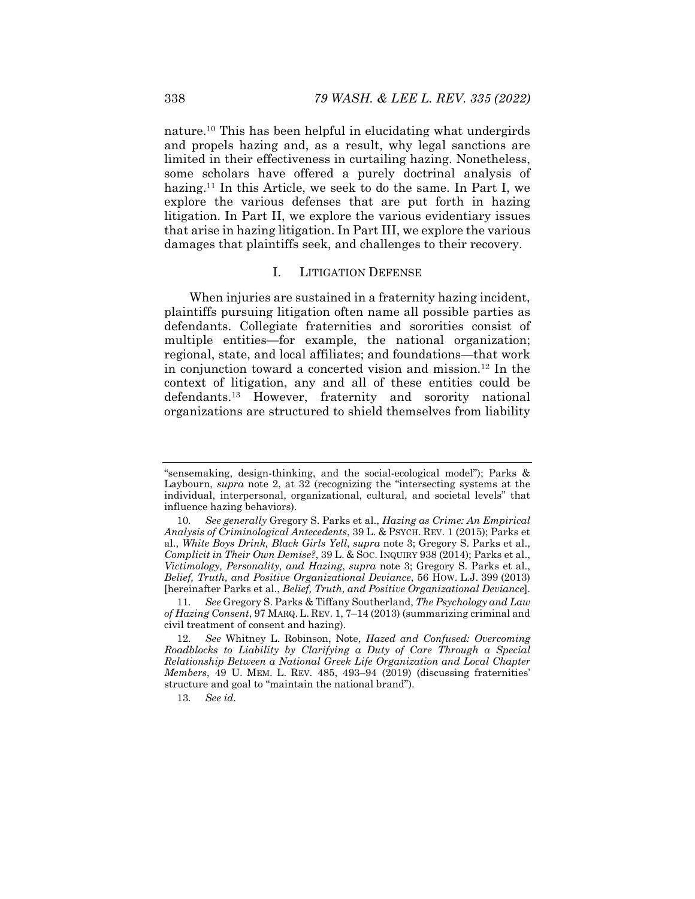nature.[10] This has been helpful in elucidating what undergirds and propels hazing and, as a result, why legal sanctions are limited in their effectiveness in curtailing hazing. Nonetheless, some scholars have offered a purely doctrinal analysis of hazing.[11] In this Article, we seek to do the same. In Part I, we explore the various defenses that are put forth in hazing litigation. In Part II, we explore the various evidentiary issues that arise in hazing litigation. In Part III, we explore the various damages that plaintiffs seek, and challenges to their recovery.

## I. LITIGATION DEFENSE

When injuries are sustained in a fraternity hazing incident, plaintiffs pursuing litigation often name all possible parties as defendants. Collegiate fraternities and sororities consist of multiple entities—for example, the national organization; regional, state, and local affiliates; and foundations—that work in conjunction toward a concerted vision and mission.[12] In the context of litigation, any and all of these entities could be defendants.[13] However, fraternity and sorority national organizations are structured to shield themselves from liability

---

"sensemaking, design-thinking, and the social-ecological model"); Parks & Laybourn, *supra* note 2, at 32 (recognizing the "intersecting systems at the individual, interpersonal, organizational, cultural, and societal levels" that influence hazing behaviors).

10. *See generally* Gregory S. Parks et al., *Hazing as Crime: An Empirical Analysis of Criminological Antecedents*, 39 L. & PSYCH. REV. 1 (2015); Parks et al., *White Boys Drink, Black Girls Yell*, *supra* note 3; Gregory S. Parks et al., *Complicit in Their Own Demise?*, 39 L. & SOC. INQUIRY 938 (2014); Parks et al., *Victimology, Personality, and Hazing*, *supra* note 3; Gregory S. Parks et al., *Belief, Truth, and Positive Organizational Deviance*, 56 HOW. L.J. 399 (2013) [hereinafter Parks et al., *Belief, Truth, and Positive Organizational Deviance*].

11. *See* Gregory S. Parks & Tiffany Southerland, *The Psychology and Law of Hazing Consent*, 97 MARQ. L. REV. 1, 7–14 (2013) (summarizing criminal and civil treatment of consent and hazing).

12. *See* Whitney L. Robinson, Note, *Hazed and Confused: Overcoming Roadblocks to Liability by Clarifying a Duty of Care Through a Special Relationship Between a National Greek Life Organization and Local Chapter Members*, 49 U. MEM. L. REV. 485, 493–94 (2019) (discussing fraternities' structure and goal to "maintain the national brand").

13. *See id.*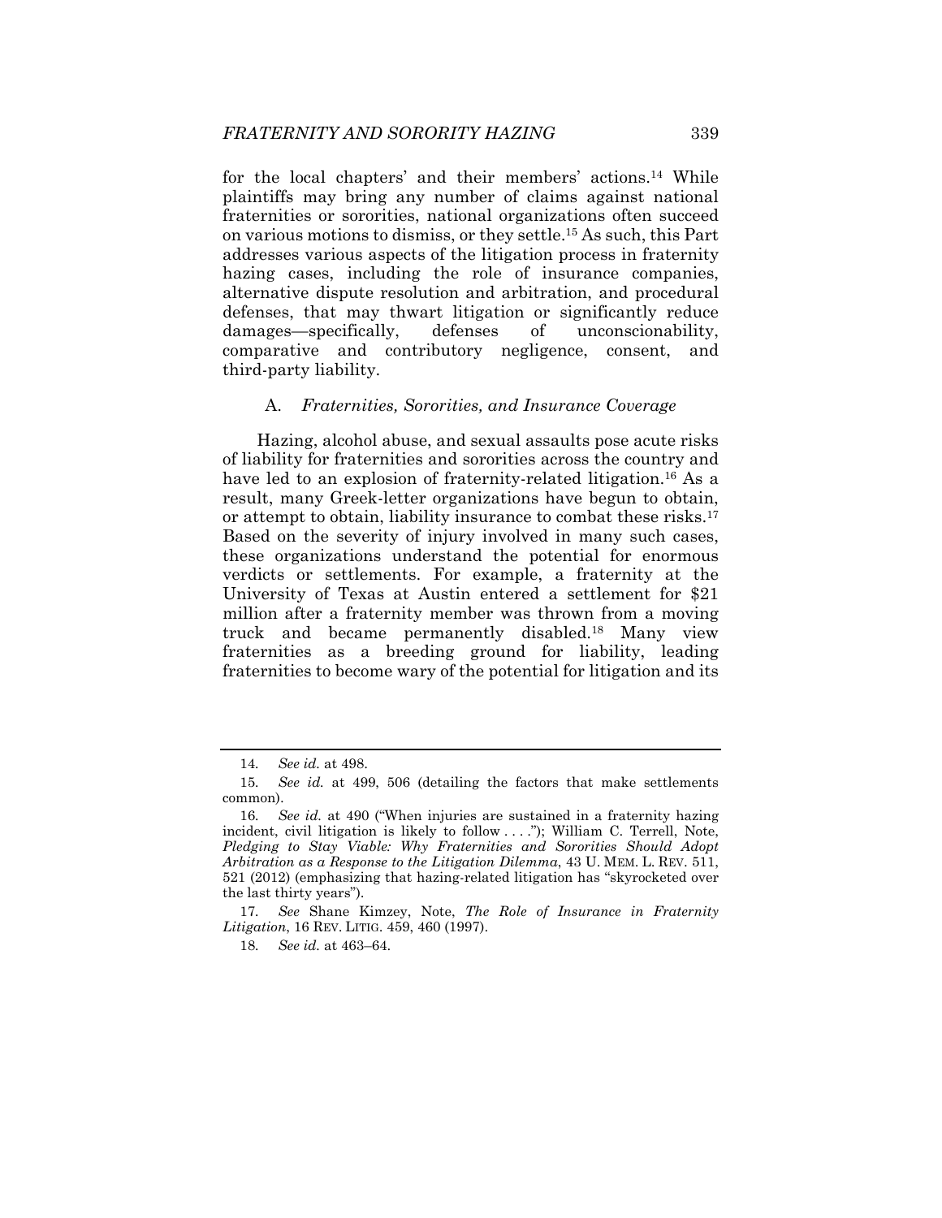for the local chapters' and their members' actions.[14] While plaintiffs may bring any number of claims against national fraternities or sororities, national organizations often succeed on various motions to dismiss, or they settle.[15] As such, this Part addresses various aspects of the litigation process in fraternity hazing cases, including the role of insurance companies, alternative dispute resolution and arbitration, and procedural defenses, that may thwart litigation or significantly reduce damages—specifically, defenses of unconscionability, comparative and contributory negligence, consent, and third-party liability.

### A. *Fraternities, Sororities, and Insurance Coverage*

Hazing, alcohol abuse, and sexual assaults pose acute risks of liability for fraternities and sororities across the country and have led to an explosion of fraternity-related litigation.[16] As a result, many Greek-letter organizations have begun to obtain, or attempt to obtain, liability insurance to combat these risks.[17] Based on the severity of injury involved in many such cases, these organizations understand the potential for enormous verdicts or settlements. For example, a fraternity at the University of Texas at Austin entered a settlement for $21 million after a fraternity member was thrown from a moving truck and became permanently disabled.[18] Many view fraternities as a breeding ground for liability, leading fraternities to become wary of the potential for litigation and its

---

14. *See id.* at 498.

15. *See id.* at 499, 506 (detailing the factors that make settlements common).

16. *See id.* at 490 ("When injuries are sustained in a fraternity hazing incident, civil litigation is likely to follow . . . ."); William C. Terrell, Note, *Pledging to Stay Viable: Why Fraternities and Sororities Should Adopt Arbitration as a Response to the Litigation Dilemma*, 43 U. MEM. L. REV. 511, 521 (2012) (emphasizing that hazing-related litigation has "skyrocketed over the last thirty years").

17. *See* Shane Kimzey, Note, *The Role of Insurance in Fraternity Litigation*, 16 REV. LITIG. 459, 460 (1997).

18. *See id.* at 463–64.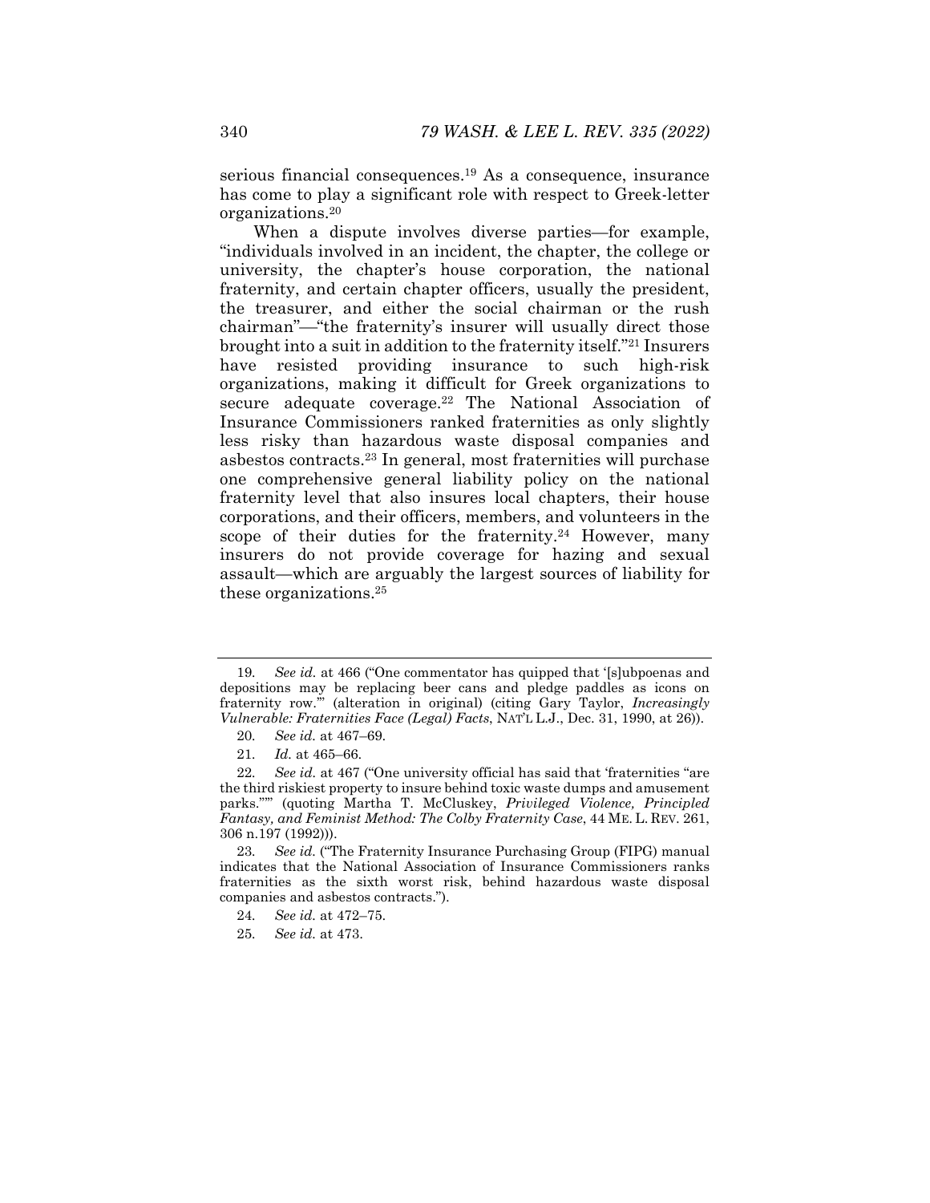serious financial consequences.[19] As a consequence, insurance has come to play a significant role with respect to Greek-letter organizations.[20]

When a dispute involves diverse parties—for example, "individuals involved in an incident, the chapter, the college or university, the chapter's house corporation, the national fraternity, and certain chapter officers, usually the president, the treasurer, and either the social chairman or the rush chairman"—"the fraternity's insurer will usually direct those brought into a suit in addition to the fraternity itself."[21] Insurers have resisted providing insurance to such high-risk organizations, making it difficult for Greek organizations to secure adequate coverage.[22] The National Association of Insurance Commissioners ranked fraternities as only slightly less risky than hazardous waste disposal companies and asbestos contracts.[23] In general, most fraternities will purchase one comprehensive general liability policy on the national fraternity level that also insures local chapters, their house corporations, and their officers, members, and volunteers in the scope of their duties for the fraternity.[24] However, many insurers do not provide coverage for hazing and sexual assault—which are arguably the largest sources of liability for these organizations.[25]

---

19. *See id.* at 466 ("One commentator has quipped that '[s]ubpoenas and depositions may be replacing beer cans and pledge paddles as icons on fraternity row.'" (alteration in original) (citing Gary Taylor, *Increasingly Vulnerable: Fraternities Face (Legal) Facts*, NAT'L L.J., Dec. 31, 1990, at 26)).

20. *See id.* at 467–69.

21. *Id.* at 465–66.

22. *See id.* at 467 ("One university official has said that 'fraternities "are the third riskiest property to insure behind toxic waste dumps and amusement parks."'" (quoting Martha T. McCluskey, *Privileged Violence, Principled Fantasy, and Feminist Method: The Colby Fraternity Case*, 44 ME. L. REV. 261, 306 n.197 (1992))).

23. *See id.* ("The Fraternity Insurance Purchasing Group (FIPG) manual indicates that the National Association of Insurance Commissioners ranks fraternities as the sixth worst risk, behind hazardous waste disposal companies and asbestos contracts.").

24. *See id.* at 472–75.

25. *See id.* at 473.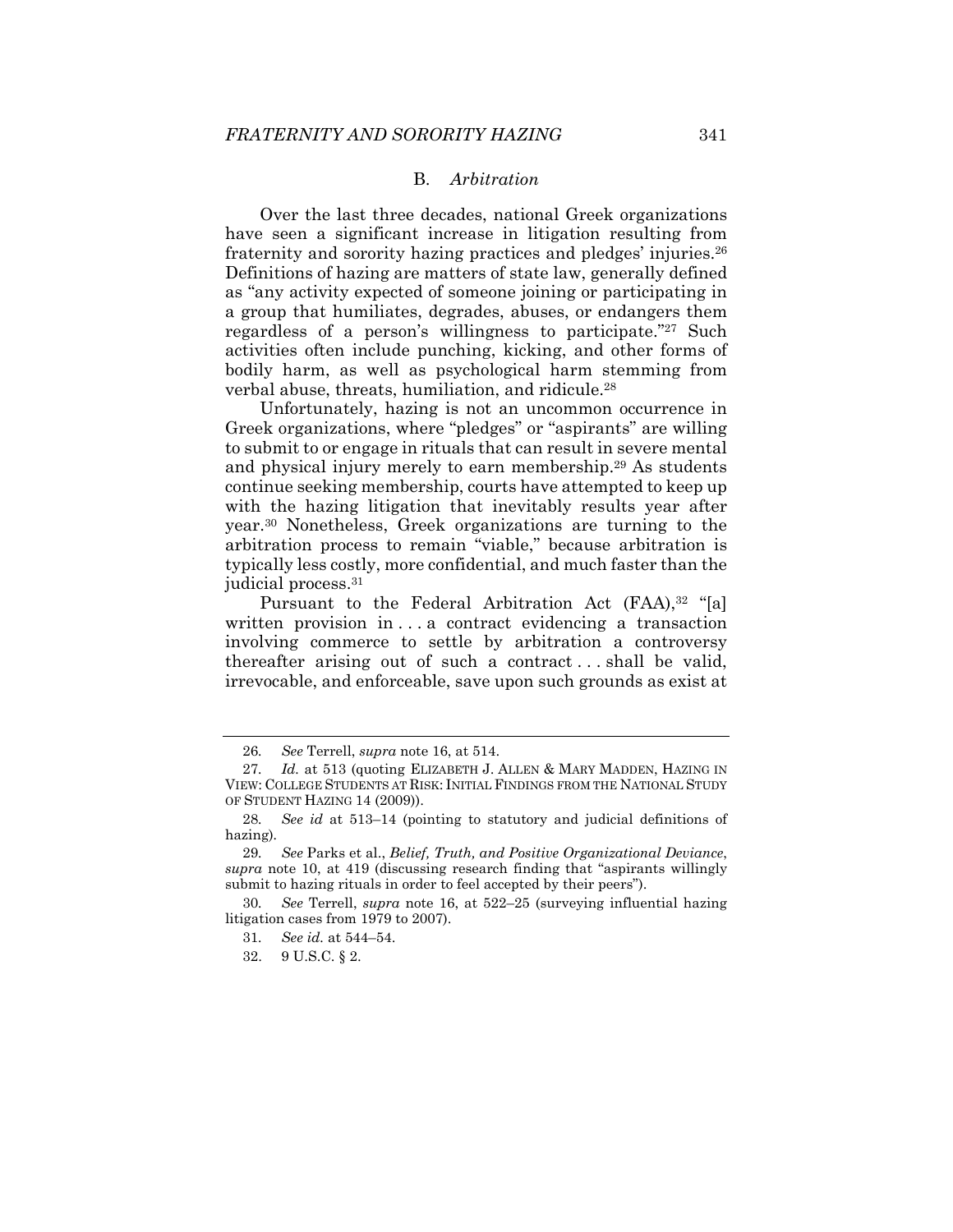### B. *Arbitration*

Over the last three decades, national Greek organizations have seen a significant increase in litigation resulting from fraternity and sorority hazing practices and pledges' injuries.[26] Definitions of hazing are matters of state law, generally defined as "any activity expected of someone joining or participating in a group that humiliates, degrades, abuses, or endangers them regardless of a person's willingness to participate."[27] Such activities often include punching, kicking, and other forms of bodily harm, as well as psychological harm stemming from verbal abuse, threats, humiliation, and ridicule.[28]

Unfortunately, hazing is not an uncommon occurrence in Greek organizations, where "pledges" or "aspirants" are willing to submit to or engage in rituals that can result in severe mental and physical injury merely to earn membership.[29] As students continue seeking membership, courts have attempted to keep up with the hazing litigation that inevitably results year after year.[30] Nonetheless, Greek organizations are turning to the arbitration process to remain "viable," because arbitration is typically less costly, more confidential, and much faster than the judicial process.[31]

Pursuant to the Federal Arbitration Act (FAA),[32] "[a] written provision in . . . a contract evidencing a transaction involving commerce to settle by arbitration a controversy thereafter arising out of such a contract . . . shall be valid, irrevocable, and enforceable, save upon such grounds as exist at

---

26. *See* Terrell, *supra* note 16, at 514.

27. *Id.* at 513 (quoting ELIZABETH J. ALLEN & MARY MADDEN, HAZING IN VIEW: COLLEGE STUDENTS AT RISK: INITIAL FINDINGS FROM THE NATIONAL STUDY OF STUDENT HAZING 14 (2009)).

28. *See id* at 513–14 (pointing to statutory and judicial definitions of hazing).

29. *See* Parks et al., *Belief, Truth, and Positive Organizational Deviance*, *supra* note 10, at 419 (discussing research finding that "aspirants willingly submit to hazing rituals in order to feel accepted by their peers").

30. *See* Terrell, *supra* note 16, at 522–25 (surveying influential hazing litigation cases from 1979 to 2007).

31. *See id.* at 544–54.

32. 9 U.S.C. § 2.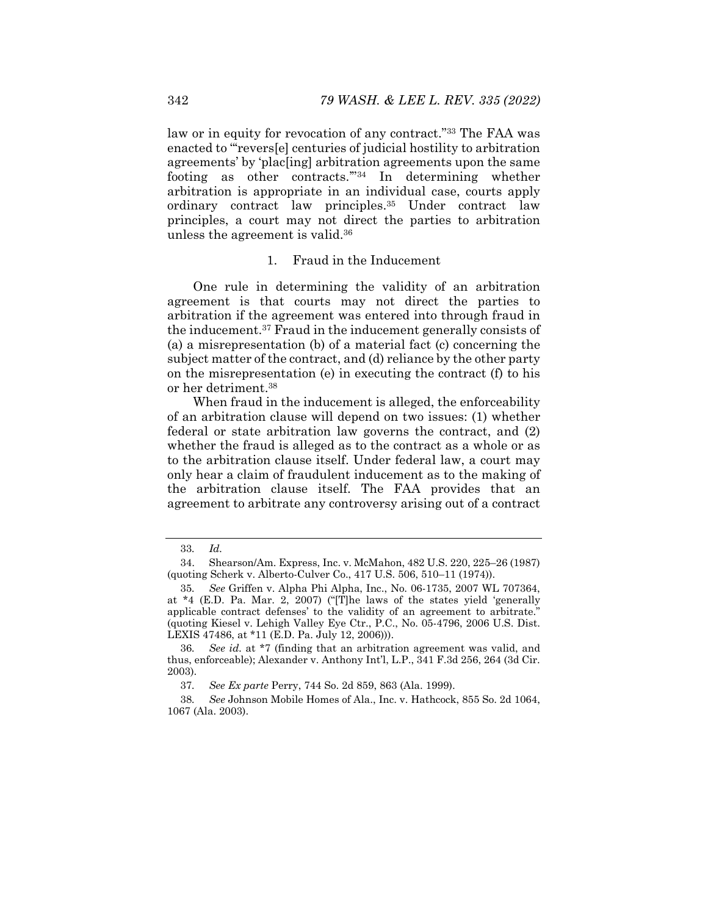law or in equity for revocation of any contract."[33] The FAA was enacted to "'revers[e] centuries of judicial hostility to arbitration agreements' by 'plac[ing] arbitration agreements upon the same footing as other contracts.'"[34] In determining whether arbitration is appropriate in an individual case, courts apply ordinary contract law principles.[35] Under contract law principles, a court may not direct the parties to arbitration unless the agreement is valid.[36]

### 1. Fraud in the Inducement

One rule in determining the validity of an arbitration agreement is that courts may not direct the parties to arbitration if the agreement was entered into through fraud in the inducement.[37] Fraud in the inducement generally consists of (a) a misrepresentation (b) of a material fact (c) concerning the subject matter of the contract, and (d) reliance by the other party on the misrepresentation (e) in executing the contract (f) to his or her detriment.[38]

When fraud in the inducement is alleged, the enforceability of an arbitration clause will depend on two issues: (1) whether federal or state arbitration law governs the contract, and (2) whether the fraud is alleged as to the contract as a whole or as to the arbitration clause itself. Under federal law, a court may only hear a claim of fraudulent inducement as to the making of the arbitration clause itself. The FAA provides that an agreement to arbitrate any controversy arising out of a contract

---

33. *Id.*

34. Shearson/Am. Express, Inc. v. McMahon, 482 U.S. 220, 225–26 (1987) (quoting Scherk v. Alberto-Culver Co., 417 U.S. 506, 510–11 (1974)).

35. *See* Griffen v. Alpha Phi Alpha, Inc., No. 06-1735, 2007 WL 707364, at *4 (E.D. Pa. Mar. 2, 2007) ("[T]he laws of the states yield 'generally applicable contract defenses' to the validity of an agreement to arbitrate." (quoting Kiesel v. Lehigh Valley Eye Ctr., P.C., No. 05-4796, 2006 U.S. Dist. LEXIS 47486, at *11 (E.D. Pa. July 12, 2006))).

36. *See id.* at *7 (finding that an arbitration agreement was valid, and thus, enforceable); Alexander v. Anthony Int'l, L.P., 341 F.3d 256, 264 (3d Cir. 2003).

37. *See Ex parte* Perry, 744 So. 2d 859, 863 (Ala. 1999).

38. *See* Johnson Mobile Homes of Ala., Inc. v. Hathcock, 855 So. 2d 1064, 1067 (Ala. 2003).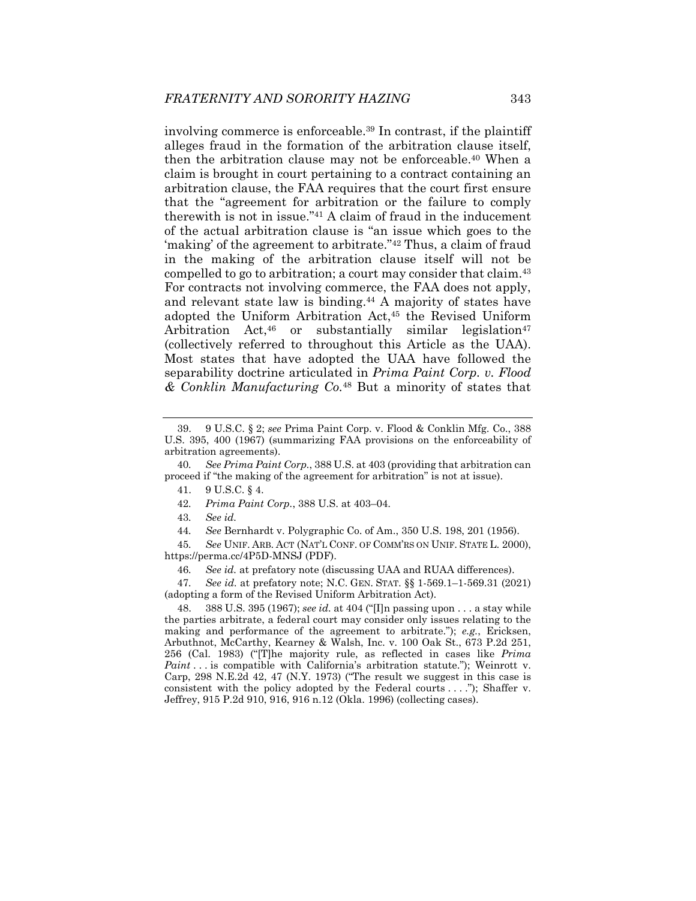involving commerce is enforceable.[39] In contrast, if the plaintiff alleges fraud in the formation of the arbitration clause itself, then the arbitration clause may not be enforceable.[40] When a claim is brought in court pertaining to a contract containing an arbitration clause, the FAA requires that the court first ensure that the "agreement for arbitration or the failure to comply therewith is not in issue."[41] A claim of fraud in the inducement of the actual arbitration clause is "an issue which goes to the 'making' of the agreement to arbitrate."[42] Thus, a claim of fraud in the making of the arbitration clause itself will not be compelled to go to arbitration; a court may consider that claim.[43] For contracts not involving commerce, the FAA does not apply, and relevant state law is binding.[44] A majority of states have adopted the Uniform Arbitration Act,[45] the Revised Uniform Arbitration Act,[46] or substantially similar legislation[47] (collectively referred to throughout this Article as the UAA). Most states that have adopted the UAA have followed the separability doctrine articulated in *Prima Paint Corp. v. Flood & Conklin Manufacturing Co.*[48] But a minority of states that

---

39. 9 U.S.C. § 2; *see* Prima Paint Corp. v. Flood & Conklin Mfg. Co., 388 U.S. 395, 400 (1967) (summarizing FAA provisions on the enforceability of arbitration agreements).

40. *See Prima Paint Corp.*, 388 U.S. at 403 (providing that arbitration can proceed if "the making of the agreement for arbitration" is not at issue).

41. 9 U.S.C. § 4.

42. *Prima Paint Corp.*, 388 U.S. at 403–04.

43. *See id.*

44. *See* Bernhardt v. Polygraphic Co. of Am., 350 U.S. 198, 201 (1956).

45. *See* UNIF. ARB. ACT (NAT'L CONF. OF COMM'RS ON UNIF. STATE L. 2000), https://perma.cc/4P5D-MNSJ (PDF).

46. *See id.* at prefatory note (discussing UAA and RUAA differences).

47. *See id.* at prefatory note; N.C. GEN. STAT. §§ 1-569.1–1-569.31 (2021) (adopting a form of the Revised Uniform Arbitration Act).

48. 388 U.S. 395 (1967); *see id.* at 404 ("[I]n passing upon . . . a stay while the parties arbitrate, a federal court may consider only issues relating to the making and performance of the agreement to arbitrate."); *e.g.*, Ericksen, Arbuthnot, McCarthy, Kearney & Walsh, Inc. v. 100 Oak St., 673 P.2d 251, 256 (Cal. 1983) ("[T]he majority rule, as reflected in cases like *Prima Paint* . . . is compatible with California's arbitration statute."); Weinrott v. Carp, 298 N.E.2d 42, 47 (N.Y. 1973) ("The result we suggest in this case is consistent with the policy adopted by the Federal courts . . . ."); Shaffer v. Jeffrey, 915 P.2d 910, 916, 916 n.12 (Okla. 1996) (collecting cases).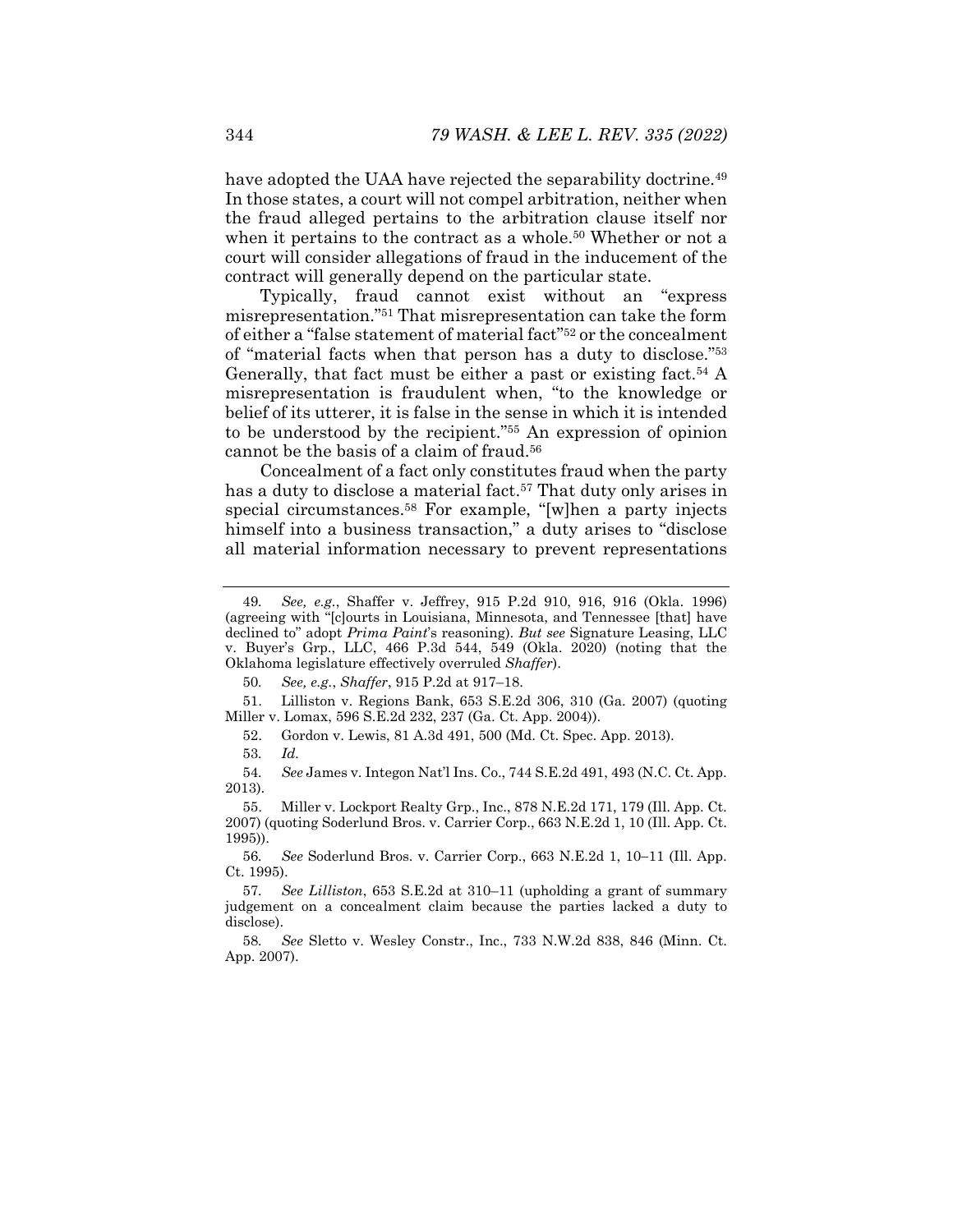have adopted the UAA have rejected the separability doctrine.[49] In those states, a court will not compel arbitration, neither when the fraud alleged pertains to the arbitration clause itself nor when it pertains to the contract as a whole.[50] Whether or not a court will consider allegations of fraud in the inducement of the contract will generally depend on the particular state.

Typically, fraud cannot exist without an "express misrepresentation."[51] That misrepresentation can take the form of either a "false statement of material fact"[52] or the concealment of "material facts when that person has a duty to disclose."[53] Generally, that fact must be either a past or existing fact.[54] A misrepresentation is fraudulent when, "to the knowledge or belief of its utterer, it is false in the sense in which it is intended to be understood by the recipient."[55] An expression of opinion cannot be the basis of a claim of fraud.[56]

Concealment of a fact only constitutes fraud when the party has a duty to disclose a material fact.[57] That duty only arises in special circumstances.[58] For example, "[w]hen a party injects himself into a business transaction," a duty arises to "disclose all material information necessary to prevent representations

---

49. *See, e.g.*, Shaffer v. Jeffrey, 915 P.2d 910, 916, 916 (Okla. 1996) (agreeing with "[c]ourts in Louisiana, Minnesota, and Tennessee [that] have declined to" adopt *Prima Paint*'s reasoning). *But see* Signature Leasing, LLC v. Buyer's Grp., LLC, 466 P.3d 544, 549 (Okla. 2020) (noting that the Oklahoma legislature effectively overruled *Shaffer*).

50. *See, e.g.*, *Shaffer*, 915 P.2d at 917–18.

51. Lilliston v. Regions Bank, 653 S.E.2d 306, 310 (Ga. 2007) (quoting Miller v. Lomax, 596 S.E.2d 232, 237 (Ga. Ct. App. 2004)).

52. Gordon v. Lewis, 81 A.3d 491, 500 (Md. Ct. Spec. App. 2013).

53. *Id.*

54. *See* James v. Integon Nat'l Ins. Co., 744 S.E.2d 491, 493 (N.C. Ct. App. 2013).

55. Miller v. Lockport Realty Grp., Inc., 878 N.E.2d 171, 179 (Ill. App. Ct. 2007) (quoting Soderlund Bros. v. Carrier Corp., 663 N.E.2d 1, 10 (Ill. App. Ct. 1995)).

56. *See* Soderlund Bros. v. Carrier Corp., 663 N.E.2d 1, 10–11 (Ill. App. Ct. 1995).

57. *See Lilliston*, 653 S.E.2d at 310–11 (upholding a grant of summary judgement on a concealment claim because the parties lacked a duty to disclose).

58. *See* Sletto v. Wesley Constr., Inc., 733 N.W.2d 838, 846 (Minn. Ct. App. 2007).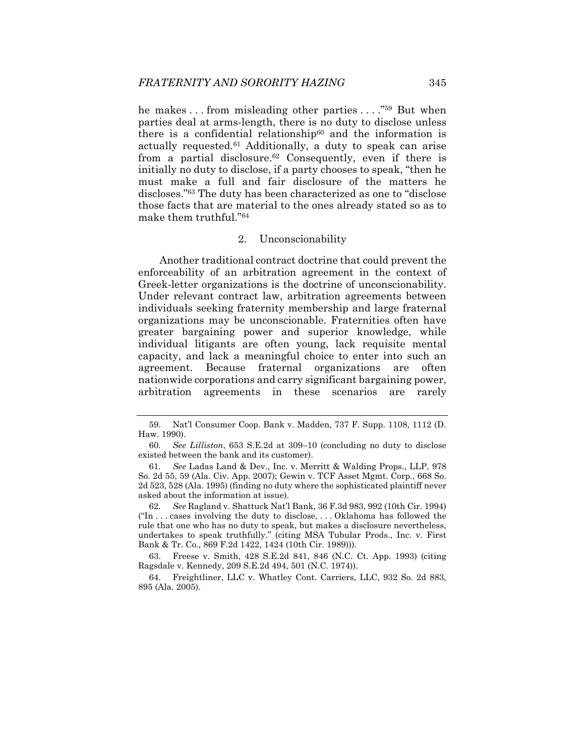he makes . . . from misleading other parties . . . ."[59] But when parties deal at arms-length, there is no duty to disclose unless there is a confidential relationship[60] and the information is actually requested.[61] Additionally, a duty to speak can arise from a partial disclosure.[62] Consequently, even if there is initially no duty to disclose, if a party chooses to speak, "then he must make a full and fair disclosure of the matters he discloses."[63] The duty has been characterized as one to "disclose those facts that are material to the ones already stated so as to make them truthful."[64]

### 2. Unconscionability

Another traditional contract doctrine that could prevent the enforceability of an arbitration agreement in the context of Greek-letter organizations is the doctrine of unconscionability. Under relevant contract law, arbitration agreements between individuals seeking fraternity membership and large fraternal organizations may be unconscionable. Fraternities often have greater bargaining power and superior knowledge, while individual litigants are often young, lack requisite mental capacity, and lack a meaningful choice to enter into such an agreement. Because fraternal organizations are often nationwide corporations and carry significant bargaining power, arbitration agreements in these scenarios are rarely

---

59. Nat'l Consumer Coop. Bank v. Madden, 737 F. Supp. 1108, 1112 (D. Haw. 1990).

60. *See Lilliston*, 653 S.E.2d at 309–10 (concluding no duty to disclose existed between the bank and its customer).

61. *See* Ladas Land & Dev., Inc. v. Merritt & Walding Props., LLP, 978 So. 2d 55, 59 (Ala. Civ. App. 2007); Gewin v. TCF Asset Mgmt. Corp., 668 So. 2d 523, 528 (Ala. 1995) (finding no duty where the sophisticated plaintiff never asked about the information at issue).

62. *See* Ragland v. Shattuck Nat'l Bank, 36 F.3d 983, 992 (10th Cir. 1994) ("In . . . cases involving the duty to disclose, . . . Oklahoma has followed the rule that one who has no duty to speak, but makes a disclosure nevertheless, undertakes to speak truthfully." (citing MSA Tubular Prods., Inc. v. First Bank & Tr. Co., 869 F.2d 1422, 1424 (10th Cir. 1989))).

63. Freese v. Smith, 428 S.E.2d 841, 846 (N.C. Ct. App. 1993) (citing Ragsdale v. Kennedy, 209 S.E.2d 494, 501 (N.C. 1974)).

64. Freightliner, LLC v. Whatley Cont. Carriers, LLC, 932 So. 2d 883, 895 (Ala. 2005).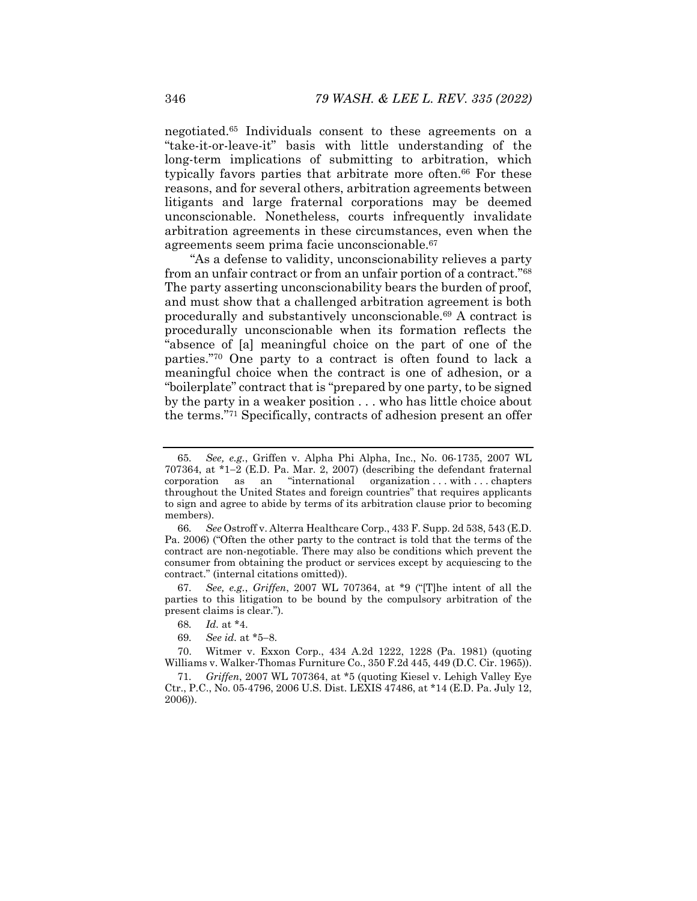negotiated.[65] Individuals consent to these agreements on a "take-it-or-leave-it" basis with little understanding of the long-term implications of submitting to arbitration, which typically favors parties that arbitrate more often.[66] For these reasons, and for several others, arbitration agreements between litigants and large fraternal corporations may be deemed unconscionable. Nonetheless, courts infrequently invalidate arbitration agreements in these circumstances, even when the agreements seem prima facie unconscionable.[67]

"As a defense to validity, unconscionability relieves a party from an unfair contract or from an unfair portion of a contract."[68] The party asserting unconscionability bears the burden of proof, and must show that a challenged arbitration agreement is both procedurally and substantively unconscionable.[69] A contract is procedurally unconscionable when its formation reflects the "absence of [a] meaningful choice on the part of one of the parties."[70] One party to a contract is often found to lack a meaningful choice when the contract is one of adhesion, or a "boilerplate" contract that is "prepared by one party, to be signed by the party in a weaker position . . . who has little choice about the terms."[71] Specifically, contracts of adhesion present an offer

---

65. *See, e.g.*, Griffen v. Alpha Phi Alpha, Inc., No. 06-1735, 2007 WL 707364, at *1–2 (E.D. Pa. Mar. 2, 2007) (describing the defendant fraternal corporation as an "international organization . . . with . . . chapters throughout the United States and foreign countries" that requires applicants to sign and agree to abide by terms of its arbitration clause prior to becoming members).

66. *See* Ostroff v. Alterra Healthcare Corp., 433 F. Supp. 2d 538, 543 (E.D. Pa. 2006) ("Often the other party to the contract is told that the terms of the contract are non-negotiable. There may also be conditions which prevent the consumer from obtaining the product or services except by acquiescing to the contract." (internal citations omitted)).

67. *See, e.g.*, *Griffen*, 2007 WL 707364, at *9 ("[T]he intent of all the parties to this litigation to be bound by the compulsory arbitration of the present claims is clear.").

68. *Id.* at *4.

69. *See id.* at *5–8.

70. Witmer v. Exxon Corp., 434 A.2d 1222, 1228 (Pa. 1981) (quoting Williams v. Walker-Thomas Furniture Co., 350 F.2d 445, 449 (D.C. Cir. 1965)).

71. *Griffen*, 2007 WL 707364, at *5 (quoting Kiesel v. Lehigh Valley Eye Ctr., P.C., No. 05-4796, 2006 U.S. Dist. LEXIS 47486, at *14 (E.D. Pa. July 12, 2006)).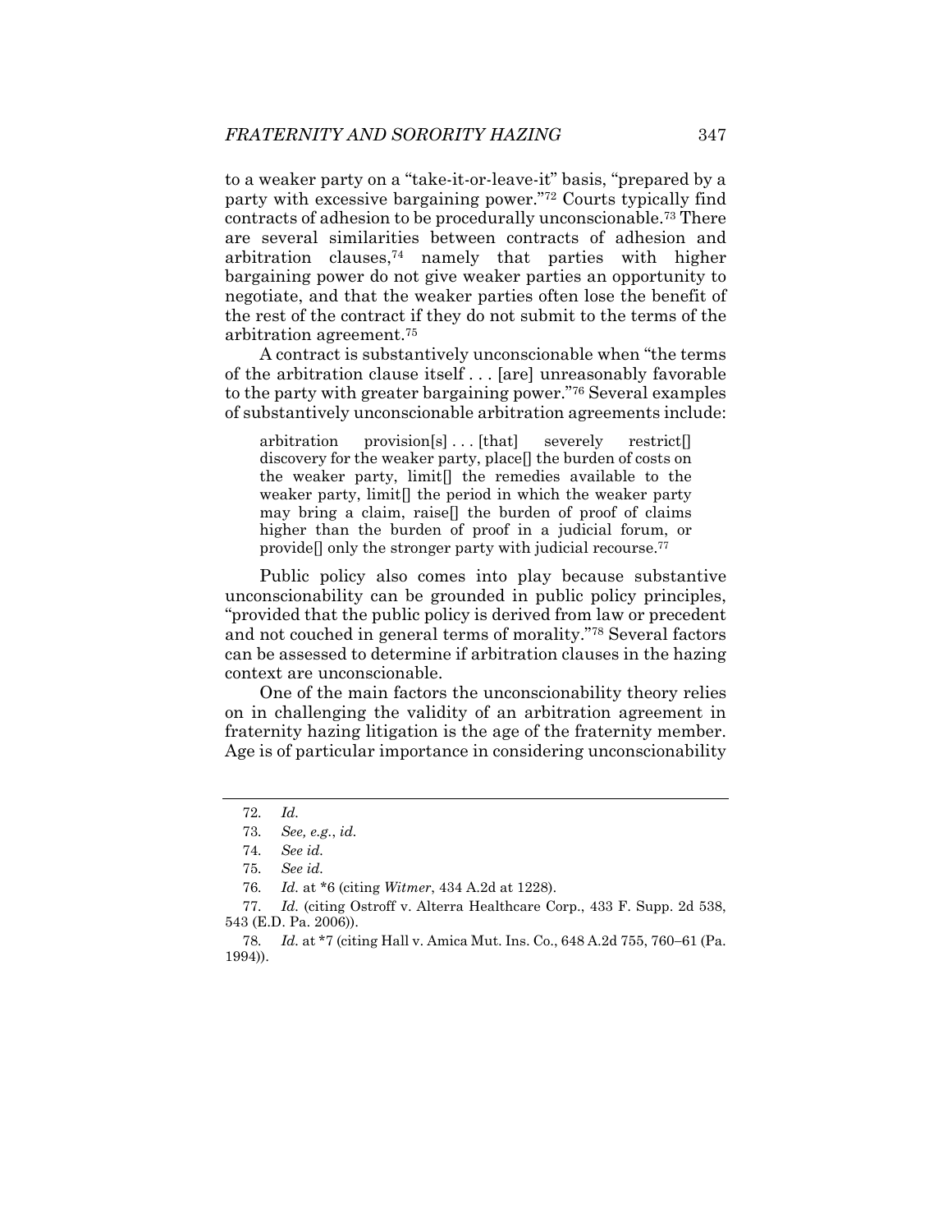to a weaker party on a "take-it-or-leave-it" basis, "prepared by a party with excessive bargaining power."[72] Courts typically find contracts of adhesion to be procedurally unconscionable.[73] There are several similarities between contracts of adhesion and arbitration clauses,[74] namely that parties with higher bargaining power do not give weaker parties an opportunity to negotiate, and that the weaker parties often lose the benefit of the rest of the contract if they do not submit to the terms of the arbitration agreement.[75]

A contract is substantively unconscionable when "the terms of the arbitration clause itself . . . [are] unreasonably favorable to the party with greater bargaining power."[76] Several examples of substantively unconscionable arbitration agreements include:

> arbitration provision[s] . . . [that] severely restrict[] discovery for the weaker party, place[] the burden of costs on the weaker party, limit[] the remedies available to the weaker party, limit[] the period in which the weaker party may bring a claim, raise[] the burden of proof of claims higher than the burden of proof in a judicial forum, or provide[] only the stronger party with judicial recourse.[77]

Public policy also comes into play because substantive unconscionability can be grounded in public policy principles, "provided that the public policy is derived from law or precedent and not couched in general terms of morality."[78] Several factors can be assessed to determine if arbitration clauses in the hazing context are unconscionable.

One of the main factors the unconscionability theory relies on in challenging the validity of an arbitration agreement in fraternity hazing litigation is the age of the fraternity member. Age is of particular importance in considering unconscionability

---

72. *Id.*

73. *See, e.g.*, *id.*

74. *See id.*

75. *See id.*

76. *Id.* at *6 (citing *Witmer*, 434 A.2d at 1228).

77. *Id.* (citing Ostroff v. Alterra Healthcare Corp., 433 F. Supp. 2d 538, 543 (E.D. Pa. 2006)).

78. *Id.* at *7 (citing Hall v. Amica Mut. Ins. Co., 648 A.2d 755, 760–61 (Pa. 1994)).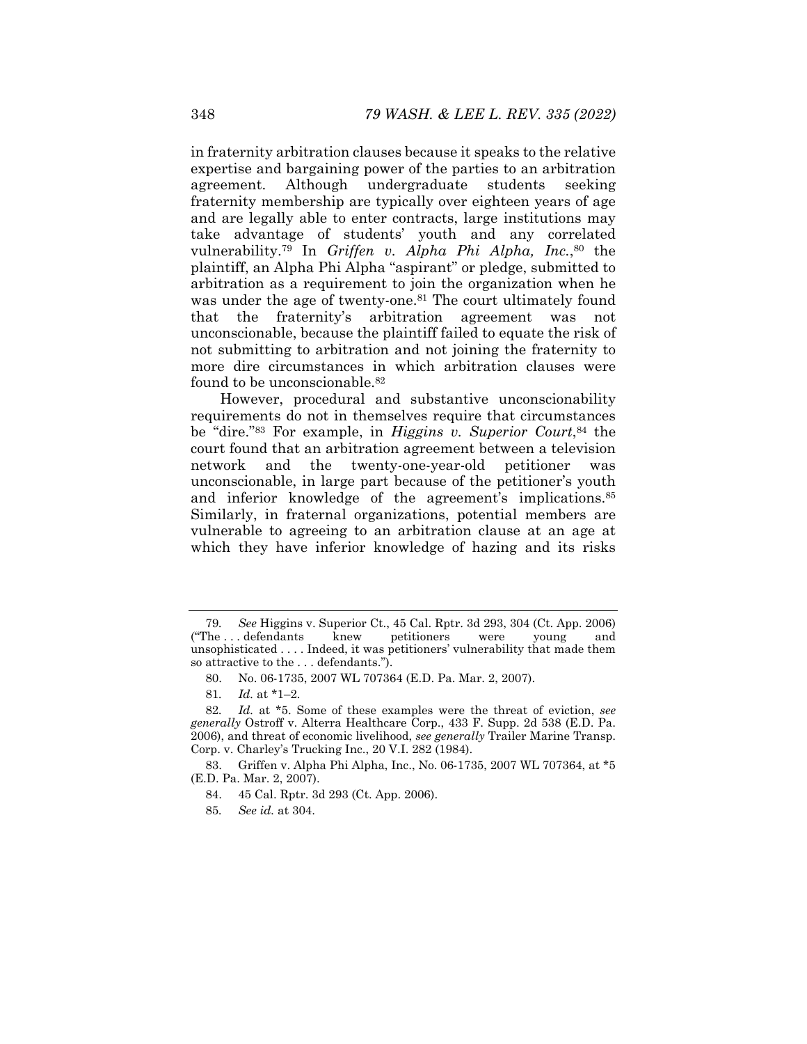in fraternity arbitration clauses because it speaks to the relative expertise and bargaining power of the parties to an arbitration agreement. Although undergraduate students seeking fraternity membership are typically over eighteen years of age and are legally able to enter contracts, large institutions may take advantage of students' youth and any correlated vulnerability.[79] In *Griffen v. Alpha Phi Alpha, Inc.*,[80] the plaintiff, an Alpha Phi Alpha "aspirant" or pledge, submitted to arbitration as a requirement to join the organization when he was under the age of twenty-one.[81] The court ultimately found that the fraternity's arbitration agreement was not unconscionable, because the plaintiff failed to equate the risk of not submitting to arbitration and not joining the fraternity to more dire circumstances in which arbitration clauses were found to be unconscionable.[82]

However, procedural and substantive unconscionability requirements do not in themselves require that circumstances be "dire."[83] For example, in *Higgins v. Superior Court*,[84] the court found that an arbitration agreement between a television network and the twenty-one-year-old petitioner was unconscionable, in large part because of the petitioner's youth and inferior knowledge of the agreement's implications.[85] Similarly, in fraternal organizations, potential members are vulnerable to agreeing to an arbitration clause at an age at which they have inferior knowledge of hazing and its risks

---

79. *See* Higgins v. Superior Ct., 45 Cal. Rptr. 3d 293, 304 (Ct. App. 2006) ("The . . . defendants knew petitioners were young and unsophisticated . . . . Indeed, it was petitioners' vulnerability that made them so attractive to the . . . defendants.").

80. No. 06-1735, 2007 WL 707364 (E.D. Pa. Mar. 2, 2007).

81. *Id.* at *1–2.

82. *Id.* at *5. Some of these examples were the threat of eviction, *see generally* Ostroff v. Alterra Healthcare Corp., 433 F. Supp. 2d 538 (E.D. Pa. 2006), and threat of economic livelihood, *see generally* Trailer Marine Transp. Corp. v. Charley's Trucking Inc., 20 V.I. 282 (1984).

83. Griffen v. Alpha Phi Alpha, Inc., No. 06-1735, 2007 WL 707364, at *5 (E.D. Pa. Mar. 2, 2007).

84. 45 Cal. Rptr. 3d 293 (Ct. App. 2006).

85. *See id.* at 304.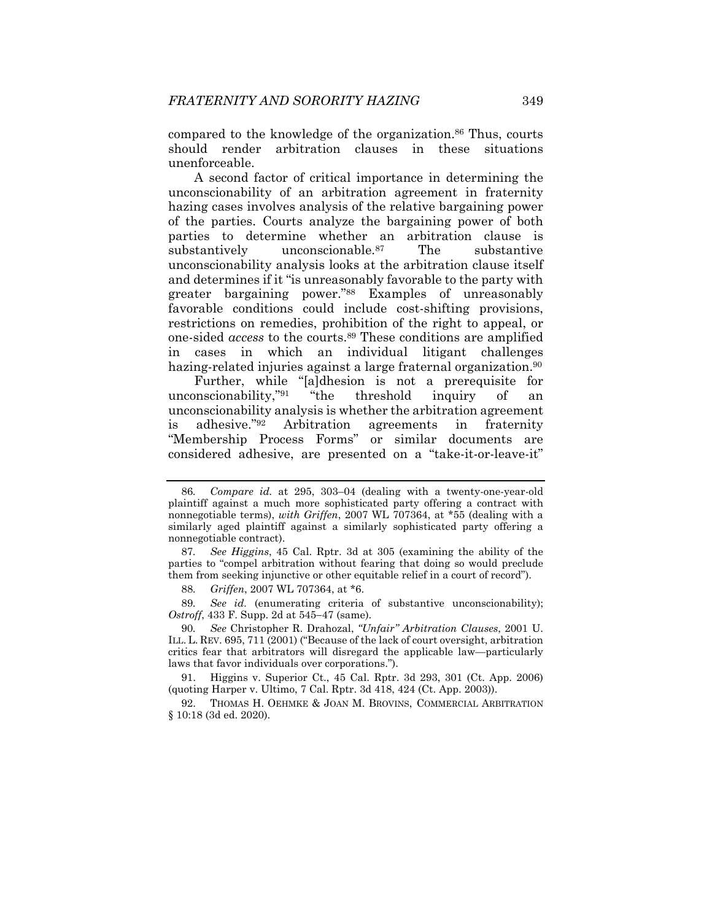compared to the knowledge of the organization.[86] Thus, courts should render arbitration clauses in these situations unenforceable.

A second factor of critical importance in determining the unconscionability of an arbitration agreement in fraternity hazing cases involves analysis of the relative bargaining power of the parties. Courts analyze the bargaining power of both parties to determine whether an arbitration clause is substantively unconscionable.[87] The substantive unconscionability analysis looks at the arbitration clause itself and determines if it "is unreasonably favorable to the party with greater bargaining power."[88] Examples of unreasonably favorable conditions could include cost-shifting provisions, restrictions on remedies, prohibition of the right to appeal, or one-sided *access* to the courts.[89] These conditions are amplified in cases in which an individual litigant challenges hazing-related injuries against a large fraternal organization.[90]

Further, while "[a]dhesion is not a prerequisite for unconscionability,"[91] "the threshold inquiry of an unconscionability analysis is whether the arbitration agreement is adhesive."[92] Arbitration agreements in fraternity "Membership Process Forms" or similar documents are considered adhesive, are presented on a "take-it-or-leave-it"

---

86. *Compare id.* at 295, 303–04 (dealing with a twenty-one-year-old plaintiff against a much more sophisticated party offering a contract with nonnegotiable terms), *with Griffen*, 2007 WL 707364, at \*55 (dealing with a similarly aged plaintiff against a similarly sophisticated party offering a nonnegotiable contract).

87. *See Higgins*, 45 Cal. Rptr. 3d at 305 (examining the ability of the parties to "compel arbitration without fearing that doing so would preclude them from seeking injunctive or other equitable relief in a court of record").

88. *Griffen*, 2007 WL 707364, at \*6.

89. *See id.* (enumerating criteria of substantive unconscionability); *Ostroff*, 433 F. Supp. 2d at 545–47 (same).

90. *See* Christopher R. Drahozal, *"Unfair" Arbitration Clauses*, 2001 U. ILL. L. REV. 695, 711 (2001) ("Because of the lack of court oversight, arbitration critics fear that arbitrators will disregard the applicable law—particularly laws that favor individuals over corporations.").

91. Higgins v. Superior Ct., 45 Cal. Rptr. 3d 293, 301 (Ct. App. 2006) (quoting Harper v. Ultimo, 7 Cal. Rptr. 3d 418, 424 (Ct. App. 2003)).

92. THOMAS H. OEHMKE & JOAN M. BROVINS, COMMERCIAL ARBITRATION § 10:18 (3d ed. 2020).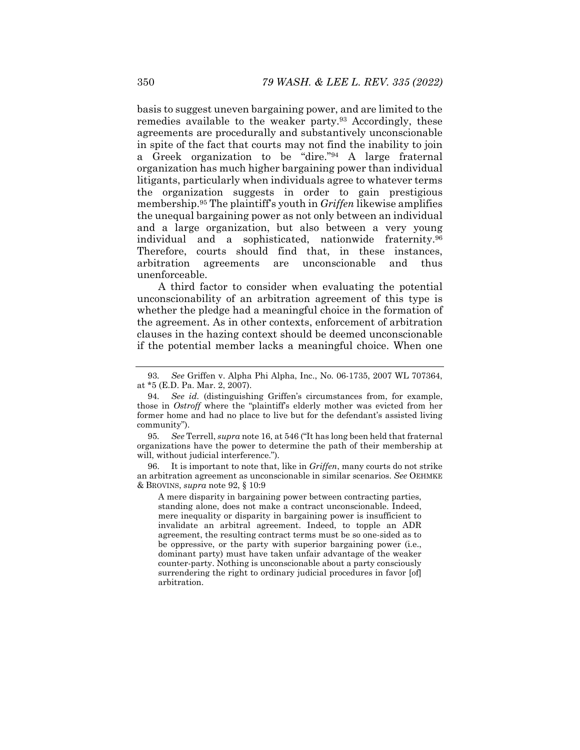basis to suggest uneven bargaining power, and are limited to the remedies available to the weaker party.[93] Accordingly, these agreements are procedurally and substantively unconscionable in spite of the fact that courts may not find the inability to join a Greek organization to be "dire."[94] A large fraternal organization has much higher bargaining power than individual litigants, particularly when individuals agree to whatever terms the organization suggests in order to gain prestigious membership.[95] The plaintiff's youth in *Griffen* likewise amplifies the unequal bargaining power as not only between an individual and a large organization, but also between a very young individual and a sophisticated, nationwide fraternity.[96] Therefore, courts should find that, in these instances, arbitration agreements are unconscionable and thus unenforceable.

A third factor to consider when evaluating the potential unconscionability of an arbitration agreement of this type is whether the pledge had a meaningful choice in the formation of the agreement. As in other contexts, enforcement of arbitration clauses in the hazing context should be deemed unconscionable if the potential member lacks a meaningful choice. When one

---

93. *See* Griffen v. Alpha Phi Alpha, Inc., No. 06-1735, 2007 WL 707364, at *5 (E.D. Pa. Mar. 2, 2007).

94. *See id.* (distinguishing Griffen's circumstances from, for example, those in *Ostroff* where the "plaintiff's elderly mother was evicted from her former home and had no place to live but for the defendant's assisted living community").

95. *See* Terrell, *supra* note 16, at 546 ("It has long been held that fraternal organizations have the power to determine the path of their membership at will, without judicial interference.").

96. It is important to note that, like in *Griffen*, many courts do not strike an arbitration agreement as unconscionable in similar scenarios. *See* OEHMKE & BROVINS, *supra* note 92, § 10:9

> A mere disparity in bargaining power between contracting parties, standing alone, does not make a contract unconscionable. Indeed, mere inequality or disparity in bargaining power is insufficient to invalidate an arbitral agreement. Indeed, to topple an ADR agreement, the resulting contract terms must be so one-sided as to be oppressive, or the party with superior bargaining power (i.e., dominant party) must have taken unfair advantage of the weaker counter-party. Nothing is unconscionable about a party consciously surrendering the right to ordinary judicial procedures in favor [of] arbitration.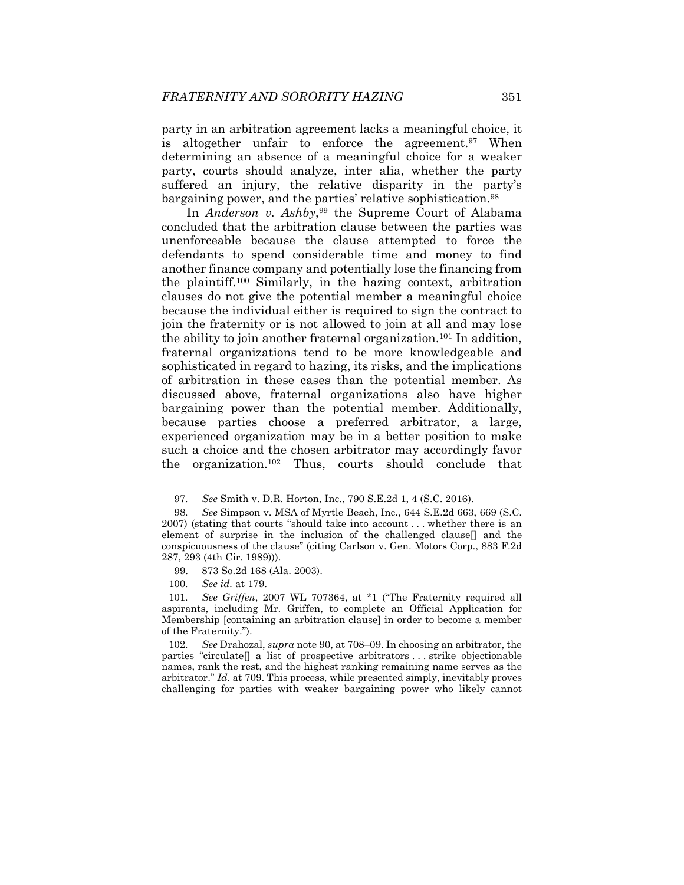party in an arbitration agreement lacks a meaningful choice, it is altogether unfair to enforce the agreement.[97] When determining an absence of a meaningful choice for a weaker party, courts should analyze, inter alia, whether the party suffered an injury, the relative disparity in the party's bargaining power, and the parties' relative sophistication.[98]

In *Anderson v. Ashby*,[99] the Supreme Court of Alabama concluded that the arbitration clause between the parties was unenforceable because the clause attempted to force the defendants to spend considerable time and money to find another finance company and potentially lose the financing from the plaintiff.[100] Similarly, in the hazing context, arbitration clauses do not give the potential member a meaningful choice because the individual either is required to sign the contract to join the fraternity or is not allowed to join at all and may lose the ability to join another fraternal organization.[101] In addition, fraternal organizations tend to be more knowledgeable and sophisticated in regard to hazing, its risks, and the implications of arbitration in these cases than the potential member. As discussed above, fraternal organizations also have higher bargaining power than the potential member. Additionally, because parties choose a preferred arbitrator, a large, experienced organization may be in a better position to make such a choice and the chosen arbitrator may accordingly favor the organization.[102] Thus, courts should conclude that

---

97. *See* Smith v. D.R. Horton, Inc., 790 S.E.2d 1, 4 (S.C. 2016).

98. *See* Simpson v. MSA of Myrtle Beach, Inc., 644 S.E.2d 663, 669 (S.C. 2007) (stating that courts "should take into account . . . whether there is an element of surprise in the inclusion of the challenged clause[] and the conspicuousness of the clause" (citing Carlson v. Gen. Motors Corp., 883 F.2d 287, 293 (4th Cir. 1989))).

99. 873 So.2d 168 (Ala. 2003).

100. *See id.* at 179.

101. *See Griffen*, 2007 WL 707364, at *1 ("The Fraternity required all aspirants, including Mr. Griffen, to complete an Official Application for Membership [containing an arbitration clause] in order to become a member of the Fraternity.").

102. *See* Drahozal, *supra* note 90, at 708–09. In choosing an arbitrator, the parties "circulate[] a list of prospective arbitrators . . . strike objectionable names, rank the rest, and the highest ranking remaining name serves as the arbitrator." *Id.* at 709. This process, while presented simply, inevitably proves challenging for parties with weaker bargaining power who likely cannot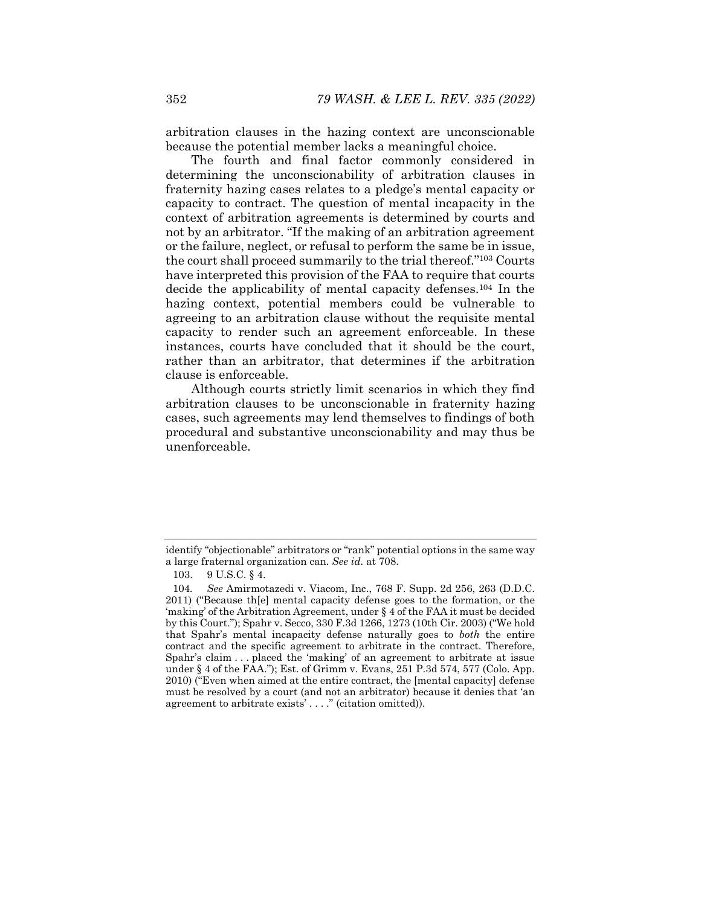arbitration clauses in the hazing context are unconscionable because the potential member lacks a meaningful choice.

The fourth and final factor commonly considered in determining the unconscionability of arbitration clauses in fraternity hazing cases relates to a pledge's mental capacity or capacity to contract. The question of mental incapacity in the context of arbitration agreements is determined by courts and not by an arbitrator. "If the making of an arbitration agreement or the failure, neglect, or refusal to perform the same be in issue, the court shall proceed summarily to the trial thereof."[103] Courts have interpreted this provision of the FAA to require that courts decide the applicability of mental capacity defenses.[104] In the hazing context, potential members could be vulnerable to agreeing to an arbitration clause without the requisite mental capacity to render such an agreement enforceable. In these instances, courts have concluded that it should be the court, rather than an arbitrator, that determines if the arbitration clause is enforceable.

Although courts strictly limit scenarios in which they find arbitration clauses to be unconscionable in fraternity hazing cases, such agreements may lend themselves to findings of both procedural and substantive unconscionability and may thus be unenforceable.

---

identify "objectionable" arbitrators or "rank" potential options in the same way a large fraternal organization can. *See id.* at 708.

103. 9 U.S.C. § 4.

104. *See* Amirmotazedi v. Viacom, Inc., 768 F. Supp. 2d 256, 263 (D.D.C. 2011) ("Because th[e] mental capacity defense goes to the formation, or the 'making' of the Arbitration Agreement, under § 4 of the FAA it must be decided by this Court."); Spahr v. Secco, 330 F.3d 1266, 1273 (10th Cir. 2003) ("We hold that Spahr's mental incapacity defense naturally goes to *both* the entire contract and the specific agreement to arbitrate in the contract. Therefore, Spahr's claim . . . placed the 'making' of an agreement to arbitrate at issue under § 4 of the FAA."); Est. of Grimm v. Evans, 251 P.3d 574, 577 (Colo. App. 2010) ("Even when aimed at the entire contract, the [mental capacity] defense must be resolved by a court (and not an arbitrator) because it denies that 'an agreement to arbitrate exists' . . . ." (citation omitted)).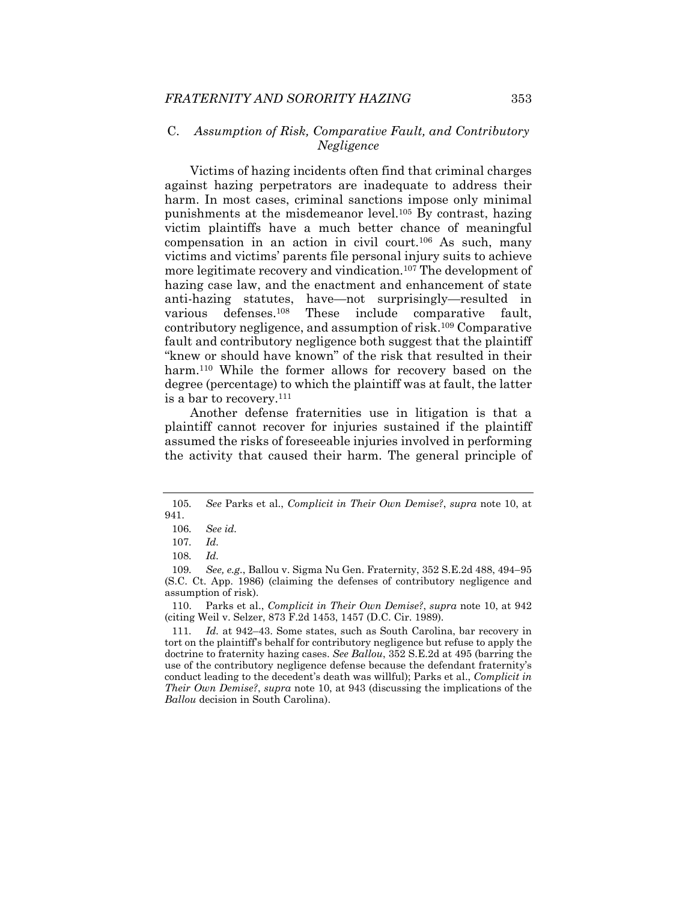### C. *Assumption of Risk, Comparative Fault, and Contributory Negligence*

Victims of hazing incidents often find that criminal charges against hazing perpetrators are inadequate to address their harm. In most cases, criminal sanctions impose only minimal punishments at the misdemeanor level.[105] By contrast, hazing victim plaintiffs have a much better chance of meaningful compensation in an action in civil court.[106] As such, many victims and victims' parents file personal injury suits to achieve more legitimate recovery and vindication.[107] The development of hazing case law, and the enactment and enhancement of state anti-hazing statutes, have—not surprisingly—resulted in various defenses.[108] These include comparative fault, contributory negligence, and assumption of risk.[109] Comparative fault and contributory negligence both suggest that the plaintiff "knew or should have known" of the risk that resulted in their harm.[110] While the former allows for recovery based on the degree (percentage) to which the plaintiff was at fault, the latter is a bar to recovery.[111]

Another defense fraternities use in litigation is that a plaintiff cannot recover for injuries sustained if the plaintiff assumed the risks of foreseeable injuries involved in performing the activity that caused their harm. The general principle of

---

105. *See* Parks et al., *Complicit in Their Own Demise?*, *supra* note 10, at 941.

106. *See id.*

107. *Id.*

108. *Id.*

109. *See, e.g.*, Ballou v. Sigma Nu Gen. Fraternity, 352 S.E.2d 488, 494–95 (S.C. Ct. App. 1986) (claiming the defenses of contributory negligence and assumption of risk).

110. Parks et al., *Complicit in Their Own Demise?*, *supra* note 10, at 942 (citing Weil v. Selzer, 873 F.2d 1453, 1457 (D.C. Cir. 1989).

111. *Id.* at 942–43. Some states, such as South Carolina, bar recovery in tort on the plaintiff's behalf for contributory negligence but refuse to apply the doctrine to fraternity hazing cases. *See Ballou*, 352 S.E.2d at 495 (barring the use of the contributory negligence defense because the defendant fraternity's conduct leading to the decedent's death was willful); Parks et al., *Complicit in Their Own Demise?*, *supra* note 10, at 943 (discussing the implications of the *Ballou* decision in South Carolina).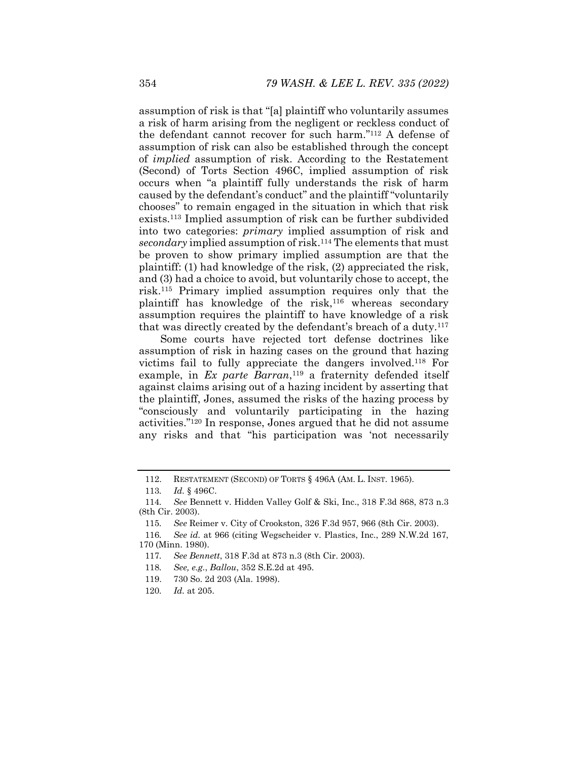assumption of risk is that "[a] plaintiff who voluntarily assumes a risk of harm arising from the negligent or reckless conduct of the defendant cannot recover for such harm."[112] A defense of assumption of risk can also be established through the concept of *implied* assumption of risk. According to the Restatement (Second) of Torts Section 496C, implied assumption of risk occurs when "a plaintiff fully understands the risk of harm caused by the defendant's conduct" and the plaintiff "voluntarily chooses" to remain engaged in the situation in which that risk exists.[113] Implied assumption of risk can be further subdivided into two categories: *primary* implied assumption of risk and *secondary* implied assumption of risk.[114] The elements that must be proven to show primary implied assumption are that the plaintiff: (1) had knowledge of the risk, (2) appreciated the risk, and (3) had a choice to avoid, but voluntarily chose to accept, the risk.[115] Primary implied assumption requires only that the plaintiff has knowledge of the risk,[116] whereas secondary assumption requires the plaintiff to have knowledge of a risk that was directly created by the defendant's breach of a duty.[117]

Some courts have rejected tort defense doctrines like assumption of risk in hazing cases on the ground that hazing victims fail to fully appreciate the dangers involved.[118] For example, in *Ex parte Barran*,[119] a fraternity defended itself against claims arising out of a hazing incident by asserting that the plaintiff, Jones, assumed the risks of the hazing process by "consciously and voluntarily participating in the hazing activities."[120] In response, Jones argued that he did not assume any risks and that "his participation was 'not necessarily

---

112. RESTATEMENT (SECOND) OF TORTS § 496A (AM. L. INST. 1965).

113. *Id.* § 496C.

114. *See* Bennett v. Hidden Valley Golf & Ski, Inc., 318 F.3d 868, 873 n.3 (8th Cir. 2003).

115. *See* Reimer v. City of Crookston, 326 F.3d 957, 966 (8th Cir. 2003).

116. *See id.* at 966 (citing Wegscheider v. Plastics, Inc., 289 N.W.2d 167, 170 (Minn. 1980).

117. *See Bennett*, 318 F.3d at 873 n.3 (8th Cir. 2003).

118. *See, e.g.*, *Ballou*, 352 S.E.2d at 495.

119. 730 So. 2d 203 (Ala. 1998).

120. *Id.* at 205.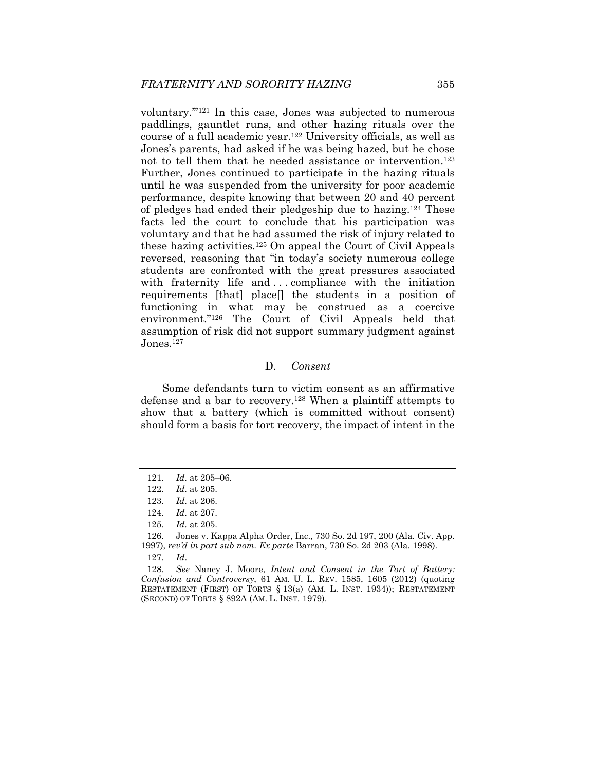voluntary.'"[121] In this case, Jones was subjected to numerous paddlings, gauntlet runs, and other hazing rituals over the course of a full academic year.[122] University officials, as well as Jones's parents, had asked if he was being hazed, but he chose not to tell them that he needed assistance or intervention.[123] Further, Jones continued to participate in the hazing rituals until he was suspended from the university for poor academic performance, despite knowing that between 20 and 40 percent of pledges had ended their pledgeship due to hazing.[124] These facts led the court to conclude that his participation was voluntary and that he had assumed the risk of injury related to these hazing activities.[125] On appeal the Court of Civil Appeals reversed, reasoning that "in today's society numerous college students are confronted with the great pressures associated with fraternity life and . . . compliance with the initiation requirements [that] place[] the students in a position of functioning in what may be construed as a coercive environment."[126] The Court of Civil Appeals held that assumption of risk did not support summary judgment against Jones.[127]

### D. *Consent*

Some defendants turn to victim consent as an affirmative defense and a bar to recovery.[128] When a plaintiff attempts to show that a battery (which is committed without consent) should form a basis for tort recovery, the impact of intent in the

---

121. *Id.* at 205–06.

122. *Id.* at 205.

123. *Id.* at 206.

124. *Id.* at 207.

125. *Id.* at 205.

126. Jones v. Kappa Alpha Order, Inc., 730 So. 2d 197, 200 (Ala. Civ. App. 1997), *rev'd in part sub nom. Ex parte* Barran, 730 So. 2d 203 (Ala. 1998).

127. *Id*.

128. *See* Nancy J. Moore, *Intent and Consent in the Tort of Battery: Confusion and Controversy*, 61 AM. U. L. REV. 1585, 1605 (2012) (quoting RESTATEMENT (FIRST) OF TORTS § 13(a) (AM. L. INST. 1934)); RESTATEMENT (SECOND) OF TORTS § 892A (AM. L. INST. 1979).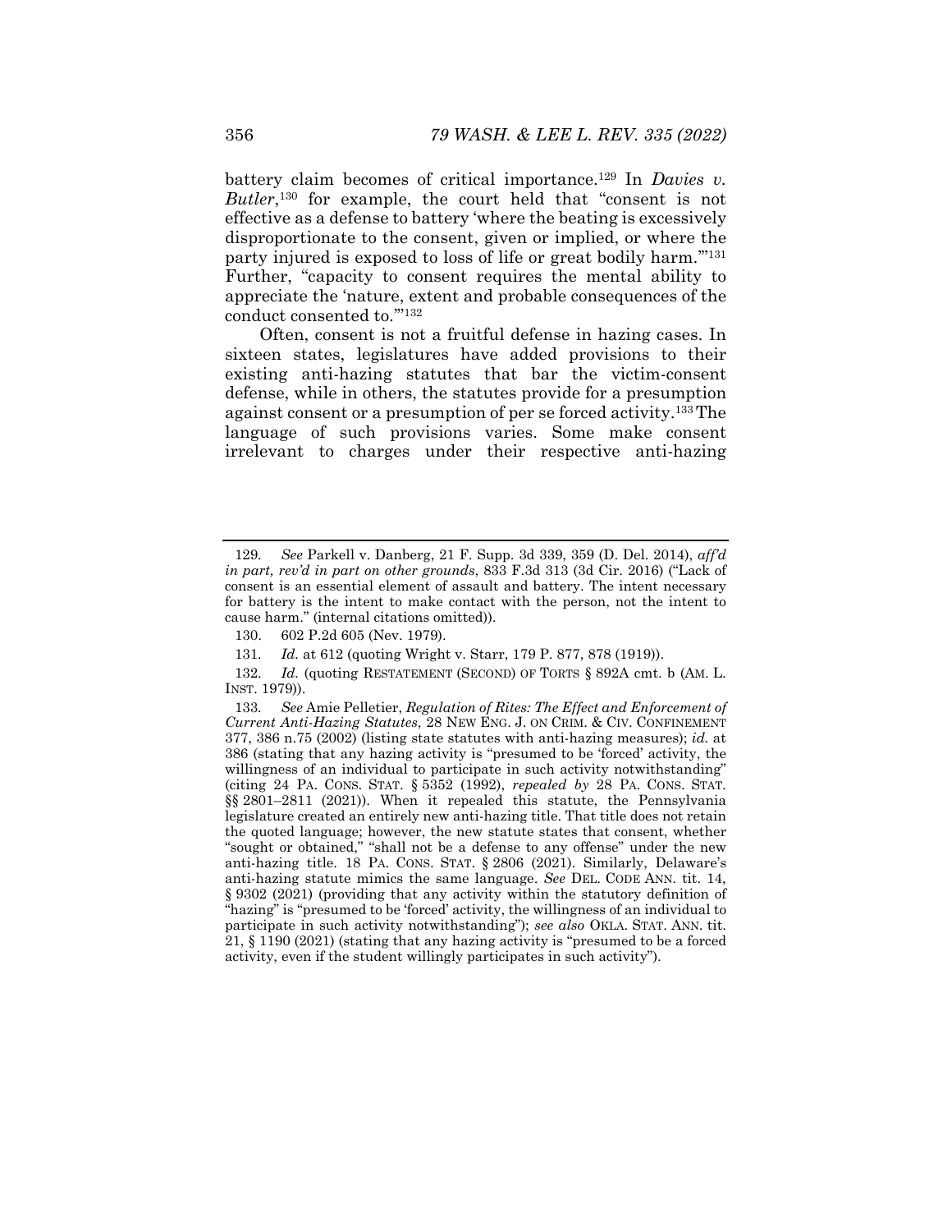battery claim becomes of critical importance.[129] In *Davies v. Butler*,[130] for example, the court held that "consent is not effective as a defense to battery 'where the beating is excessively disproportionate to the consent, given or implied, or where the party injured is exposed to loss of life or great bodily harm.'"[131] Further, "capacity to consent requires the mental ability to appreciate the 'nature, extent and probable consequences of the conduct consented to.'"[132]

Often, consent is not a fruitful defense in hazing cases. In sixteen states, legislatures have added provisions to their existing anti-hazing statutes that bar the victim-consent defense, while in others, the statutes provide for a presumption against consent or a presumption of per se forced activity.[133] The language of such provisions varies. Some make consent irrelevant to charges under their respective anti-hazing

---

129. *See* Parkell v. Danberg, 21 F. Supp. 3d 339, 359 (D. Del. 2014), *aff'd in part, rev'd in part on other grounds*, 833 F.3d 313 (3d Cir. 2016) ("Lack of consent is an essential element of assault and battery. The intent necessary for battery is the intent to make contact with the person, not the intent to cause harm." (internal citations omitted)).

130. 602 P.2d 605 (Nev. 1979).

131. *Id.* at 612 (quoting Wright v. Starr, 179 P. 877, 878 (1919)).

132. *Id.* (quoting RESTATEMENT (SECOND) OF TORTS § 892A cmt. b (AM. L. INST. 1979)).

133. *See* Amie Pelletier, *Regulation of Rites: The Effect and Enforcement of Current Anti-Hazing Statutes*, 28 NEW ENG. J. ON CRIM. & CIV. CONFINEMENT 377, 386 n.75 (2002) (listing state statutes with anti-hazing measures); *id.* at 386 (stating that any hazing activity is "presumed to be 'forced' activity, the willingness of an individual to participate in such activity notwithstanding" (citing 24 PA. CONS. STAT. § 5352 (1992), *repealed by* 28 PA. CONS. STAT. §§ 2801–2811 (2021)). When it repealed this statute, the Pennsylvania legislature created an entirely new anti-hazing title. That title does not retain the quoted language; however, the new statute states that consent, whether "sought or obtained," "shall not be a defense to any offense" under the new anti-hazing title. 18 PA. CONS. STAT. § 2806 (2021). Similarly, Delaware's anti-hazing statute mimics the same language. *See* DEL. CODE ANN. tit. 14, § 9302 (2021) (providing that any activity within the statutory definition of "hazing" is "presumed to be 'forced' activity, the willingness of an individual to participate in such activity notwithstanding"); *see also* OKLA. STAT. ANN. tit. 21, § 1190 (2021) (stating that any hazing activity is "presumed to be a forced activity, even if the student willingly participates in such activity").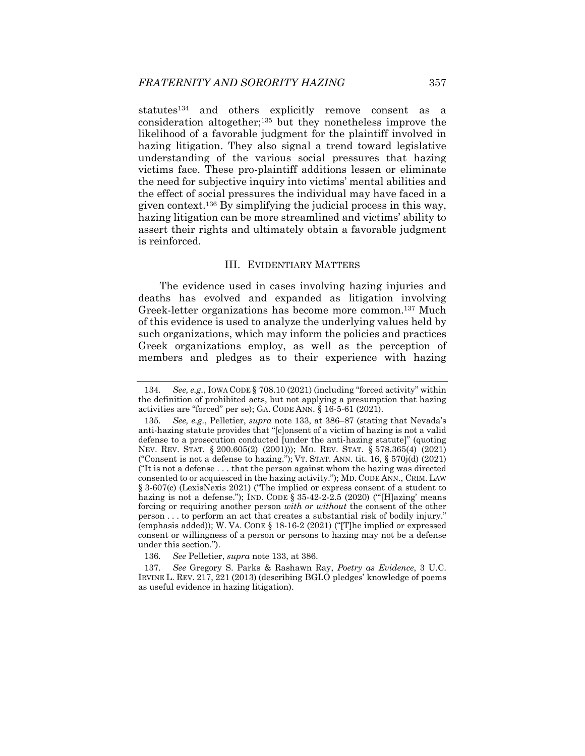statutes[134] and others explicitly remove consent as a consideration altogether;[135] but they nonetheless improve the likelihood of a favorable judgment for the plaintiff involved in hazing litigation. They also signal a trend toward legislative understanding of the various social pressures that hazing victims face. These pro-plaintiff additions lessen or eliminate the need for subjective inquiry into victims' mental abilities and the effect of social pressures the individual may have faced in a given context.[136] By simplifying the judicial process in this way, hazing litigation can be more streamlined and victims' ability to assert their rights and ultimately obtain a favorable judgment is reinforced.

## III. EVIDENTIARY MATTERS

The evidence used in cases involving hazing injuries and deaths has evolved and expanded as litigation involving Greek-letter organizations has become more common.[137] Much of this evidence is used to analyze the underlying values held by such organizations, which may inform the policies and practices Greek organizations employ, as well as the perception of members and pledges as to their experience with hazing

---

134. *See, e.g.*, IOWA CODE § 708.10 (2021) (including "forced activity" within the definition of prohibited acts, but not applying a presumption that hazing activities are "forced" per se); GA. CODE ANN. § 16-5-61 (2021).

135. *See, e.g.*, Pelletier, *supra* note 133, at 386–87 (stating that Nevada's anti-hazing statute provides that "[c]onsent of a victim of hazing is not a valid defense to a prosecution conducted [under the anti-hazing statute]" (quoting NEV. REV. STAT. § 200.605(2) (2001))); MO. REV. STAT. § 578.365(4) (2021) ("Consent is not a defense to hazing."); VT. STAT. ANN. tit. 16, § 570j(d) (2021) ("It is not a defense . . . that the person against whom the hazing was directed consented to or acquiesced in the hazing activity."); MD. CODE ANN., CRIM. LAW § 3-607(c) (LexisNexis 2021) ("The implied or express consent of a student to hazing is not a defense."); IND. CODE § 35-42-2-2.5 (2020) ("'[H]azing' means forcing or requiring another person *with or without* the consent of the other person . . . to perform an act that creates a substantial risk of bodily injury." (emphasis added)); W. VA. CODE § 18-16-2 (2021) ("[T]he implied or expressed consent or willingness of a person or persons to hazing may not be a defense under this section.").

136. *See* Pelletier, *supra* note 133, at 386.

137. *See* Gregory S. Parks & Rashawn Ray, *Poetry as Evidence*, 3 U.C. IRVINE L. REV. 217, 221 (2013) (describing BGLO pledges' knowledge of poems as useful evidence in hazing litigation).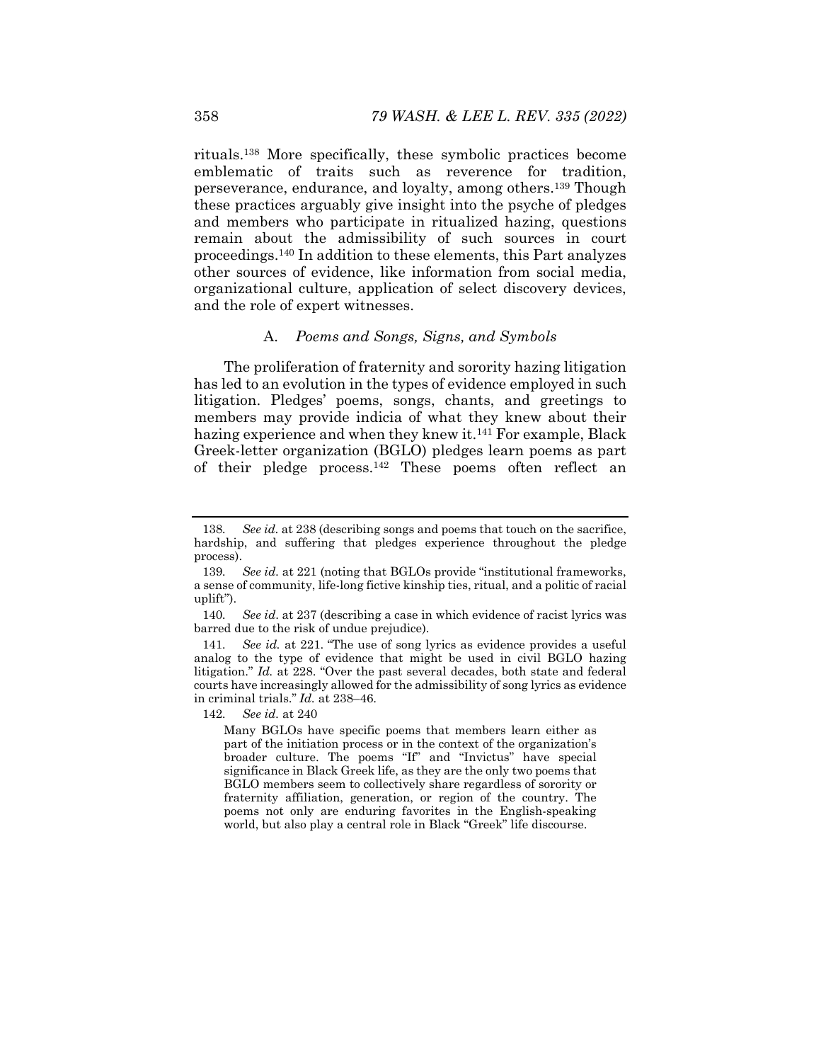rituals.[138] More specifically, these symbolic practices become emblematic of traits such as reverence for tradition, perseverance, endurance, and loyalty, among others.[139] Though these practices arguably give insight into the psyche of pledges and members who participate in ritualized hazing, questions remain about the admissibility of such sources in court proceedings.[140] In addition to these elements, this Part analyzes other sources of evidence, like information from social media, organizational culture, application of select discovery devices, and the role of expert witnesses.

### A. *Poems and Songs, Signs, and Symbols*

The proliferation of fraternity and sorority hazing litigation has led to an evolution in the types of evidence employed in such litigation. Pledges' poems, songs, chants, and greetings to members may provide indicia of what they knew about their hazing experience and when they knew it.[141] For example, Black Greek-letter organization (BGLO) pledges learn poems as part of their pledge process.[142] These poems often reflect an

---

138. *See id.* at 238 (describing songs and poems that touch on the sacrifice, hardship, and suffering that pledges experience throughout the pledge process).

139. *See id.* at 221 (noting that BGLOs provide "institutional frameworks, a sense of community, life-long fictive kinship ties, ritual, and a politic of racial uplift").

140. *See id*. at 237 (describing a case in which evidence of racist lyrics was barred due to the risk of undue prejudice).

141. *See id.* at 221. "The use of song lyrics as evidence provides a useful analog to the type of evidence that might be used in civil BGLO hazing litigation." *Id.* at 228. "Over the past several decades, both state and federal courts have increasingly allowed for the admissibility of song lyrics as evidence in criminal trials." *Id.* at 238–46.

142. *See id.* at 240

> Many BGLOs have specific poems that members learn either as part of the initiation process or in the context of the organization's broader culture. The poems "If" and "Invictus" have special significance in Black Greek life, as they are the only two poems that BGLO members seem to collectively share regardless of sorority or fraternity affiliation, generation, or region of the country. The poems not only are enduring favorites in the English-speaking world, but also play a central role in Black "Greek" life discourse.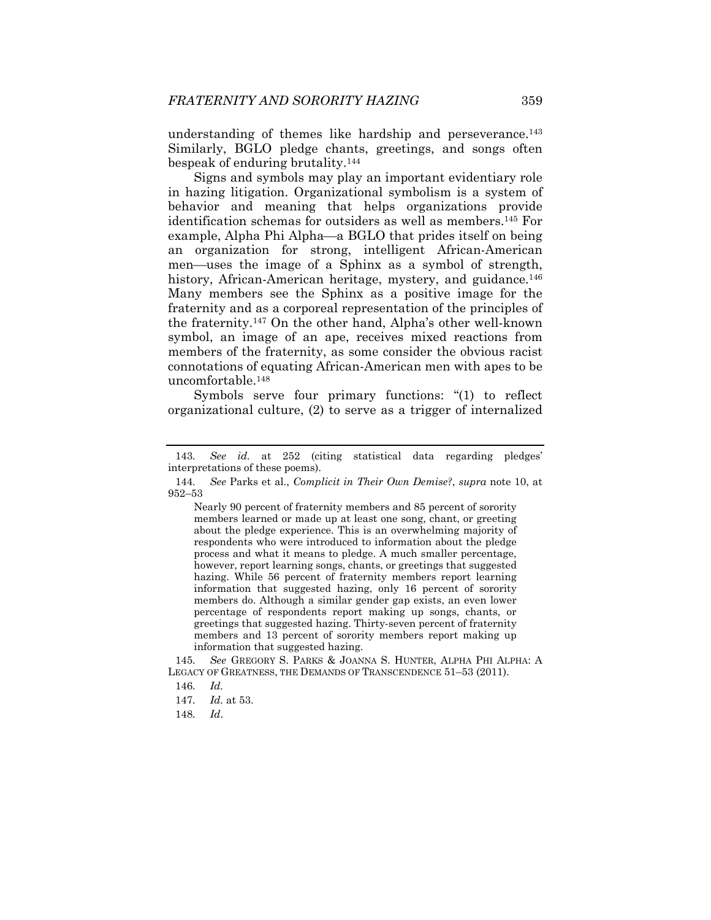understanding of themes like hardship and perseverance.[143] Similarly, BGLO pledge chants, greetings, and songs often bespeak of enduring brutality.[144]

Signs and symbols may play an important evidentiary role in hazing litigation. Organizational symbolism is a system of behavior and meaning that helps organizations provide identification schemas for outsiders as well as members.[145] For example, Alpha Phi Alpha—a BGLO that prides itself on being an organization for strong, intelligent African-American men—uses the image of a Sphinx as a symbol of strength, history, African-American heritage, mystery, and guidance.[146] Many members see the Sphinx as a positive image for the fraternity and as a corporeal representation of the principles of the fraternity.[147] On the other hand, Alpha's other well-known symbol, an image of an ape, receives mixed reactions from members of the fraternity, as some consider the obvious racist connotations of equating African-American men with apes to be uncomfortable.[148]

Symbols serve four primary functions: "(1) to reflect organizational culture, (2) to serve as a trigger of internalized

---

143. *See id.* at 252 (citing statistical data regarding pledges' interpretations of these poems).

144. *See* Parks et al., *Complicit in Their Own Demise?*, *supra* note 10, at 952–53

> Nearly 90 percent of fraternity members and 85 percent of sorority members learned or made up at least one song, chant, or greeting about the pledge experience. This is an overwhelming majority of respondents who were introduced to information about the pledge process and what it means to pledge. A much smaller percentage, however, report learning songs, chants, or greetings that suggested hazing. While 56 percent of fraternity members report learning information that suggested hazing, only 16 percent of sorority members do. Although a similar gender gap exists, an even lower percentage of respondents report making up songs, chants, or greetings that suggested hazing. Thirty-seven percent of fraternity members and 13 percent of sorority members report making up information that suggested hazing.

145. *See* GREGORY S. PARKS & JOANNA S. HUNTER, ALPHA PHI ALPHA: A LEGACY OF GREATNESS, THE DEMANDS OF TRANSCENDENCE 51–53 (2011).

146. *Id.*

147. *Id.* at 53.

148. *Id*.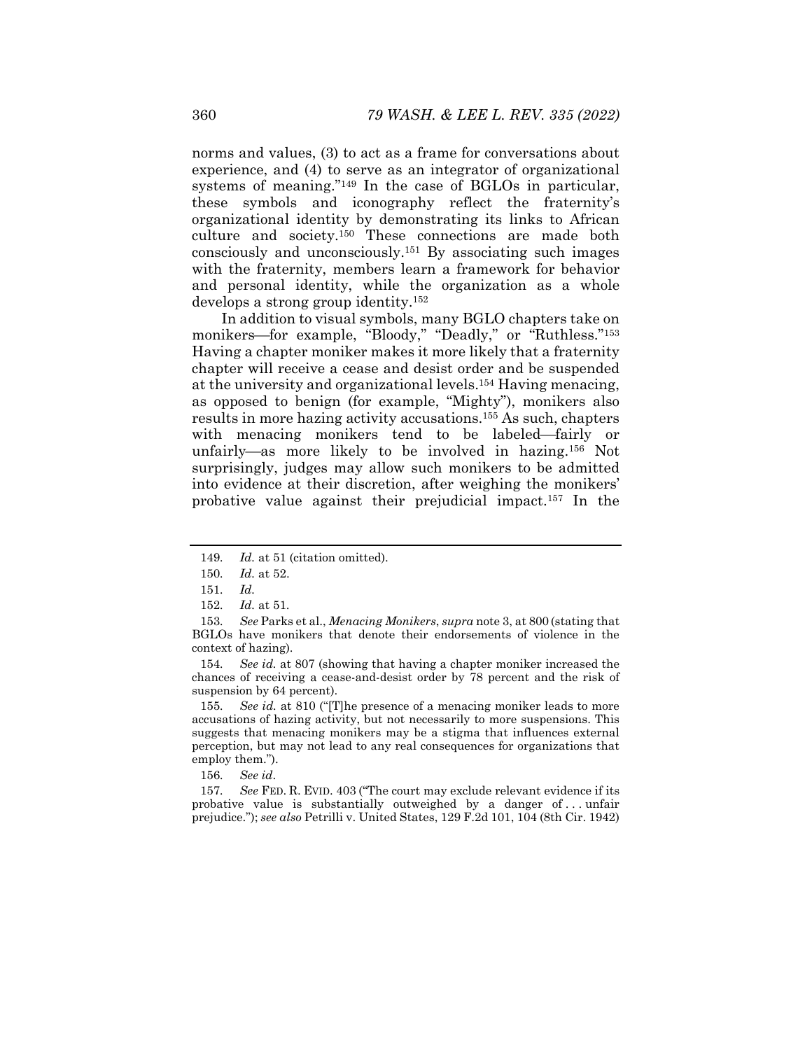norms and values, (3) to act as a frame for conversations about experience, and (4) to serve as an integrator of organizational systems of meaning."[149] In the case of BGLOs in particular, these symbols and iconography reflect the fraternity's organizational identity by demonstrating its links to African culture and society.[150] These connections are made both consciously and unconsciously.[151] By associating such images with the fraternity, members learn a framework for behavior and personal identity, while the organization as a whole develops a strong group identity.[152]

In addition to visual symbols, many BGLO chapters take on monikers—for example, "Bloody," "Deadly," or "Ruthless."[153] Having a chapter moniker makes it more likely that a fraternity chapter will receive a cease and desist order and be suspended at the university and organizational levels.[154] Having menacing, as opposed to benign (for example, "Mighty"), monikers also results in more hazing activity accusations.[155] As such, chapters with menacing monikers tend to be labeled—fairly or unfairly—as more likely to be involved in hazing.[156] Not surprisingly, judges may allow such monikers to be admitted into evidence at their discretion, after weighing the monikers' probative value against their prejudicial impact.[157] In the

---

149. *Id.* at 51 (citation omitted).

150. *Id.* at 52.

151. *Id.*

152. *Id.* at 51.

153. *See* Parks et al., *Menacing Monikers*, *supra* note 3, at 800 (stating that BGLOs have monikers that denote their endorsements of violence in the context of hazing).

154. *See id.* at 807 (showing that having a chapter moniker increased the chances of receiving a cease-and-desist order by 78 percent and the risk of suspension by 64 percent).

155. *See id.* at 810 ("[T]he presence of a menacing moniker leads to more accusations of hazing activity, but not necessarily to more suspensions. This suggests that menacing monikers may be a stigma that influences external perception, but may not lead to any real consequences for organizations that employ them.").

156. *See id*.

157. *See* FED. R. EVID. 403 ("The court may exclude relevant evidence if its probative value is substantially outweighed by a danger of . . . unfair prejudice."); *see also* Petrilli v. United States, 129 F.2d 101, 104 (8th Cir. 1942)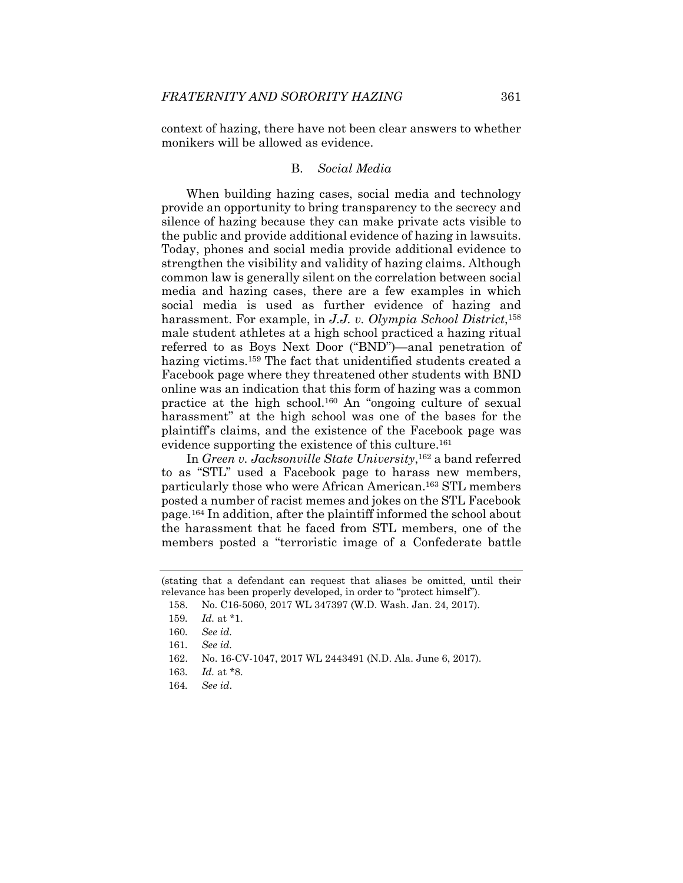context of hazing, there have not been clear answers to whether monikers will be allowed as evidence.

### B. *Social Media*

When building hazing cases, social media and technology provide an opportunity to bring transparency to the secrecy and silence of hazing because they can make private acts visible to the public and provide additional evidence of hazing in lawsuits. Today, phones and social media provide additional evidence to strengthen the visibility and validity of hazing claims. Although common law is generally silent on the correlation between social media and hazing cases, there are a few examples in which social media is used as further evidence of hazing and harassment. For example, in *J.J. v. Olympia School District*,[158] male student athletes at a high school practiced a hazing ritual referred to as Boys Next Door ("BND")—anal penetration of hazing victims.[159] The fact that unidentified students created a Facebook page where they threatened other students with BND online was an indication that this form of hazing was a common practice at the high school.[160] An "ongoing culture of sexual harassment" at the high school was one of the bases for the plaintiff's claims, and the existence of the Facebook page was evidence supporting the existence of this culture.[161]

In *Green v. Jacksonville State University*,[162] a band referred to as "STL" used a Facebook page to harass new members, particularly those who were African American.[163] STL members posted a number of racist memes and jokes on the STL Facebook page.[164] In addition, after the plaintiff informed the school about the harassment that he faced from STL members, one of the members posted a "terroristic image of a Confederate battle

(stating that a defendant can request that aliases be omitted, until their relevance has been properly developed, in order to "protect himself").

158. No. C16-5060, 2017 WL 347397 (W.D. Wash. Jan. 24, 2017).

159. *Id.* at *1.

160. *See id.*

161. *See id.*

162. No. 16-CV-1047, 2017 WL 2443491 (N.D. Ala. June 6, 2017).

163. *Id.* at *8.

164. *See id*.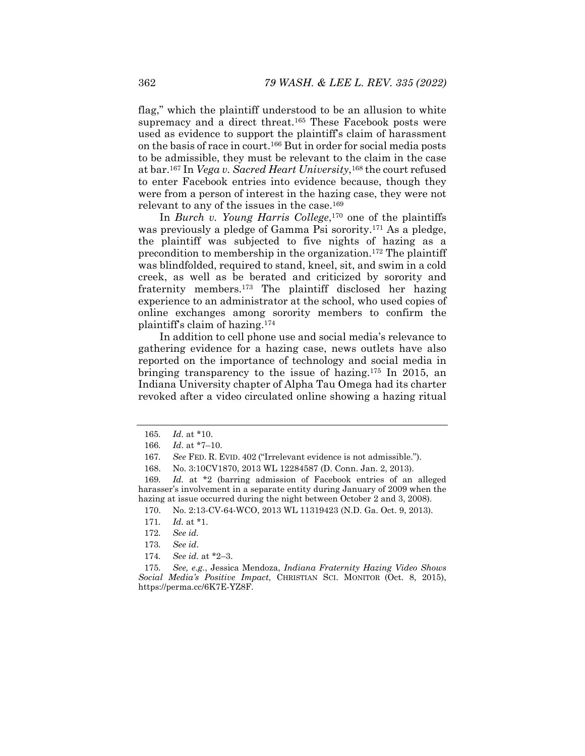flag," which the plaintiff understood to be an allusion to white supremacy and a direct threat.[165] These Facebook posts were used as evidence to support the plaintiff's claim of harassment on the basis of race in court.[166] But in order for social media posts to be admissible, they must be relevant to the claim in the case at bar.[167] In *Vega v. Sacred Heart University*,[168] the court refused to enter Facebook entries into evidence because, though they were from a person of interest in the hazing case, they were not relevant to any of the issues in the case.[169]

In *Burch v. Young Harris College*,[170] one of the plaintiffs was previously a pledge of Gamma Psi sorority.[171] As a pledge, the plaintiff was subjected to five nights of hazing as a precondition to membership in the organization.[172] The plaintiff was blindfolded, required to stand, kneel, sit, and swim in a cold creek, as well as be berated and criticized by sorority and fraternity members.[173] The plaintiff disclosed her hazing experience to an administrator at the school, who used copies of online exchanges among sorority members to confirm the plaintiff's claim of hazing.[174]

In addition to cell phone use and social media's relevance to gathering evidence for a hazing case, news outlets have also reported on the importance of technology and social media in bringing transparency to the issue of hazing.[175] In 2015, an Indiana University chapter of Alpha Tau Omega had its charter revoked after a video circulated online showing a hazing ritual

---

165. *Id.* at *10.

166. *Id*. at *7–10.

167. *See* FED. R. EVID. 402 ("Irrelevant evidence is not admissible.").

168. No. 3:10CV1870, 2013 WL 12284587 (D. Conn. Jan. 2, 2013).

169. *Id.* at *2 (barring admission of Facebook entries of an alleged harasser's involvement in a separate entity during January of 2009 when the hazing at issue occurred during the night between October 2 and 3, 2008).

170. No. 2:13-CV-64-WCO, 2013 WL 11319423 (N.D. Ga. Oct. 9, 2013).

171. *Id.* at *1.

172. *See id.*

173. *See id*.

174. *See id.* at *2–3.

175. *See, e.g.*, Jessica Mendoza, *Indiana Fraternity Hazing Video Shows Social Media's Positive Impact*, CHRISTIAN SCI. MONITOR (Oct. 8, 2015), https://perma.cc/6K7E-YZ8F.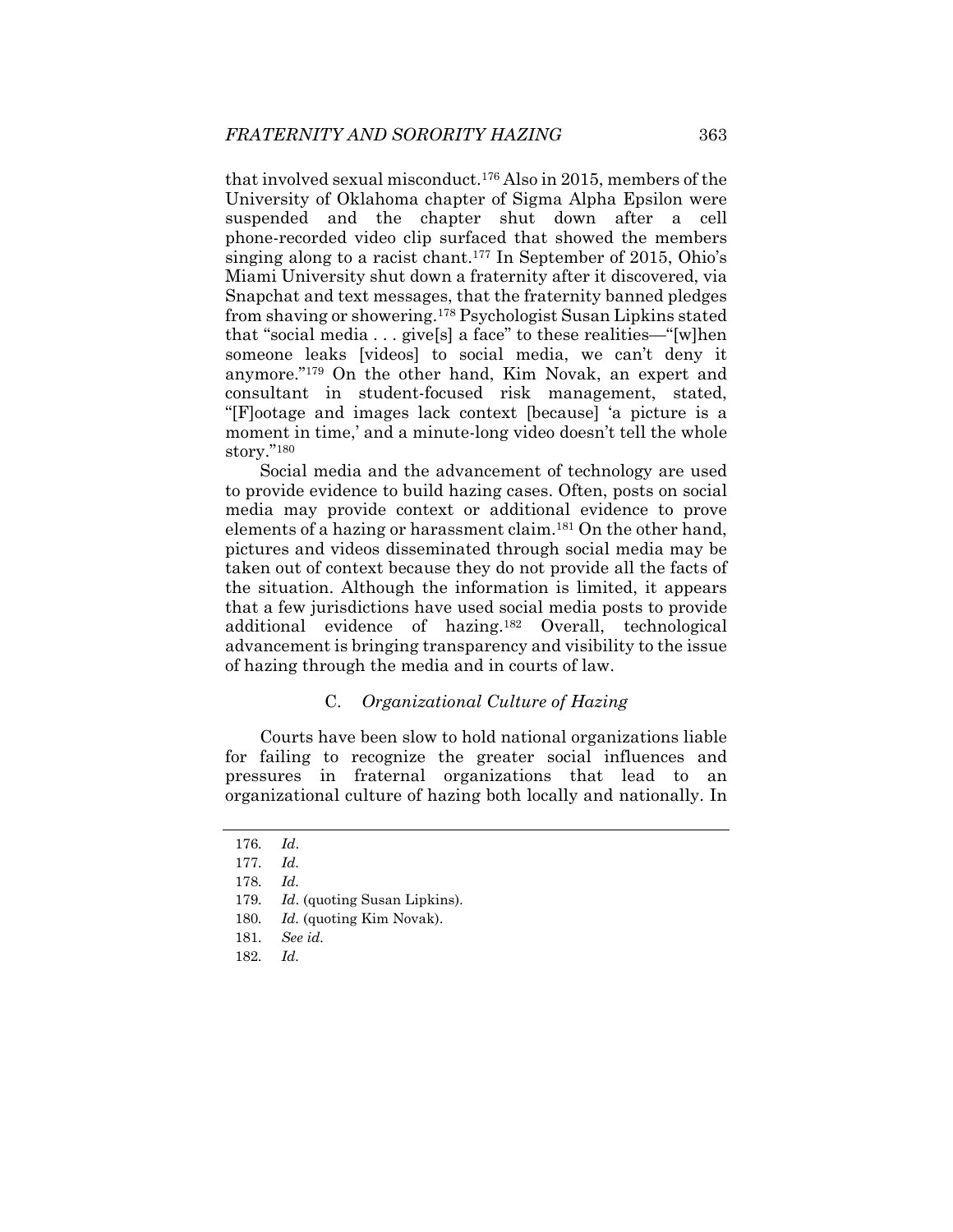that involved sexual misconduct.[176] Also in 2015, members of the University of Oklahoma chapter of Sigma Alpha Epsilon were suspended and the chapter shut down after a cell phone-recorded video clip surfaced that showed the members singing along to a racist chant.[177] In September of 2015, Ohio's Miami University shut down a fraternity after it discovered, via Snapchat and text messages, that the fraternity banned pledges from shaving or showering.[178] Psychologist Susan Lipkins stated that "social media . . . give[s] a face" to these realities—"[w]hen someone leaks [videos] to social media, we can't deny it anymore."[179] On the other hand, Kim Novak, an expert and consultant in student-focused risk management, stated, "[F]ootage and images lack context [because] 'a picture is a moment in time,' and a minute-long video doesn't tell the whole story."[180]

Social media and the advancement of technology are used to provide evidence to build hazing cases. Often, posts on social media may provide context or additional evidence to prove elements of a hazing or harassment claim.[181] On the other hand, pictures and videos disseminated through social media may be taken out of context because they do not provide all the facts of the situation. Although the information is limited, it appears that a few jurisdictions have used social media posts to provide additional evidence of hazing.[182] Overall, technological advancement is bringing transparency and visibility to the issue of hazing through the media and in courts of law.

### C. *Organizational Culture of Hazing*

Courts have been slow to hold national organizations liable for failing to recognize the greater social influences and pressures in fraternal organizations that lead to an organizational culture of hazing both locally and nationally. In

---

176. *Id*.

177. *Id.*

178. *Id.*

179. *Id*. (quoting Susan Lipkins).

180. *Id.* (quoting Kim Novak).

181. *See id.*

182. *Id.*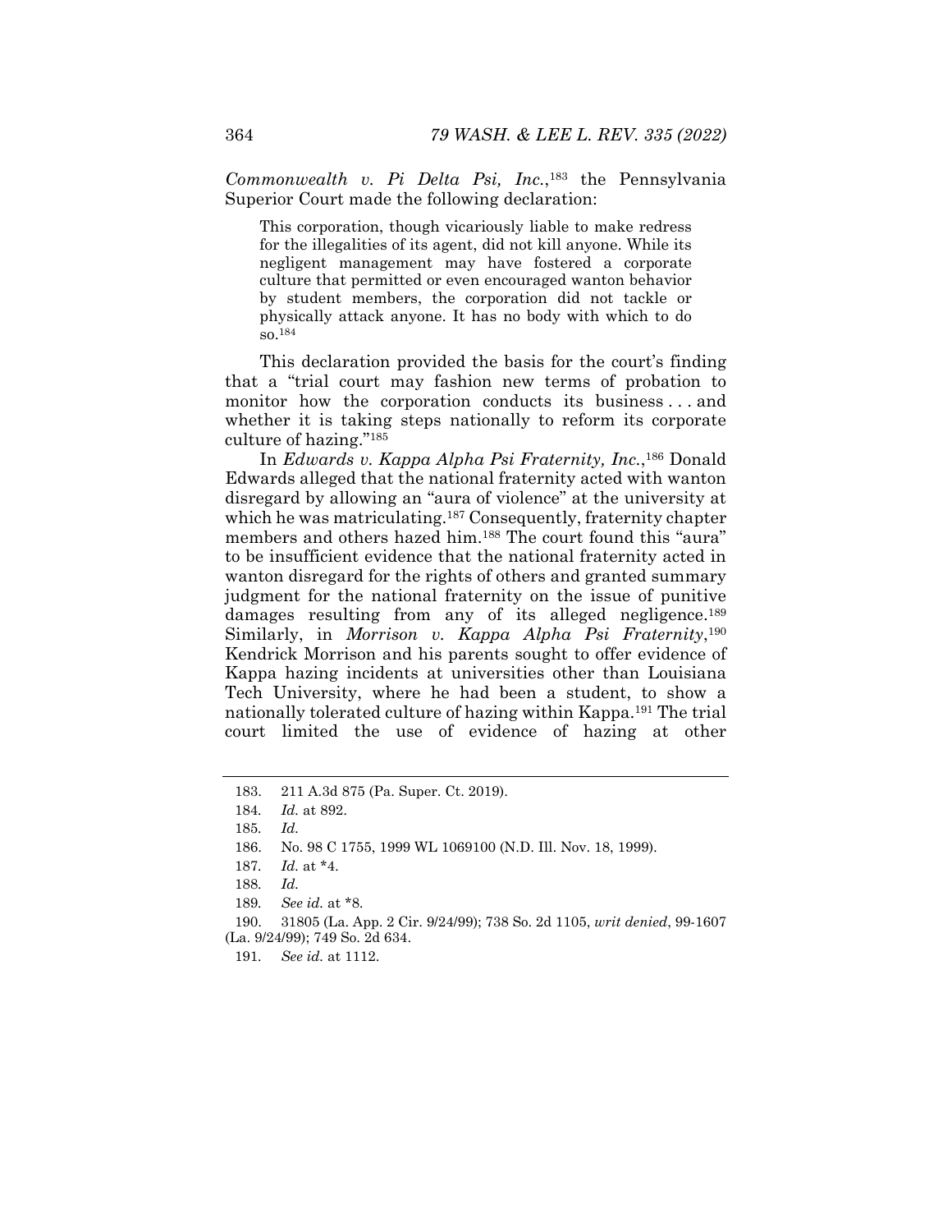*Commonwealth v. Pi Delta Psi, Inc.*,[183] the Pennsylvania Superior Court made the following declaration:

> This corporation, though vicariously liable to make redress for the illegalities of its agent, did not kill anyone. While its negligent management may have fostered a corporate culture that permitted or even encouraged wanton behavior by student members, the corporation did not tackle or physically attack anyone. It has no body with which to do so.[184]

This declaration provided the basis for the court's finding that a "trial court may fashion new terms of probation to monitor how the corporation conducts its business . . . and whether it is taking steps nationally to reform its corporate culture of hazing."[185]

In *Edwards v. Kappa Alpha Psi Fraternity, Inc.*,[186] Donald Edwards alleged that the national fraternity acted with wanton disregard by allowing an "aura of violence" at the university at which he was matriculating.[187] Consequently, fraternity chapter members and others hazed him.[188] The court found this "aura" to be insufficient evidence that the national fraternity acted in wanton disregard for the rights of others and granted summary judgment for the national fraternity on the issue of punitive damages resulting from any of its alleged negligence.[189] Similarly, in *Morrison v. Kappa Alpha Psi Fraternity*,[190] Kendrick Morrison and his parents sought to offer evidence of Kappa hazing incidents at universities other than Louisiana Tech University, where he had been a student, to show a nationally tolerated culture of hazing within Kappa.[191] The trial court limited the use of evidence of hazing at other

---

183. 211 A.3d 875 (Pa. Super. Ct. 2019).

184. *Id.* at 892.

185. *Id.*

186. No. 98 C 1755, 1999 WL 1069100 (N.D. Ill. Nov. 18, 1999).

187. *Id.* at *4.

188. *Id.*

189. *See id.* at *8.

190. 31805 (La. App. 2 Cir. 9/24/99); 738 So. 2d 1105, *writ denied*, 99-1607 (La. 9/24/99); 749 So. 2d 634.

191. *See id.* at 1112.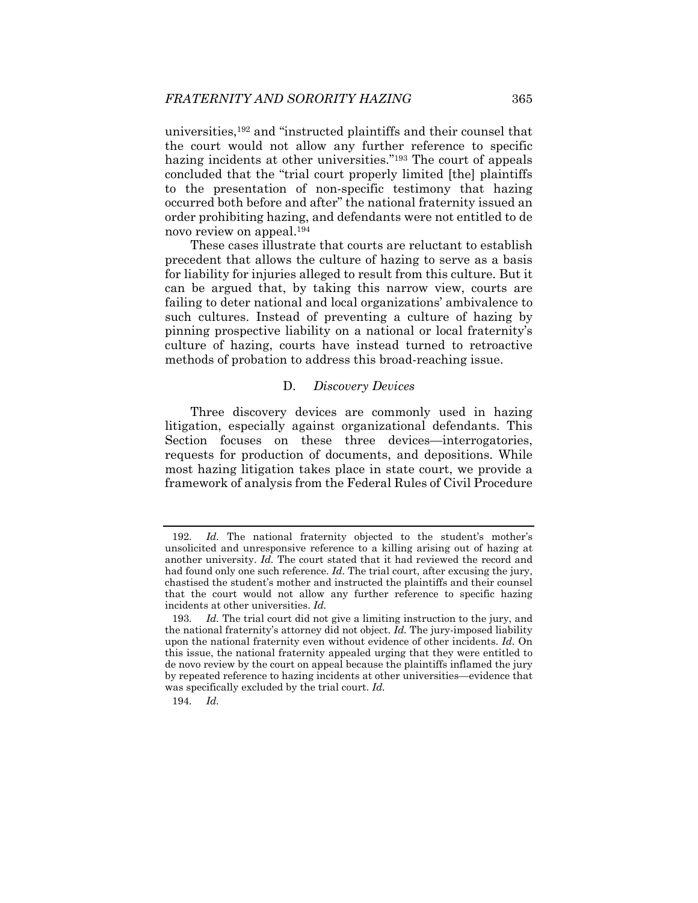universities,[192] and "instructed plaintiffs and their counsel that the court would not allow any further reference to specific hazing incidents at other universities."[193] The court of appeals concluded that the "trial court properly limited [the] plaintiffs to the presentation of non-specific testimony that hazing occurred both before and after" the national fraternity issued an order prohibiting hazing, and defendants were not entitled to de novo review on appeal.[194]

These cases illustrate that courts are reluctant to establish precedent that allows the culture of hazing to serve as a basis for liability for injuries alleged to result from this culture. But it can be argued that, by taking this narrow view, courts are failing to deter national and local organizations' ambivalence to such cultures. Instead of preventing a culture of hazing by pinning prospective liability on a national or local fraternity's culture of hazing, courts have instead turned to retroactive methods of probation to address this broad-reaching issue.

### D. *Discovery Devices*

Three discovery devices are commonly used in hazing litigation, especially against organizational defendants. This Section focuses on these three devices—interrogatories, requests for production of documents, and depositions. While most hazing litigation takes place in state court, we provide a framework of analysis from the Federal Rules of Civil Procedure

---

192. *Id.* The national fraternity objected to the student's mother's unsolicited and unresponsive reference to a killing arising out of hazing at another university. *Id.* The court stated that it had reviewed the record and had found only one such reference. *Id.* The trial court, after excusing the jury, chastised the student's mother and instructed the plaintiffs and their counsel that the court would not allow any further reference to specific hazing incidents at other universities. *Id.*

193. *Id.* The trial court did not give a limiting instruction to the jury, and the national fraternity's attorney did not object. *Id.* The jury-imposed liability upon the national fraternity even without evidence of other incidents. *Id.* On this issue, the national fraternity appealed urging that they were entitled to de novo review by the court on appeal because the plaintiffs inflamed the jury by repeated reference to hazing incidents at other universities—evidence that was specifically excluded by the trial court. *Id.*

194. *Id.*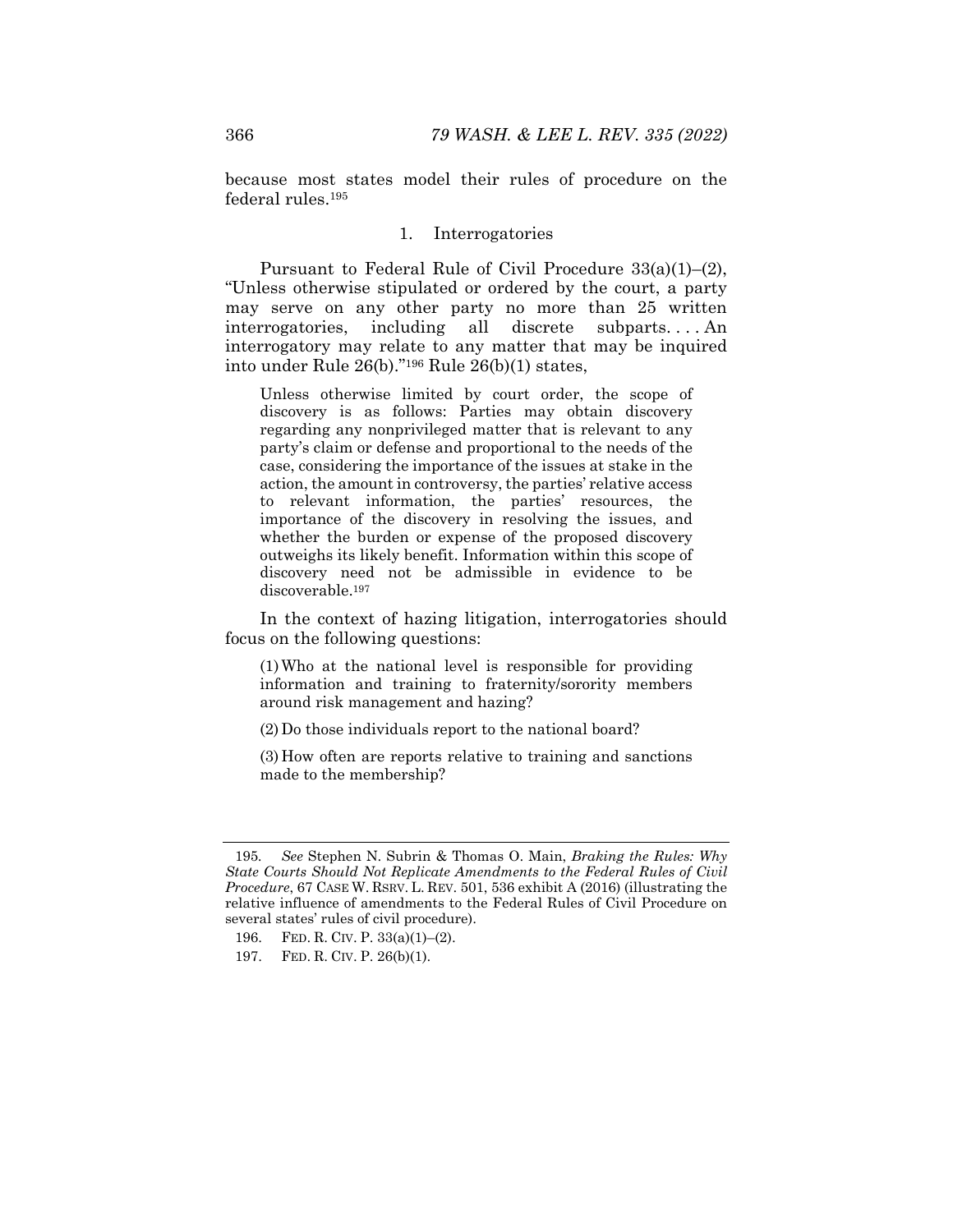because most states model their rules of procedure on the federal rules.[195]

### 1. Interrogatories

Pursuant to Federal Rule of Civil Procedure 33(a)(1)–(2), "Unless otherwise stipulated or ordered by the court, a party may serve on any other party no more than 25 written interrogatories, including all discrete subparts. . . . An interrogatory may relate to any matter that may be inquired into under Rule 26(b)."[196] Rule 26(b)(1) states,

> Unless otherwise limited by court order, the scope of discovery is as follows: Parties may obtain discovery regarding any nonprivileged matter that is relevant to any party's claim or defense and proportional to the needs of the case, considering the importance of the issues at stake in the action, the amount in controversy, the parties' relative access to relevant information, the parties' resources, the importance of the discovery in resolving the issues, and whether the burden or expense of the proposed discovery outweighs its likely benefit. Information within this scope of discovery need not be admissible in evidence to be discoverable.[197]

In the context of hazing litigation, interrogatories should focus on the following questions:

> (1) Who at the national level is responsible for providing information and training to fraternity/sorority members around risk management and hazing?
>
> (2) Do those individuals report to the national board?
>
> (3) How often are reports relative to training and sanctions made to the membership?

---

195. *See* Stephen N. Subrin & Thomas O. Main, *Braking the Rules: Why State Courts Should Not Replicate Amendments to the Federal Rules of Civil Procedure*, 67 CASE W. RSRV. L. REV. 501, 536 exhibit A (2016) (illustrating the relative influence of amendments to the Federal Rules of Civil Procedure on several states' rules of civil procedure).

196. FED. R. CIV. P. 33(a)(1)–(2).

197. FED. R. CIV. P. 26(b)(1).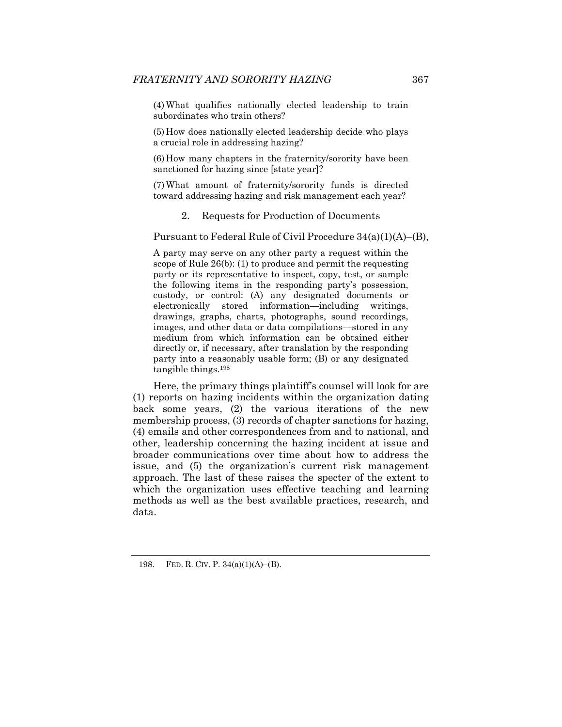(4) What qualifies nationally elected leadership to train subordinates who train others?

(5) How does nationally elected leadership decide who plays a crucial role in addressing hazing?

(6) How many chapters in the fraternity/sorority have been sanctioned for hazing since [state year]?

(7) What amount of fraternity/sorority funds is directed toward addressing hazing and risk management each year?

### 2. Requests for Production of Documents

Pursuant to Federal Rule of Civil Procedure 34(a)(1)(A)–(B),

> A party may serve on any other party a request within the scope of Rule 26(b): (1) to produce and permit the requesting party or its representative to inspect, copy, test, or sample the following items in the responding party's possession, custody, or control: (A) any designated documents or electronically stored information—including writings, drawings, graphs, charts, photographs, sound recordings, images, and other data or data compilations—stored in any medium from which information can be obtained either directly or, if necessary, after translation by the responding party into a reasonably usable form; (B) or any designated tangible things.[198]

Here, the primary things plaintiff's counsel will look for are (1) reports on hazing incidents within the organization dating back some years, (2) the various iterations of the new membership process, (3) records of chapter sanctions for hazing, (4) emails and other correspondences from and to national, and other, leadership concerning the hazing incident at issue and broader communications over time about how to address the issue, and (5) the organization's current risk management approach. The last of these raises the specter of the extent to which the organization uses effective teaching and learning methods as well as the best available practices, research, and data.

---

198. FED. R. CIV. P. 34(a)(1)(A)–(B).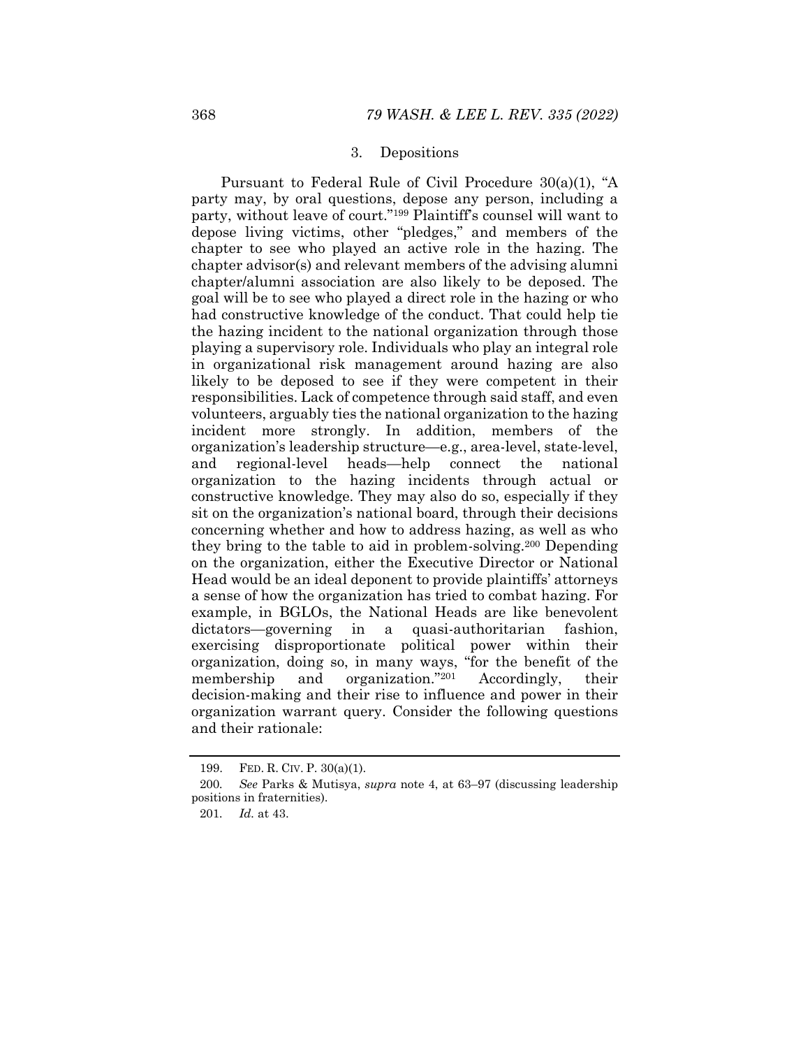### 3. Depositions

Pursuant to Federal Rule of Civil Procedure 30(a)(1), "A party may, by oral questions, depose any person, including a party, without leave of court."[199] Plaintiff's counsel will want to depose living victims, other "pledges," and members of the chapter to see who played an active role in the hazing. The chapter advisor(s) and relevant members of the advising alumni chapter/alumni association are also likely to be deposed. The goal will be to see who played a direct role in the hazing or who had constructive knowledge of the conduct. That could help tie the hazing incident to the national organization through those playing a supervisory role. Individuals who play an integral role in organizational risk management around hazing are also likely to be deposed to see if they were competent in their responsibilities. Lack of competence through said staff, and even volunteers, arguably ties the national organization to the hazing incident more strongly. In addition, members of the organization's leadership structure—e.g., area-level, state-level, and regional-level heads—help connect the national organization to the hazing incidents through actual or constructive knowledge. They may also do so, especially if they sit on the organization's national board, through their decisions concerning whether and how to address hazing, as well as who they bring to the table to aid in problem-solving.[200] Depending on the organization, either the Executive Director or National Head would be an ideal deponent to provide plaintiffs' attorneys a sense of how the organization has tried to combat hazing. For example, in BGLOs, the National Heads are like benevolent dictators—governing in a quasi-authoritarian fashion, exercising disproportionate political power within their organization, doing so, in many ways, "for the benefit of the membership and organization."[201] Accordingly, their decision-making and their rise to influence and power in their organization warrant query. Consider the following questions and their rationale:

---

199. FED. R. CIV. P. 30(a)(1).

200. *See* Parks & Mutisya, *supra* note 4, at 63–97 (discussing leadership positions in fraternities).

201. *Id.* at 43.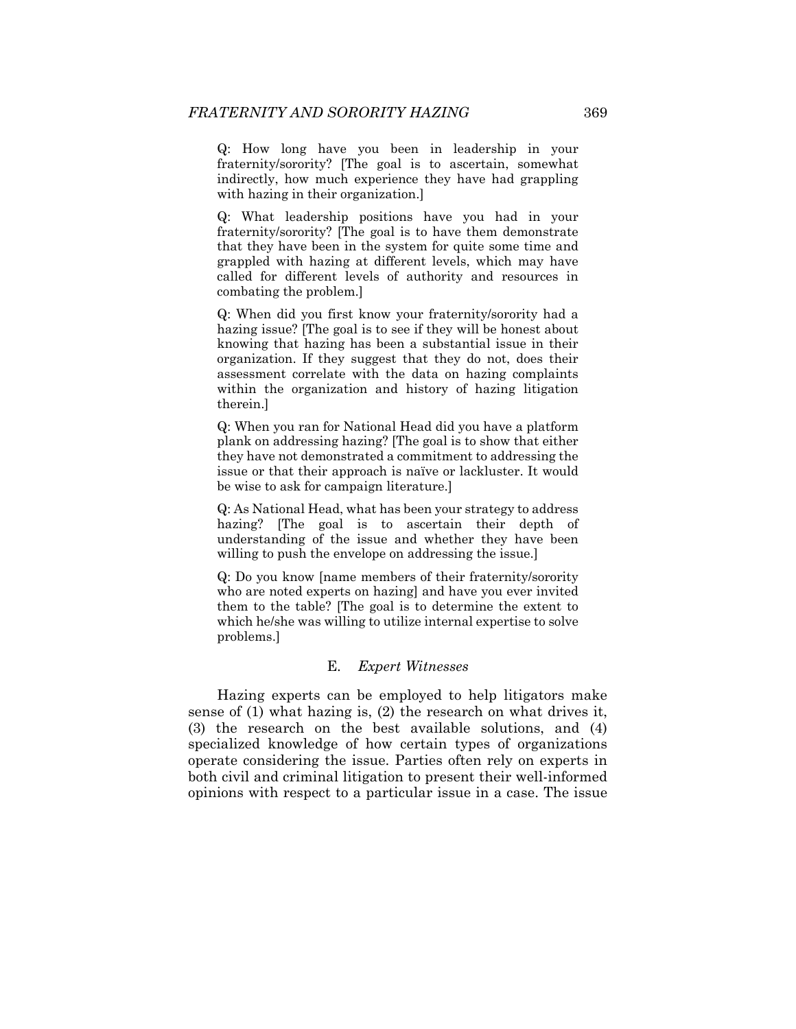Q: How long have you been in leadership in your fraternity/sorority? [The goal is to ascertain, somewhat indirectly, how much experience they have had grappling with hazing in their organization.]

Q: What leadership positions have you had in your fraternity/sorority? [The goal is to have them demonstrate that they have been in the system for quite some time and grappled with hazing at different levels, which may have called for different levels of authority and resources in combating the problem.]

Q: When did you first know your fraternity/sorority had a hazing issue? [The goal is to see if they will be honest about knowing that hazing has been a substantial issue in their organization. If they suggest that they do not, does their assessment correlate with the data on hazing complaints within the organization and history of hazing litigation therein.]

Q: When you ran for National Head did you have a platform plank on addressing hazing? [The goal is to show that either they have not demonstrated a commitment to addressing the issue or that their approach is naïve or lackluster. It would be wise to ask for campaign literature.]

Q: As National Head, what has been your strategy to address hazing? [The goal is to ascertain their depth of understanding of the issue and whether they have been willing to push the envelope on addressing the issue.]

Q: Do you know [name members of their fraternity/sorority who are noted experts on hazing] and have you ever invited them to the table? [The goal is to determine the extent to which he/she was willing to utilize internal expertise to solve problems.]

### E. *Expert Witnesses*

Hazing experts can be employed to help litigators make sense of (1) what hazing is, (2) the research on what drives it, (3) the research on the best available solutions, and (4) specialized knowledge of how certain types of organizations operate considering the issue. Parties often rely on experts in both civil and criminal litigation to present their well-informed opinions with respect to a particular issue in a case. The issue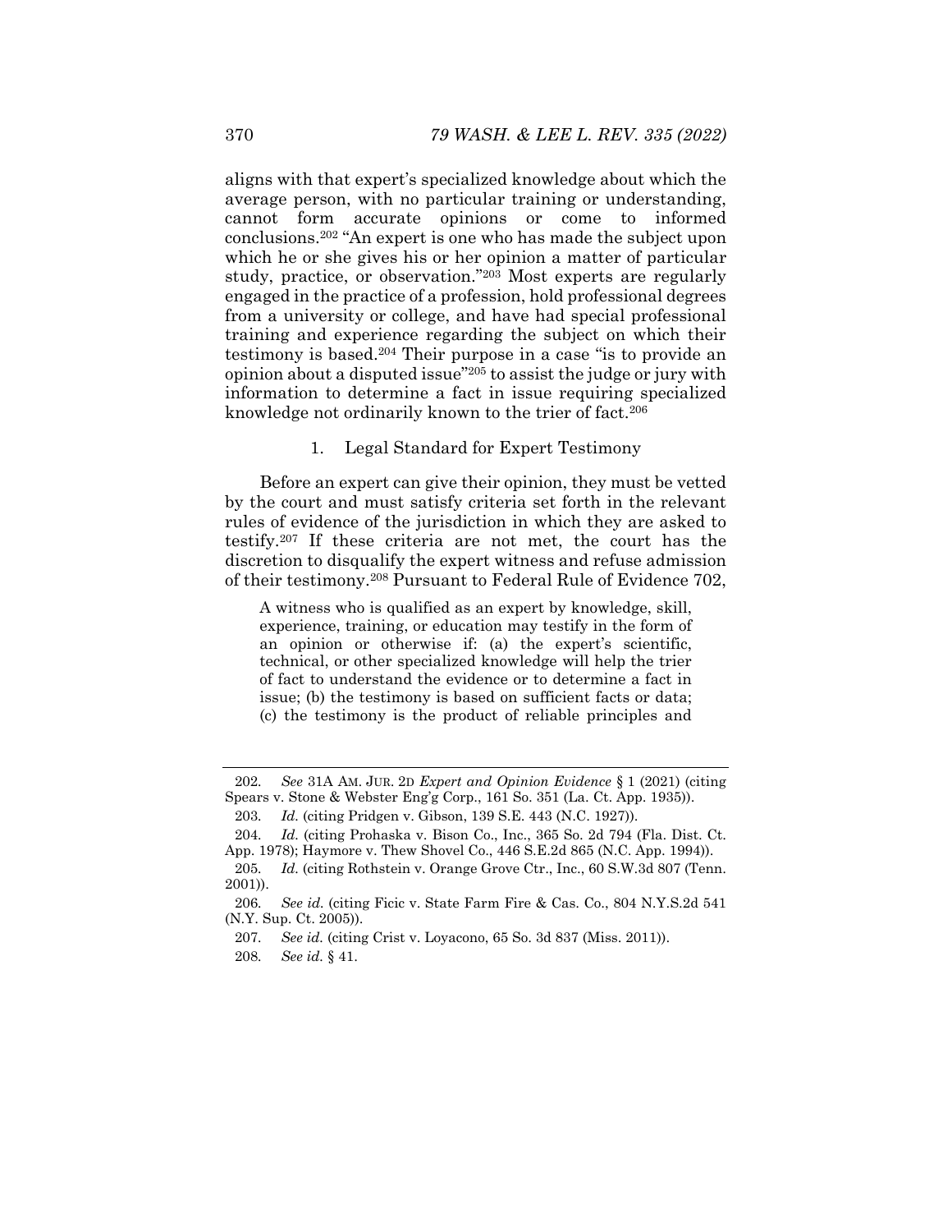aligns with that expert's specialized knowledge about which the average person, with no particular training or understanding, cannot form accurate opinions or come to informed conclusions.[202] "An expert is one who has made the subject upon which he or she gives his or her opinion a matter of particular study, practice, or observation."[203] Most experts are regularly engaged in the practice of a profession, hold professional degrees from a university or college, and have had special professional training and experience regarding the subject on which their testimony is based.[204] Their purpose in a case "is to provide an opinion about a disputed issue"[205] to assist the judge or jury with information to determine a fact in issue requiring specialized knowledge not ordinarily known to the trier of fact.[206]

### 1. Legal Standard for Expert Testimony

Before an expert can give their opinion, they must be vetted by the court and must satisfy criteria set forth in the relevant rules of evidence of the jurisdiction in which they are asked to testify.[207] If these criteria are not met, the court has the discretion to disqualify the expert witness and refuse admission of their testimony.[208] Pursuant to Federal Rule of Evidence 702,

> A witness who is qualified as an expert by knowledge, skill, experience, training, or education may testify in the form of an opinion or otherwise if: (a) the expert's scientific, technical, or other specialized knowledge will help the trier of fact to understand the evidence or to determine a fact in issue; (b) the testimony is based on sufficient facts or data; (c) the testimony is the product of reliable principles and

---

202. *See* 31A AM. JUR. 2D *Expert and Opinion Evidence* § 1 (2021) (citing Spears v. Stone & Webster Eng'g Corp., 161 So. 351 (La. Ct. App. 1935)).

203. *Id.* (citing Pridgen v. Gibson, 139 S.E. 443 (N.C. 1927)).

204. *Id.* (citing Prohaska v. Bison Co., Inc., 365 So. 2d 794 (Fla. Dist. Ct. App. 1978); Haymore v. Thew Shovel Co., 446 S.E.2d 865 (N.C. App. 1994)).

205. *Id.* (citing Rothstein v. Orange Grove Ctr., Inc., 60 S.W.3d 807 (Tenn. 2001)).

206. *See id.* (citing Ficic v. State Farm Fire & Cas. Co., 804 N.Y.S.2d 541 (N.Y. Sup. Ct. 2005)).

207. *See id.* (citing Crist v. Loyacono, 65 So. 3d 837 (Miss. 2011)).

208. *See id.* § 41.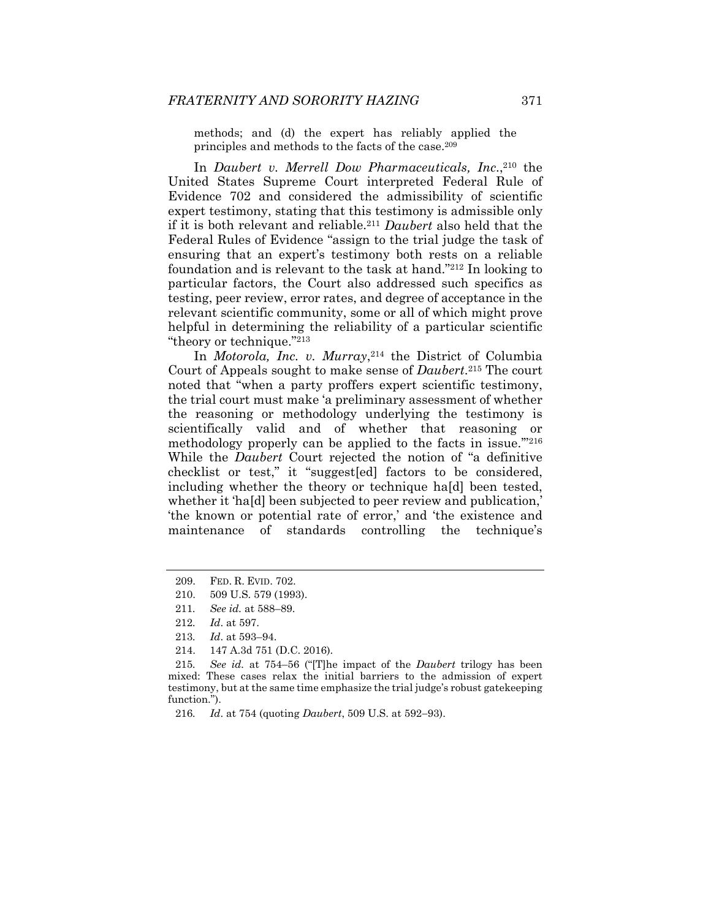methods; and (d) the expert has reliably applied the principles and methods to the facts of the case.[209]

In *Daubert v. Merrell Dow Pharmaceuticals, Inc.*,[210] the United States Supreme Court interpreted Federal Rule of Evidence 702 and considered the admissibility of scientific expert testimony, stating that this testimony is admissible only if it is both relevant and reliable.[211] *Daubert* also held that the Federal Rules of Evidence "assign to the trial judge the task of ensuring that an expert's testimony both rests on a reliable foundation and is relevant to the task at hand."[212] In looking to particular factors, the Court also addressed such specifics as testing, peer review, error rates, and degree of acceptance in the relevant scientific community, some or all of which might prove helpful in determining the reliability of a particular scientific "theory or technique."[213]

In *Motorola, Inc. v. Murray*,[214] the District of Columbia Court of Appeals sought to make sense of *Daubert*.[215] The court noted that "when a party proffers expert scientific testimony, the trial court must make 'a preliminary assessment of whether the reasoning or methodology underlying the testimony is scientifically valid and of whether that reasoning or methodology properly can be applied to the facts in issue.'"[216] While the *Daubert* Court rejected the notion of "a definitive checklist or test," it "suggest[ed] factors to be considered, including whether the theory or technique ha[d] been tested, whether it 'ha[d] been subjected to peer review and publication,' 'the known or potential rate of error,' and 'the existence and maintenance of standards controlling the technique's

---

209. FED. R. EVID. 702.

210. 509 U.S. 579 (1993).

211. *See id.* at 588–89.

212. *Id*. at 597.

213. *Id*. at 593–94.

214. 147 A.3d 751 (D.C. 2016).

215. *See id.* at 754–56 ("[T]he impact of the *Daubert* trilogy has been mixed: These cases relax the initial barriers to the admission of expert testimony, but at the same time emphasize the trial judge's robust gatekeeping function.").

216. *Id*. at 754 (quoting *Daubert*, 509 U.S. at 592–93).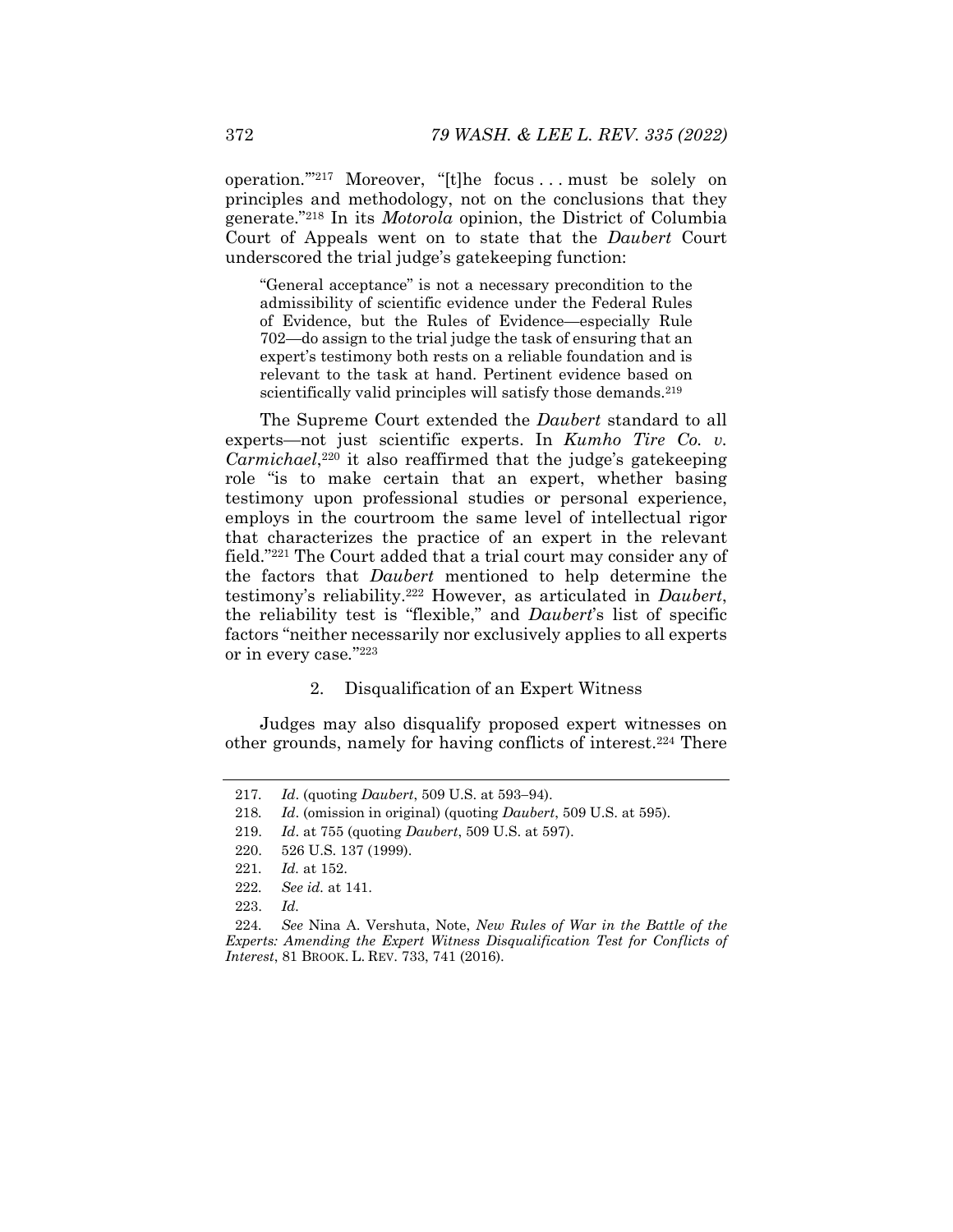operation.'"[217] Moreover, "[t]he focus . . . must be solely on principles and methodology, not on the conclusions that they generate."[218] In its *Motorola* opinion, the District of Columbia Court of Appeals went on to state that the *Daubert* Court underscored the trial judge's gatekeeping function:

> "General acceptance" is not a necessary precondition to the admissibility of scientific evidence under the Federal Rules of Evidence, but the Rules of Evidence—especially Rule 702—do assign to the trial judge the task of ensuring that an expert's testimony both rests on a reliable foundation and is relevant to the task at hand. Pertinent evidence based on scientifically valid principles will satisfy those demands.[219]

The Supreme Court extended the *Daubert* standard to all experts—not just scientific experts. In *Kumho Tire Co. v. Carmichael*,[220] it also reaffirmed that the judge's gatekeeping role "is to make certain that an expert, whether basing testimony upon professional studies or personal experience, employs in the courtroom the same level of intellectual rigor that characterizes the practice of an expert in the relevant field."[221] The Court added that a trial court may consider any of the factors that *Daubert* mentioned to help determine the testimony's reliability.[222] However, as articulated in *Daubert*, the reliability test is "flexible," and *Daubert*'s list of specific factors "neither necessarily nor exclusively applies to all experts or in every case."[223]

### 2. Disqualification of an Expert Witness

Judges may also disqualify proposed expert witnesses on other grounds, namely for having conflicts of interest.[224] There

---

217. *Id*. (quoting *Daubert*, 509 U.S. at 593–94).

218. *Id*. (omission in original) (quoting *Daubert*, 509 U.S. at 595).

219. *Id*. at 755 (quoting *Daubert*, 509 U.S. at 597).

220. 526 U.S. 137 (1999).

221. *Id.* at 152.

222. *See id.* at 141.

223. *Id.*

224. *See* Nina A. Vershuta, Note, *New Rules of War in the Battle of the Experts: Amending the Expert Witness Disqualification Test for Conflicts of Interest*, 81 BROOK. L. REV. 733, 741 (2016).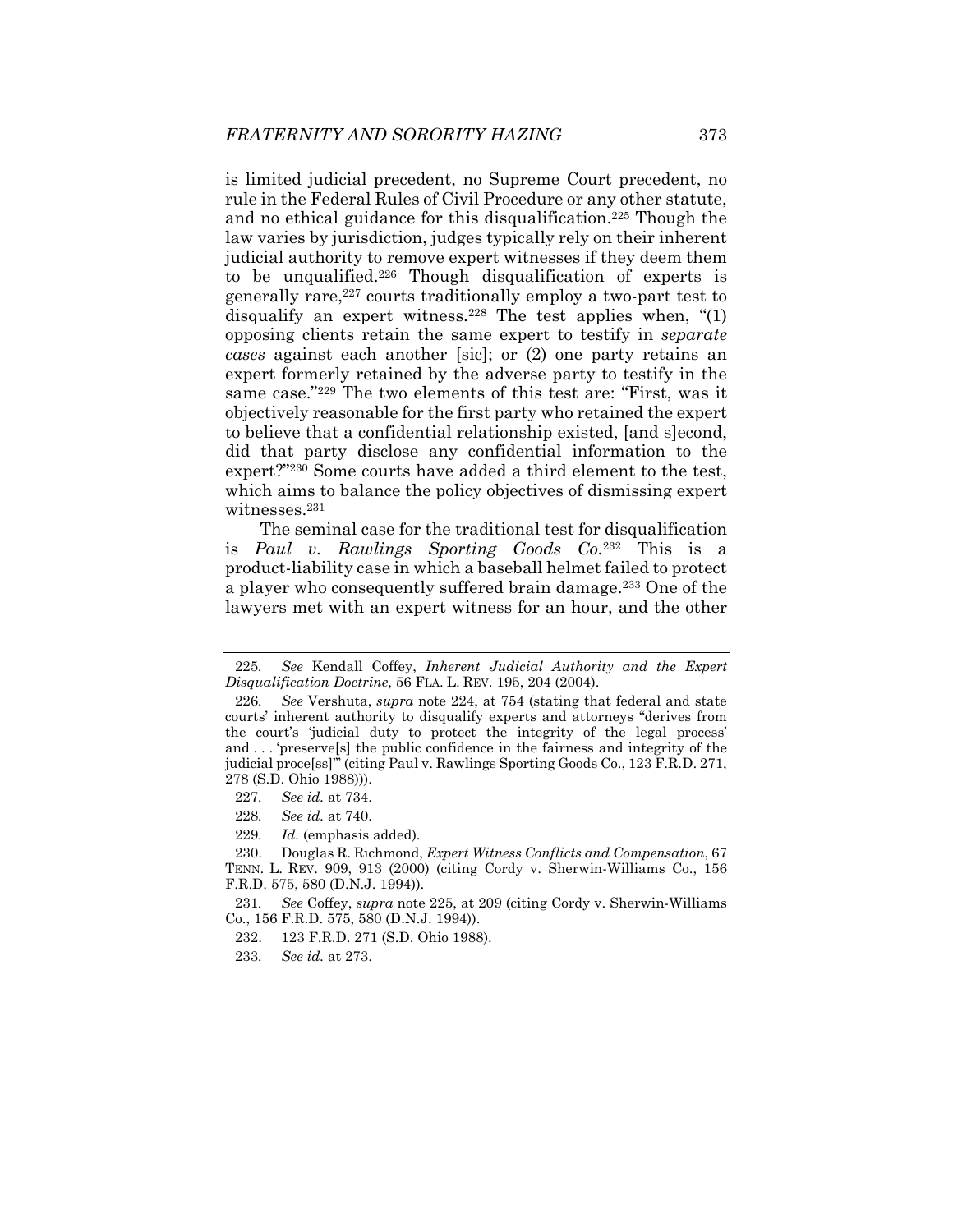is limited judicial precedent, no Supreme Court precedent, no rule in the Federal Rules of Civil Procedure or any other statute, and no ethical guidance for this disqualification.[225] Though the law varies by jurisdiction, judges typically rely on their inherent judicial authority to remove expert witnesses if they deem them to be unqualified.[226] Though disqualification of experts is generally rare,[227] courts traditionally employ a two-part test to disqualify an expert witness.[228] The test applies when, "(1) opposing clients retain the same expert to testify in *separate cases* against each another [sic]; or (2) one party retains an expert formerly retained by the adverse party to testify in the same case."[229] The two elements of this test are: "First, was it objectively reasonable for the first party who retained the expert to believe that a confidential relationship existed, [and s]econd, did that party disclose any confidential information to the expert?"[230] Some courts have added a third element to the test, which aims to balance the policy objectives of dismissing expert witnesses.[231]

The seminal case for the traditional test for disqualification is *Paul v. Rawlings Sporting Goods Co.*[232] This is a product-liability case in which a baseball helmet failed to protect a player who consequently suffered brain damage.[233] One of the lawyers met with an expert witness for an hour, and the other

---

225. *See* Kendall Coffey, *Inherent Judicial Authority and the Expert Disqualification Doctrine*, 56 FLA. L. REV. 195, 204 (2004).

226. *See* Vershuta, *supra* note 224, at 754 (stating that federal and state courts' inherent authority to disqualify experts and attorneys "derives from the court's 'judicial duty to protect the integrity of the legal process' and . . . 'preserve[s] the public confidence in the fairness and integrity of the judicial proce[ss]'" (citing Paul v. Rawlings Sporting Goods Co., 123 F.R.D. 271, 278 (S.D. Ohio 1988))).

227. *See id.* at 734.

228. *See id.* at 740.

229. *Id.* (emphasis added).

230. Douglas R. Richmond, *Expert Witness Conflicts and Compensation*, 67 TENN. L. REV. 909, 913 (2000) (citing Cordy v. Sherwin-Williams Co., 156 F.R.D. 575, 580 (D.N.J. 1994)).

231. *See* Coffey, *supra* note 225, at 209 (citing Cordy v. Sherwin-Williams Co., 156 F.R.D. 575, 580 (D.N.J. 1994)).

232. 123 F.R.D. 271 (S.D. Ohio 1988).

233. *See id.* at 273.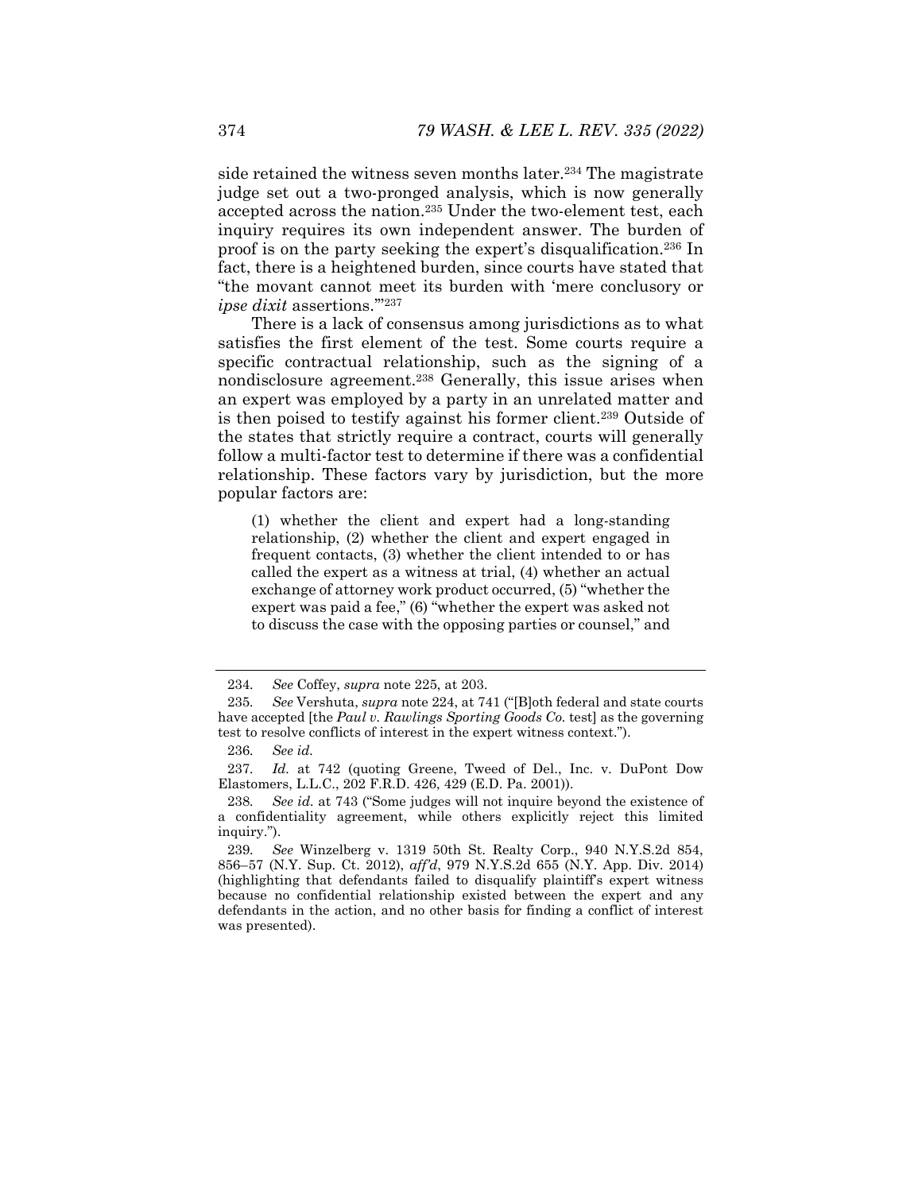side retained the witness seven months later.[234] The magistrate judge set out a two-pronged analysis, which is now generally accepted across the nation.[235] Under the two-element test, each inquiry requires its own independent answer. The burden of proof is on the party seeking the expert's disqualification.[236] In fact, there is a heightened burden, since courts have stated that "the movant cannot meet its burden with 'mere conclusory or *ipse dixit* assertions.'"[237]

There is a lack of consensus among jurisdictions as to what satisfies the first element of the test. Some courts require a specific contractual relationship, such as the signing of a nondisclosure agreement.[238] Generally, this issue arises when an expert was employed by a party in an unrelated matter and is then poised to testify against his former client.[239] Outside of the states that strictly require a contract, courts will generally follow a multi-factor test to determine if there was a confidential relationship. These factors vary by jurisdiction, but the more popular factors are:

> (1) whether the client and expert had a long-standing relationship, (2) whether the client and expert engaged in frequent contacts, (3) whether the client intended to or has called the expert as a witness at trial, (4) whether an actual exchange of attorney work product occurred, (5) "whether the expert was paid a fee," (6) "whether the expert was asked not to discuss the case with the opposing parties or counsel," and

---

234. *See* Coffey, *supra* note 225, at 203.

235. *See* Vershuta, *supra* note 224, at 741 ("[B]oth federal and state courts have accepted [the *Paul v. Rawlings Sporting Goods Co.* test] as the governing test to resolve conflicts of interest in the expert witness context.").

236. *See id.*

237. *Id.* at 742 (quoting Greene, Tweed of Del., Inc. v. DuPont Dow Elastomers, L.L.C., 202 F.R.D. 426, 429 (E.D. Pa. 2001)).

238. *See id.* at 743 ("Some judges will not inquire beyond the existence of a confidentiality agreement, while others explicitly reject this limited inquiry.").

239. *See* Winzelberg v. 1319 50th St. Realty Corp., 940 N.Y.S.2d 854, 856–57 (N.Y. Sup. Ct. 2012), *aff'd*, 979 N.Y.S.2d 655 (N.Y. App. Div. 2014) (highlighting that defendants failed to disqualify plaintiff's expert witness because no confidential relationship existed between the expert and any defendants in the action, and no other basis for finding a conflict of interest was presented).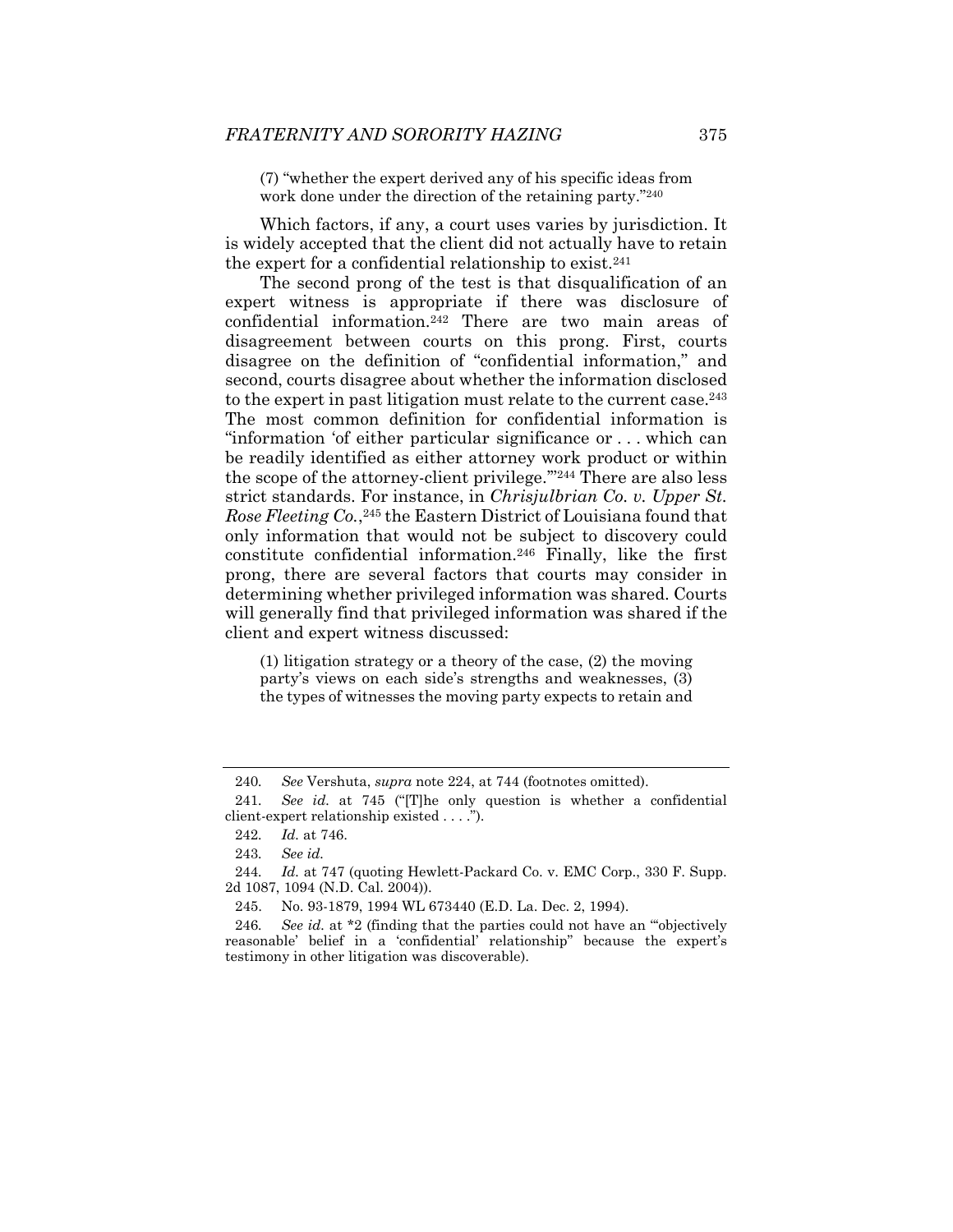(7) "whether the expert derived any of his specific ideas from work done under the direction of the retaining party."[240]

Which factors, if any, a court uses varies by jurisdiction. It is widely accepted that the client did not actually have to retain the expert for a confidential relationship to exist.[241]

The second prong of the test is that disqualification of an expert witness is appropriate if there was disclosure of confidential information.[242] There are two main areas of disagreement between courts on this prong. First, courts disagree on the definition of "confidential information," and second, courts disagree about whether the information disclosed to the expert in past litigation must relate to the current case.[243] The most common definition for confidential information is "information 'of either particular significance or . . . which can be readily identified as either attorney work product or within the scope of the attorney-client privilege.'"[244] There are also less strict standards. For instance, in *Chrisjulbrian Co. v. Upper St. Rose Fleeting Co.*,[245] the Eastern District of Louisiana found that only information that would not be subject to discovery could constitute confidential information.[246] Finally, like the first prong, there are several factors that courts may consider in determining whether privileged information was shared. Courts will generally find that privileged information was shared if the client and expert witness discussed:

(1) litigation strategy or a theory of the case, (2) the moving party's views on each side's strengths and weaknesses, (3) the types of witnesses the moving party expects to retain and

---

240. *See* Vershuta, *supra* note 224, at 744 (footnotes omitted).

241. *See id.* at 745 ("[T]he only question is whether a confidential client-expert relationship existed . . . .").

242. *Id.* at 746.

243. *See id.*

244. *Id.* at 747 (quoting Hewlett-Packard Co. v. EMC Corp., 330 F. Supp. 2d 1087, 1094 (N.D. Cal. 2004)).

245. No. 93-1879, 1994 WL 673440 (E.D. La. Dec. 2, 1994).

246. *See id.* at *2 (finding that the parties could not have an "'objectively reasonable' belief in a 'confidential' relationship" because the expert's testimony in other litigation was discoverable).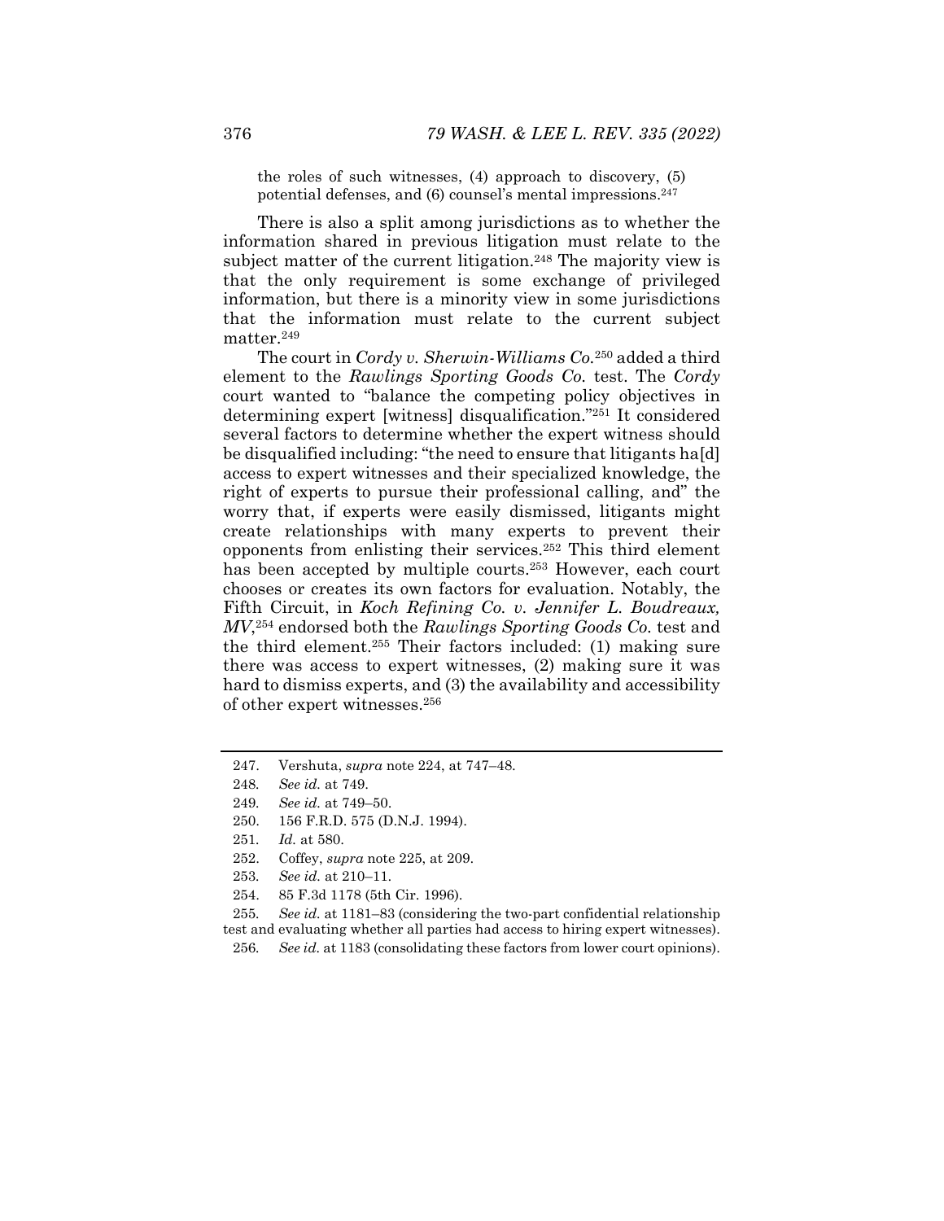the roles of such witnesses, (4) approach to discovery, (5) potential defenses, and (6) counsel's mental impressions.[247]

There is also a split among jurisdictions as to whether the information shared in previous litigation must relate to the subject matter of the current litigation.[248] The majority view is that the only requirement is some exchange of privileged information, but there is a minority view in some jurisdictions that the information must relate to the current subject matter.[249]

The court in *Cordy v. Sherwin-Williams Co.*[250] added a third element to the *Rawlings Sporting Goods Co.* test. The *Cordy* court wanted to "balance the competing policy objectives in determining expert [witness] disqualification."[251] It considered several factors to determine whether the expert witness should be disqualified including: "the need to ensure that litigants ha[d] access to expert witnesses and their specialized knowledge, the right of experts to pursue their professional calling, and" the worry that, if experts were easily dismissed, litigants might create relationships with many experts to prevent their opponents from enlisting their services.[252] This third element has been accepted by multiple courts.[253] However, each court chooses or creates its own factors for evaluation. Notably, the Fifth Circuit, in *Koch Refining Co. v. Jennifer L. Boudreaux, MV*,[254] endorsed both the *Rawlings Sporting Goods Co.* test and the third element.[255] Their factors included: (1) making sure there was access to expert witnesses, (2) making sure it was hard to dismiss experts, and (3) the availability and accessibility of other expert witnesses.[256]

---

247. Vershuta, *supra* note 224, at 747–48.

248. *See id.* at 749.

249. *See id.* at 749–50.

250. 156 F.R.D. 575 (D.N.J. 1994).

251. *Id.* at 580.

252. Coffey, *supra* note 225, at 209.

253. *See id.* at 210–11.

254. 85 F.3d 1178 (5th Cir. 1996).

255. *See id.* at 1181–83 (considering the two-part confidential relationship test and evaluating whether all parties had access to hiring expert witnesses).

256. *See id.* at 1183 (consolidating these factors from lower court opinions).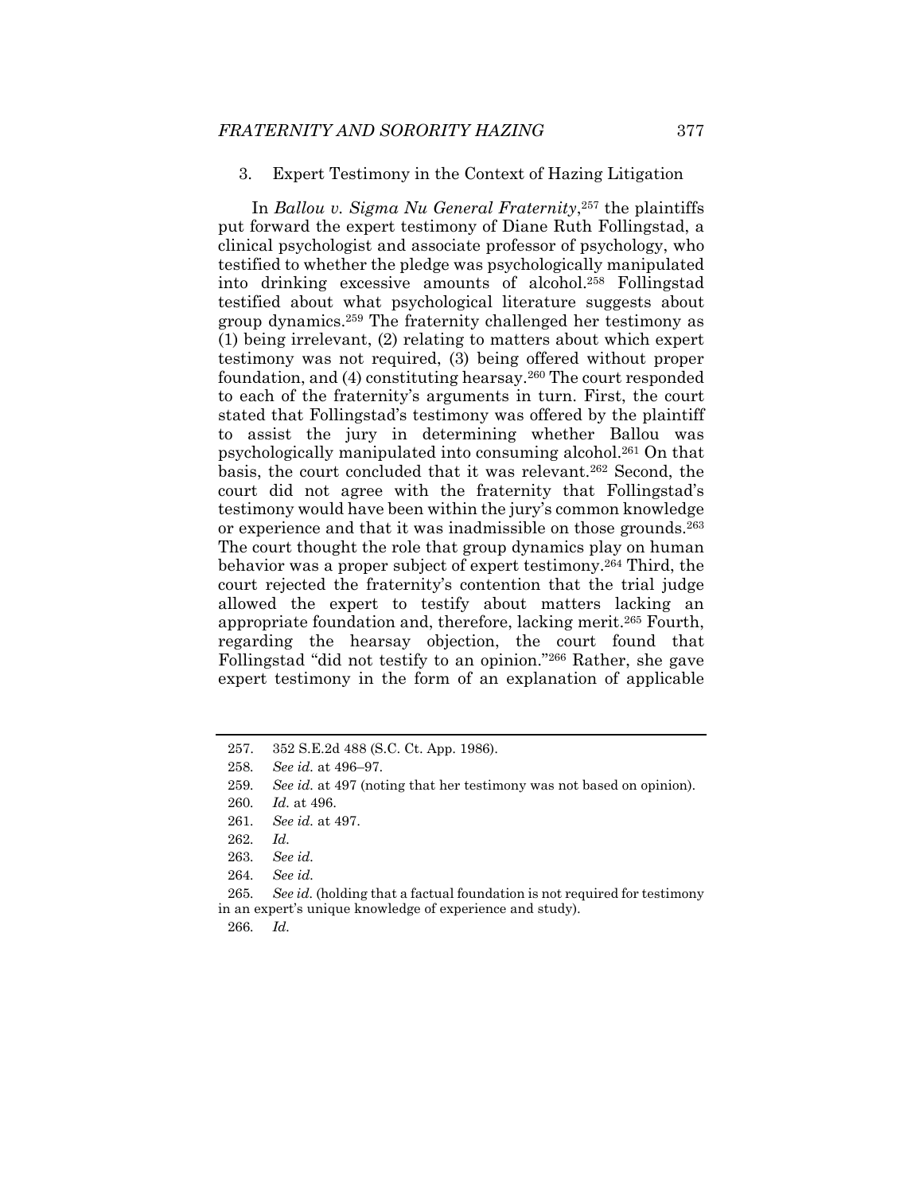### 3. Expert Testimony in the Context of Hazing Litigation

In *Ballou v. Sigma Nu General Fraternity*,[257] the plaintiffs put forward the expert testimony of Diane Ruth Follingstad, a clinical psychologist and associate professor of psychology, who testified to whether the pledge was psychologically manipulated into drinking excessive amounts of alcohol.[258] Follingstad testified about what psychological literature suggests about group dynamics.[259] The fraternity challenged her testimony as (1) being irrelevant, (2) relating to matters about which expert testimony was not required, (3) being offered without proper foundation, and (4) constituting hearsay.[260] The court responded to each of the fraternity's arguments in turn. First, the court stated that Follingstad's testimony was offered by the plaintiff to assist the jury in determining whether Ballou was psychologically manipulated into consuming alcohol.[261] On that basis, the court concluded that it was relevant.[262] Second, the court did not agree with the fraternity that Follingstad's testimony would have been within the jury's common knowledge or experience and that it was inadmissible on those grounds.[263] The court thought the role that group dynamics play on human behavior was a proper subject of expert testimony.[264] Third, the court rejected the fraternity's contention that the trial judge allowed the expert to testify about matters lacking an appropriate foundation and, therefore, lacking merit.[265] Fourth, regarding the hearsay objection, the court found that Follingstad "did not testify to an opinion."[266] Rather, she gave expert testimony in the form of an explanation of applicable

---

257. 352 S.E.2d 488 (S.C. Ct. App. 1986).

258. *See id.* at 496–97.

259. *See id.* at 497 (noting that her testimony was not based on opinion).

260. *Id.* at 496.

261. *See id.* at 497.

262. *Id.*

263. *See id.*

264. *See id.*

265. *See id.* (holding that a factual foundation is not required for testimony in an expert's unique knowledge of experience and study).

266. *Id.*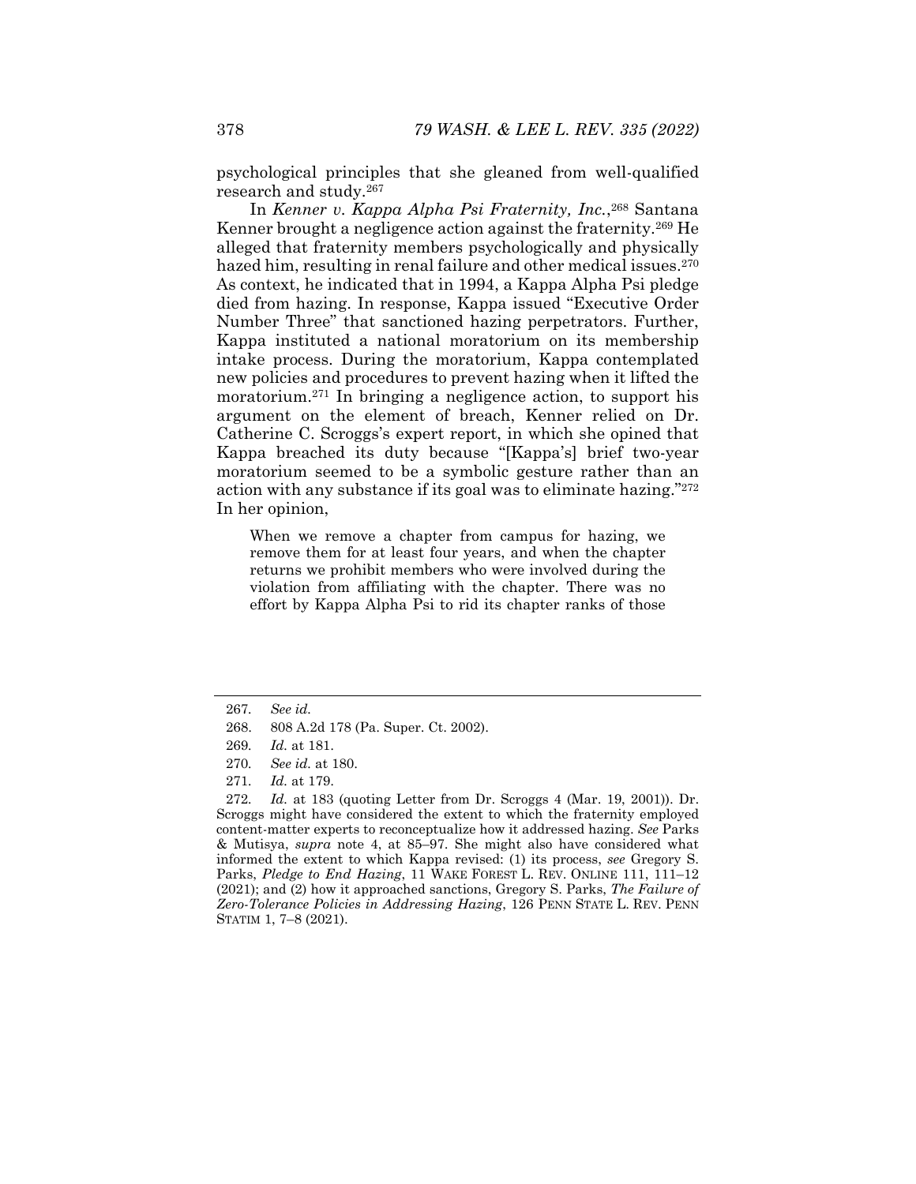psychological principles that she gleaned from well-qualified research and study.[267]

In *Kenner v. Kappa Alpha Psi Fraternity, Inc.*,[268] Santana Kenner brought a negligence action against the fraternity.[269] He alleged that fraternity members psychologically and physically hazed him, resulting in renal failure and other medical issues.[270] As context, he indicated that in 1994, a Kappa Alpha Psi pledge died from hazing. In response, Kappa issued "Executive Order Number Three" that sanctioned hazing perpetrators. Further, Kappa instituted a national moratorium on its membership intake process. During the moratorium, Kappa contemplated new policies and procedures to prevent hazing when it lifted the moratorium.[271] In bringing a negligence action, to support his argument on the element of breach, Kenner relied on Dr. Catherine C. Scroggs's expert report, in which she opined that Kappa breached its duty because "[Kappa's] brief two-year moratorium seemed to be a symbolic gesture rather than an action with any substance if its goal was to eliminate hazing."[272] In her opinion,

> When we remove a chapter from campus for hazing, we remove them for at least four years, and when the chapter returns we prohibit members who were involved during the violation from affiliating with the chapter. There was no effort by Kappa Alpha Psi to rid its chapter ranks of those

---

267. *See id.*

268. 808 A.2d 178 (Pa. Super. Ct. 2002).

269. *Id.* at 181.

270. *See id.* at 180.

271. *Id.* at 179.

272. *Id.* at 183 (quoting Letter from Dr. Scroggs 4 (Mar. 19, 2001)). Dr. Scroggs might have considered the extent to which the fraternity employed content-matter experts to reconceptualize how it addressed hazing. *See* Parks & Mutisya, *supra* note 4, at 85–97. She might also have considered what informed the extent to which Kappa revised: (1) its process, *see* Gregory S. Parks, *Pledge to End Hazing*, 11 WAKE FOREST L. REV. ONLINE 111, 111–12 (2021); and (2) how it approached sanctions, Gregory S. Parks, *The Failure of Zero-Tolerance Policies in Addressing Hazing*, 126 PENN STATE L. REV. PENN STATIM 1, 7–8 (2021).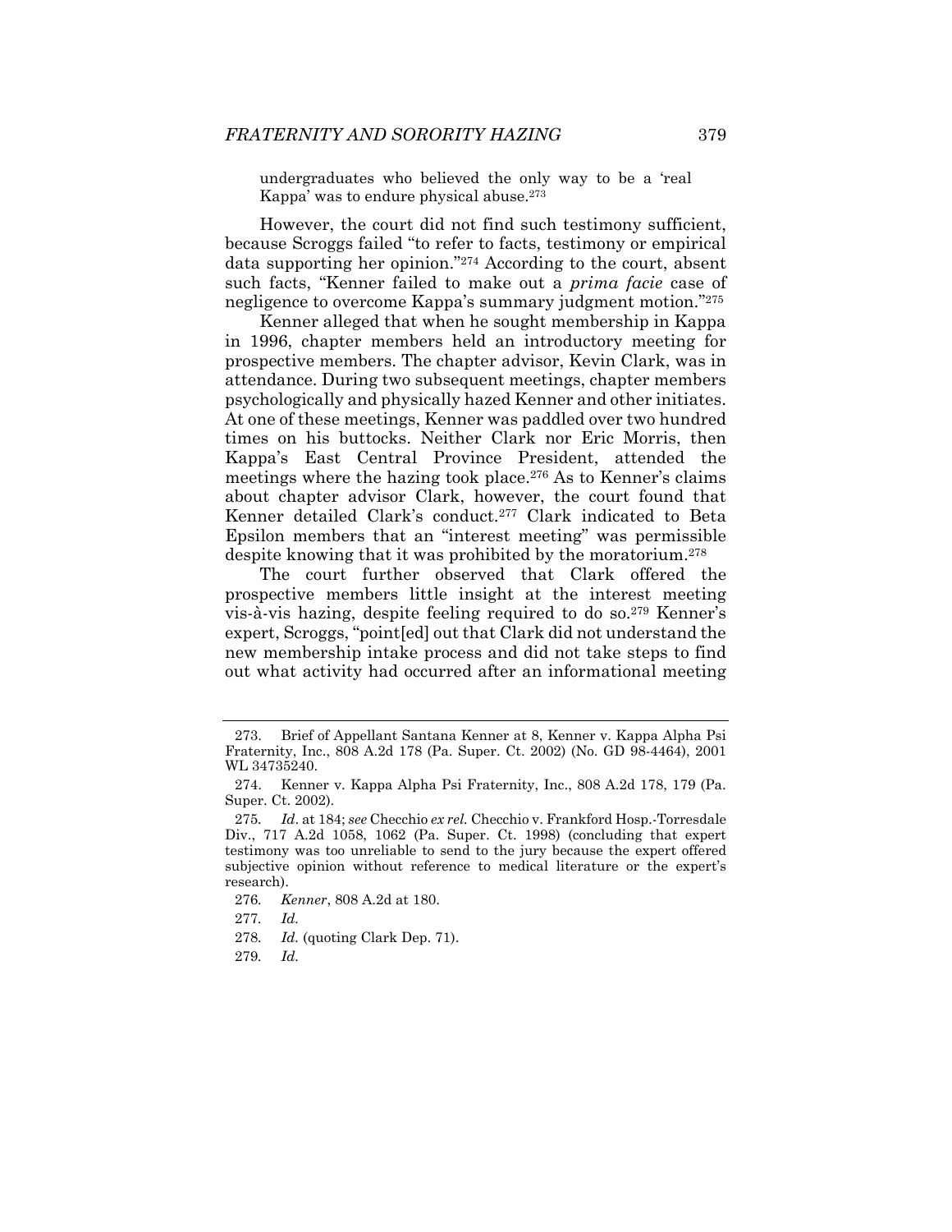undergraduates who believed the only way to be a 'real Kappa' was to endure physical abuse.[273]

However, the court did not find such testimony sufficient, because Scroggs failed "to refer to facts, testimony or empirical data supporting her opinion."[274] According to the court, absent such facts, "Kenner failed to make out a *prima facie* case of negligence to overcome Kappa's summary judgment motion."[275]

Kenner alleged that when he sought membership in Kappa in 1996, chapter members held an introductory meeting for prospective members. The chapter advisor, Kevin Clark, was in attendance. During two subsequent meetings, chapter members psychologically and physically hazed Kenner and other initiates. At one of these meetings, Kenner was paddled over two hundred times on his buttocks. Neither Clark nor Eric Morris, then Kappa's East Central Province President, attended the meetings where the hazing took place.[276] As to Kenner's claims about chapter advisor Clark, however, the court found that Kenner detailed Clark's conduct.[277] Clark indicated to Beta Epsilon members that an "interest meeting" was permissible despite knowing that it was prohibited by the moratorium.[278]

The court further observed that Clark offered the prospective members little insight at the interest meeting vis-à-vis hazing, despite feeling required to do so.[279] Kenner's expert, Scroggs, "point[ed] out that Clark did not understand the new membership intake process and did not take steps to find out what activity had occurred after an informational meeting

---

273. Brief of Appellant Santana Kenner at 8, Kenner v. Kappa Alpha Psi Fraternity, Inc., 808 A.2d 178 (Pa. Super. Ct. 2002) (No. GD 98-4464), 2001 WL 34735240.

274. Kenner v. Kappa Alpha Psi Fraternity, Inc., 808 A.2d 178, 179 (Pa. Super. Ct. 2002).

275. *Id*. at 184; *see* Checchio *ex rel.* Checchio v. Frankford Hosp.-Torresdale Div., 717 A.2d 1058, 1062 (Pa. Super. Ct. 1998) (concluding that expert testimony was too unreliable to send to the jury because the expert offered subjective opinion without reference to medical literature or the expert's research).

276. *Kenner*, 808 A.2d at 180.

277. *Id.*

278. *Id.* (quoting Clark Dep. 71).

279. *Id.*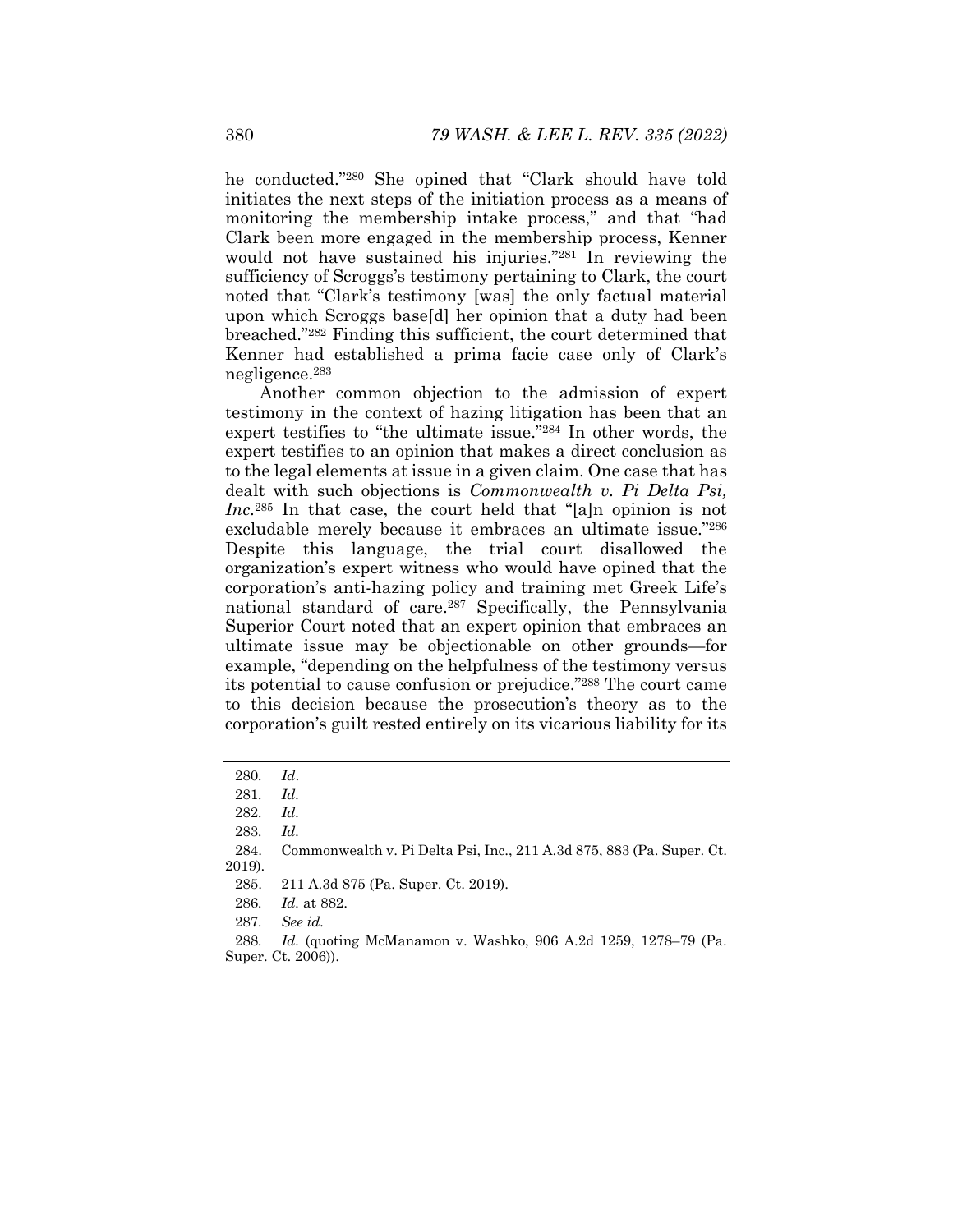he conducted."[280] She opined that "Clark should have told initiates the next steps of the initiation process as a means of monitoring the membership intake process," and that "had Clark been more engaged in the membership process, Kenner would not have sustained his injuries."[281] In reviewing the sufficiency of Scroggs's testimony pertaining to Clark, the court noted that "Clark's testimony [was] the only factual material upon which Scroggs base[d] her opinion that a duty had been breached."[282] Finding this sufficient, the court determined that Kenner had established a prima facie case only of Clark's negligence.[283]

Another common objection to the admission of expert testimony in the context of hazing litigation has been that an expert testifies to "the ultimate issue."[284] In other words, the expert testifies to an opinion that makes a direct conclusion as to the legal elements at issue in a given claim. One case that has dealt with such objections is *Commonwealth v. Pi Delta Psi, Inc.*[285] In that case, the court held that "[a]n opinion is not excludable merely because it embraces an ultimate issue."[286] Despite this language, the trial court disallowed the organization's expert witness who would have opined that the corporation's anti-hazing policy and training met Greek Life's national standard of care.[287] Specifically, the Pennsylvania Superior Court noted that an expert opinion that embraces an ultimate issue may be objectionable on other grounds—for example, "depending on the helpfulness of the testimony versus its potential to cause confusion or prejudice."[288] The court came to this decision because the prosecution's theory as to the corporation's guilt rested entirely on its vicarious liability for its

---

280. *Id*.

281. *Id.*

282. *Id.*

283. *Id.*

284. Commonwealth v. Pi Delta Psi, Inc., 211 A.3d 875, 883 (Pa. Super. Ct. 2019).

285. 211 A.3d 875 (Pa. Super. Ct. 2019).

286. *Id.* at 882.

287. *See id.*

288. *Id.* (quoting McManamon v. Washko, 906 A.2d 1259, 1278–79 (Pa. Super. Ct. 2006)).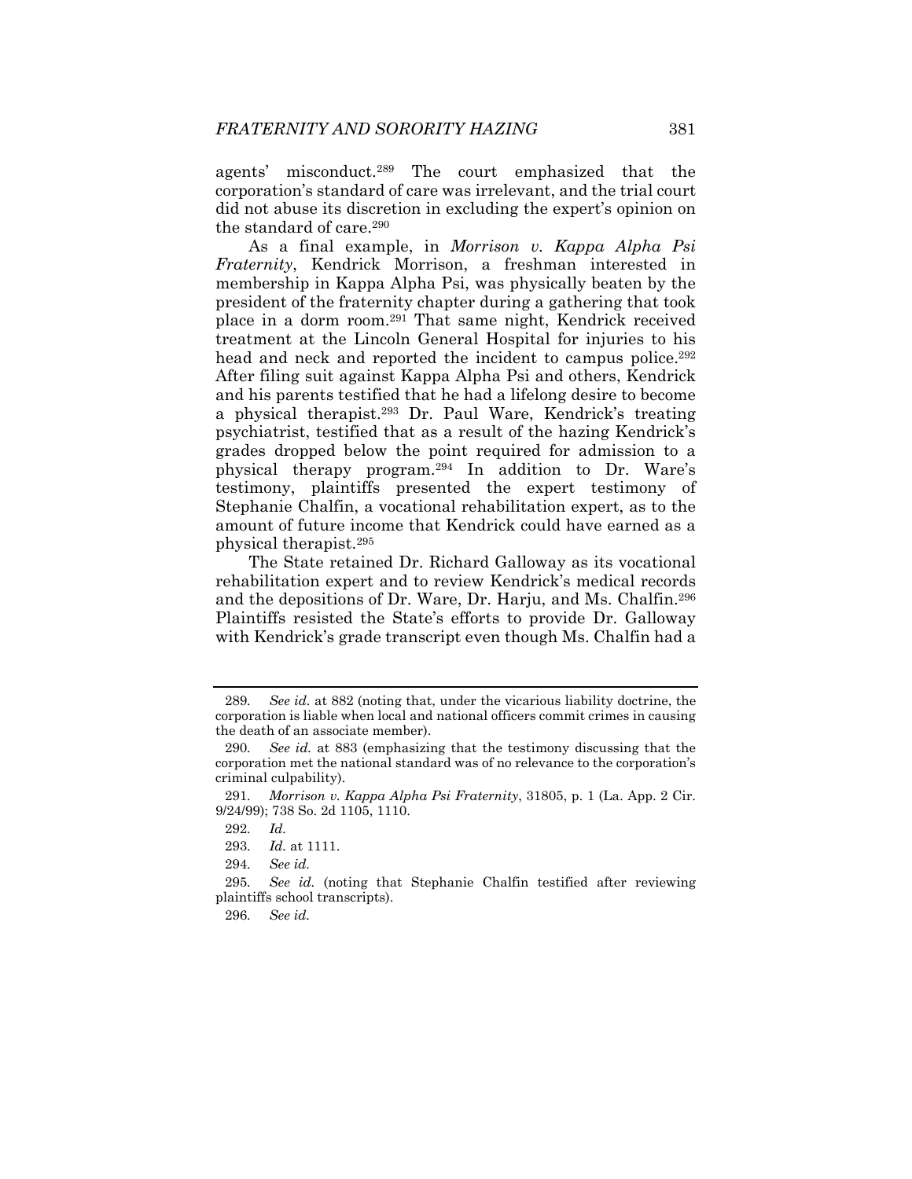agents' misconduct.[289] The court emphasized that the corporation's standard of care was irrelevant, and the trial court did not abuse its discretion in excluding the expert's opinion on the standard of care.[290]

As a final example, in *Morrison v. Kappa Alpha Psi Fraternity*, Kendrick Morrison, a freshman interested in membership in Kappa Alpha Psi, was physically beaten by the president of the fraternity chapter during a gathering that took place in a dorm room.[291] That same night, Kendrick received treatment at the Lincoln General Hospital for injuries to his head and neck and reported the incident to campus police.[292] After filing suit against Kappa Alpha Psi and others, Kendrick and his parents testified that he had a lifelong desire to become a physical therapist.[293] Dr. Paul Ware, Kendrick's treating psychiatrist, testified that as a result of the hazing Kendrick's grades dropped below the point required for admission to a physical therapy program.[294] In addition to Dr. Ware's testimony, plaintiffs presented the expert testimony of Stephanie Chalfin, a vocational rehabilitation expert, as to the amount of future income that Kendrick could have earned as a physical therapist.[295]

The State retained Dr. Richard Galloway as its vocational rehabilitation expert and to review Kendrick's medical records and the depositions of Dr. Ware, Dr. Harju, and Ms. Chalfin.[296] Plaintiffs resisted the State's efforts to provide Dr. Galloway with Kendrick's grade transcript even though Ms. Chalfin had a

---

289. *See id.* at 882 (noting that, under the vicarious liability doctrine, the corporation is liable when local and national officers commit crimes in causing the death of an associate member).

290. *See id.* at 883 (emphasizing that the testimony discussing that the corporation met the national standard was of no relevance to the corporation's criminal culpability).

291. *Morrison v. Kappa Alpha Psi Fraternity*, 31805, p. 1 (La. App. 2 Cir. 9/24/99); 738 So. 2d 1105, 1110.

292. *Id.*

293. *Id.* at 1111.

294. *See id.*

295. *See id.* (noting that Stephanie Chalfin testified after reviewing plaintiffs school transcripts).

296. *See id.*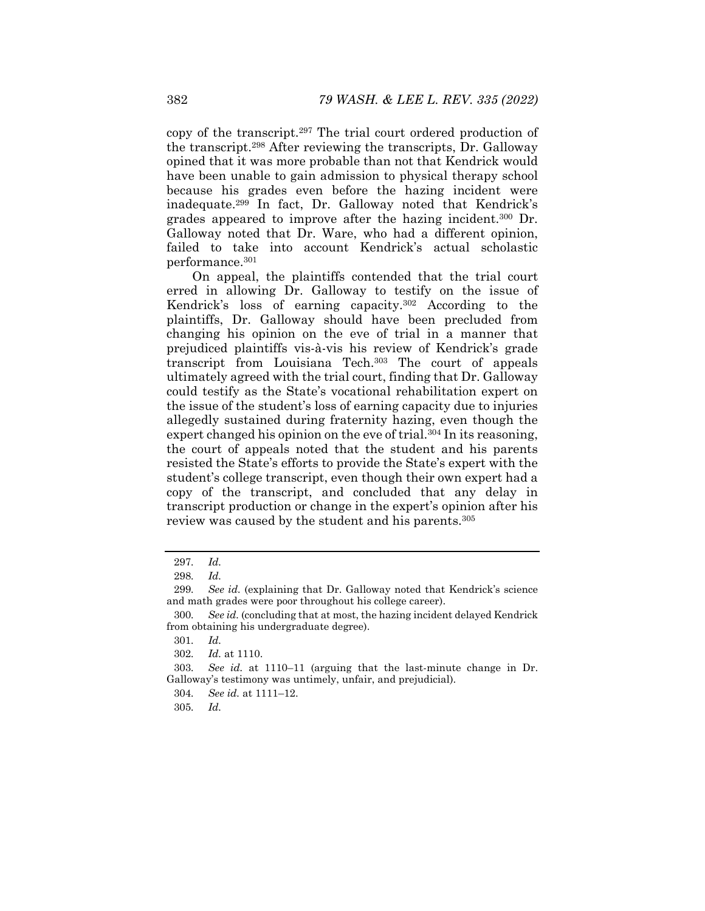copy of the transcript.[297] The trial court ordered production of the transcript.[298] After reviewing the transcripts, Dr. Galloway opined that it was more probable than not that Kendrick would have been unable to gain admission to physical therapy school because his grades even before the hazing incident were inadequate.[299] In fact, Dr. Galloway noted that Kendrick's grades appeared to improve after the hazing incident.[300] Dr. Galloway noted that Dr. Ware, who had a different opinion, failed to take into account Kendrick's actual scholastic performance.[301]

On appeal, the plaintiffs contended that the trial court erred in allowing Dr. Galloway to testify on the issue of Kendrick's loss of earning capacity.[302] According to the plaintiffs, Dr. Galloway should have been precluded from changing his opinion on the eve of trial in a manner that prejudiced plaintiffs vis-à-vis his review of Kendrick's grade transcript from Louisiana Tech.[303] The court of appeals ultimately agreed with the trial court, finding that Dr. Galloway could testify as the State's vocational rehabilitation expert on the issue of the student's loss of earning capacity due to injuries allegedly sustained during fraternity hazing, even though the expert changed his opinion on the eve of trial.[304] In its reasoning, the court of appeals noted that the student and his parents resisted the State's efforts to provide the State's expert with the student's college transcript, even though their own expert had a copy of the transcript, and concluded that any delay in transcript production or change in the expert's opinion after his review was caused by the student and his parents.[305]

---

297. *Id.*

298. *Id.*

299. *See id.* (explaining that Dr. Galloway noted that Kendrick's science and math grades were poor throughout his college career).

300. *See id.* (concluding that at most, the hazing incident delayed Kendrick from obtaining his undergraduate degree).

301. *Id.*

302. *Id.* at 1110.

303. *See id.* at 1110–11 (arguing that the last-minute change in Dr. Galloway's testimony was untimely, unfair, and prejudicial).

304. *See id.* at 1111–12.

305. *Id.*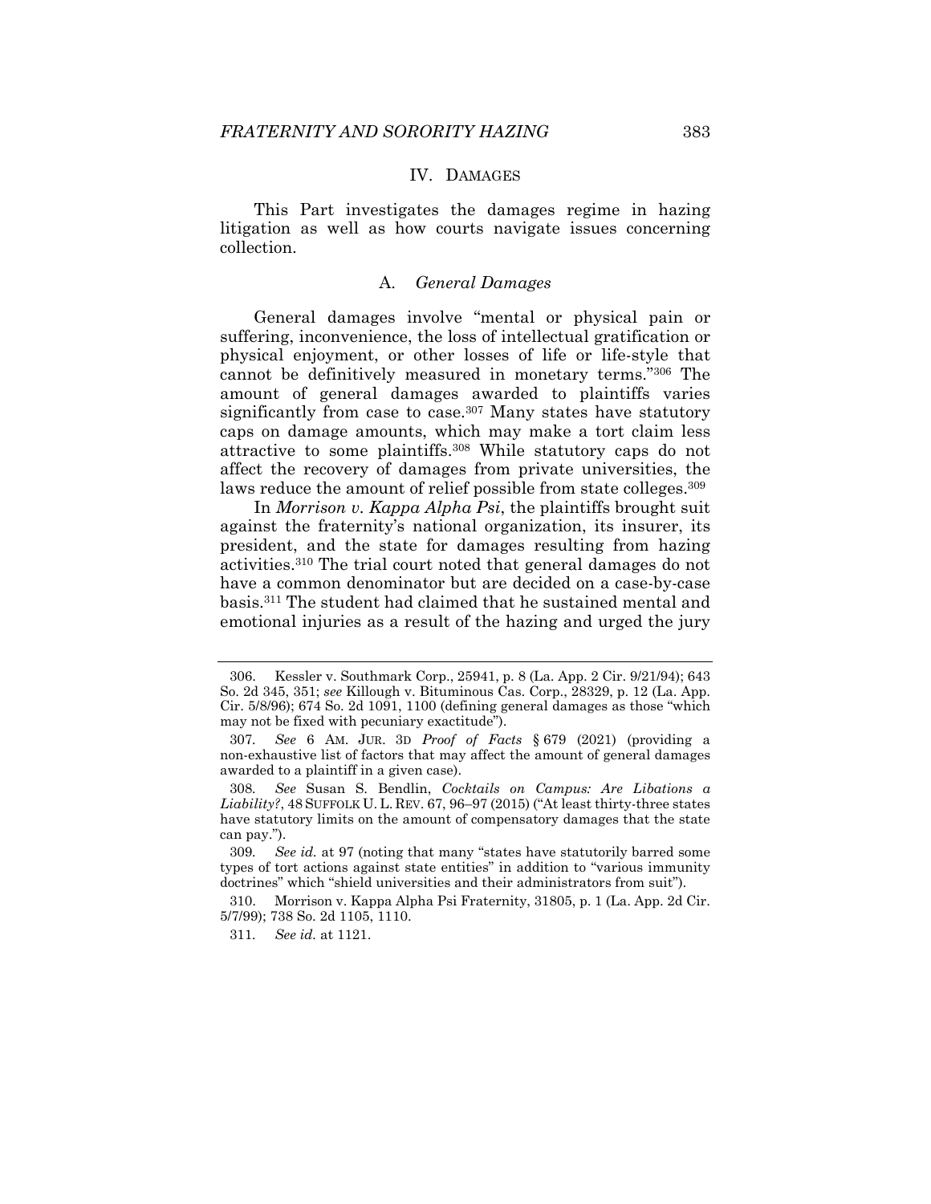## IV. DAMAGES

This Part investigates the damages regime in hazing litigation as well as how courts navigate issues concerning collection.

### A. *General Damages*

General damages involve "mental or physical pain or suffering, inconvenience, the loss of intellectual gratification or physical enjoyment, or other losses of life or life-style that cannot be definitively measured in monetary terms."[306] The amount of general damages awarded to plaintiffs varies significantly from case to case.[307] Many states have statutory caps on damage amounts, which may make a tort claim less attractive to some plaintiffs.[308] While statutory caps do not affect the recovery of damages from private universities, the laws reduce the amount of relief possible from state colleges.[309]

In *Morrison v. Kappa Alpha Psi*, the plaintiffs brought suit against the fraternity's national organization, its insurer, its president, and the state for damages resulting from hazing activities.[310] The trial court noted that general damages do not have a common denominator but are decided on a case-by-case basis.[311] The student had claimed that he sustained mental and emotional injuries as a result of the hazing and urged the jury

---

306. Kessler v. Southmark Corp., 25941, p. 8 (La. App. 2 Cir. 9/21/94); 643 So. 2d 345, 351; *see* Killough v. Bituminous Cas. Corp., 28329, p. 12 (La. App. Cir. 5/8/96); 674 So. 2d 1091, 1100 (defining general damages as those "which may not be fixed with pecuniary exactitude").

307. *See* 6 AM. JUR. 3D *Proof of Facts* § 679 (2021) (providing a non-exhaustive list of factors that may affect the amount of general damages awarded to a plaintiff in a given case).

308. *See* Susan S. Bendlin, *Cocktails on Campus: Are Libations a Liability?*, 48 SUFFOLK U. L. REV. 67, 96–97 (2015) ("At least thirty-three states have statutory limits on the amount of compensatory damages that the state can pay.").

309. *See id.* at 97 (noting that many "states have statutorily barred some types of tort actions against state entities" in addition to "various immunity doctrines" which "shield universities and their administrators from suit").

310. Morrison v. Kappa Alpha Psi Fraternity, 31805, p. 1 (La. App. 2d Cir. 5/7/99); 738 So. 2d 1105, 1110.

311. *See id.* at 1121.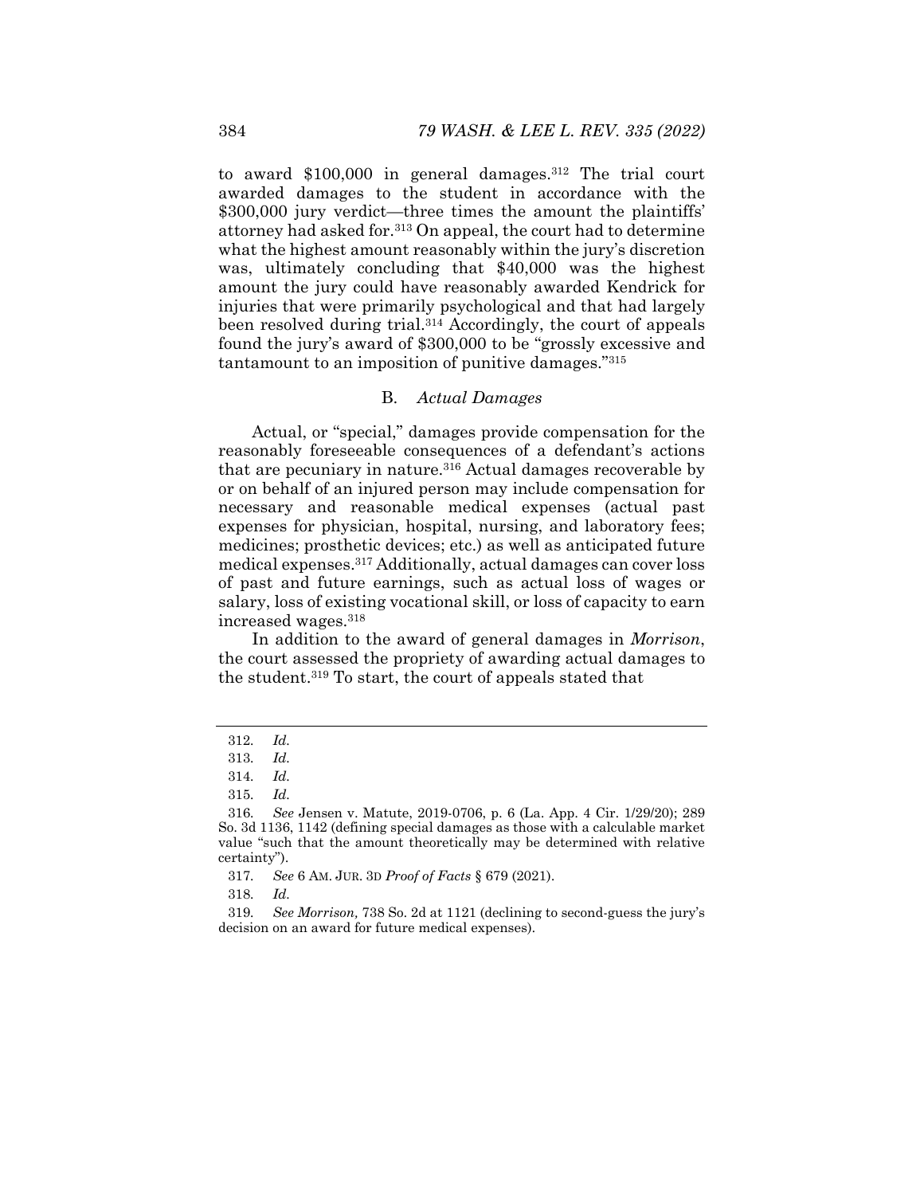to award $100,000 in general damages.[312] The trial court awarded damages to the student in accordance with the $300,000 jury verdict—three times the amount the plaintiffs' attorney had asked for.[313] On appeal, the court had to determine what the highest amount reasonably within the jury's discretion was, ultimately concluding that $40,000 was the highest amount the jury could have reasonably awarded Kendrick for injuries that were primarily psychological and that had largely been resolved during trial.[314] Accordingly, the court of appeals found the jury's award of $300,000 to be "grossly excessive and tantamount to an imposition of punitive damages."[315]

### B. *Actual Damages*

Actual, or "special," damages provide compensation for the reasonably foreseeable consequences of a defendant's actions that are pecuniary in nature.[316] Actual damages recoverable by or on behalf of an injured person may include compensation for necessary and reasonable medical expenses (actual past expenses for physician, hospital, nursing, and laboratory fees; medicines; prosthetic devices; etc.) as well as anticipated future medical expenses.[317] Additionally, actual damages can cover loss of past and future earnings, such as actual loss of wages or salary, loss of existing vocational skill, or loss of capacity to earn increased wages.[318]

In addition to the award of general damages in *Morrison*, the court assessed the propriety of awarding actual damages to the student.[319] To start, the court of appeals stated that

---

312. *Id.*

313. *Id.*

314. *Id.*

315. *Id.*

316. *See* Jensen v. Matute, 2019-0706, p. 6 (La. App. 4 Cir. 1/29/20); 289 So. 3d 1136, 1142 (defining special damages as those with a calculable market value "such that the amount theoretically may be determined with relative certainty").

317. *See* 6 AM. JUR. 3D *Proof of Facts* § 679 (2021).

318. *Id.*

319. *See Morrison,* 738 So. 2d at 1121 (declining to second-guess the jury's decision on an award for future medical expenses).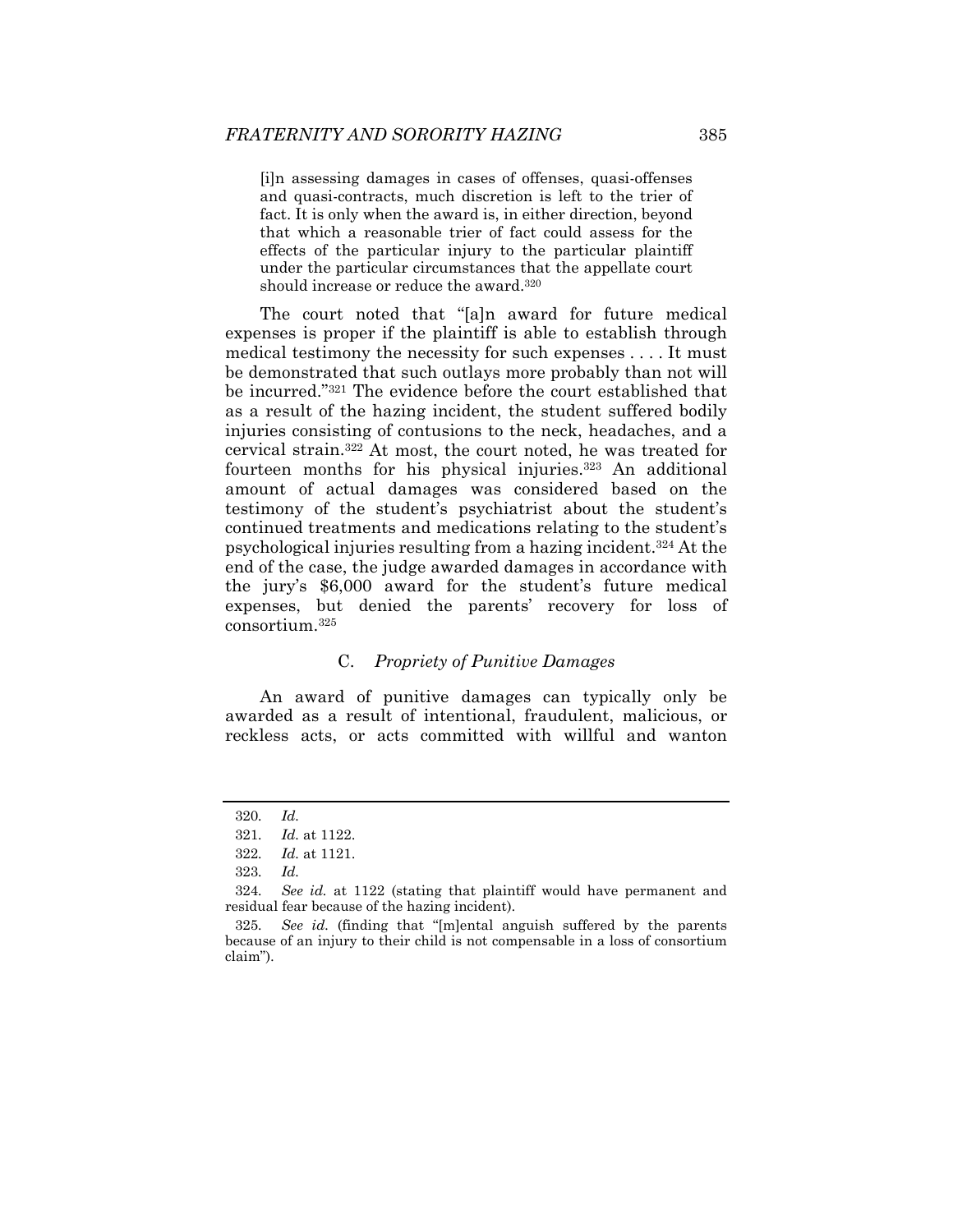> [i]n assessing damages in cases of offenses, quasi-offenses and quasi-contracts, much discretion is left to the trier of fact. It is only when the award is, in either direction, beyond that which a reasonable trier of fact could assess for the effects of the particular injury to the particular plaintiff under the particular circumstances that the appellate court should increase or reduce the award.[320]

The court noted that "[a]n award for future medical expenses is proper if the plaintiff is able to establish through medical testimony the necessity for such expenses . . . . It must be demonstrated that such outlays more probably than not will be incurred."[321] The evidence before the court established that as a result of the hazing incident, the student suffered bodily injuries consisting of contusions to the neck, headaches, and a cervical strain.[322] At most, the court noted, he was treated for fourteen months for his physical injuries.[323] An additional amount of actual damages was considered based on the testimony of the student's psychiatrist about the student's continued treatments and medications relating to the student's psychological injuries resulting from a hazing incident.[324] At the end of the case, the judge awarded damages in accordance with the jury's $6,000 award for the student's future medical expenses, but denied the parents' recovery for loss of consortium.[325]

### C. *Propriety of Punitive Damages*

An award of punitive damages can typically only be awarded as a result of intentional, fraudulent, malicious, or reckless acts, or acts committed with willful and wanton

---

320. *Id.*

321. *Id.* at 1122.

322. *Id.* at 1121.

323. *Id.*

324. *See id.* at 1122 (stating that plaintiff would have permanent and residual fear because of the hazing incident).

325. *See id.* (finding that "[m]ental anguish suffered by the parents because of an injury to their child is not compensable in a loss of consortium claim").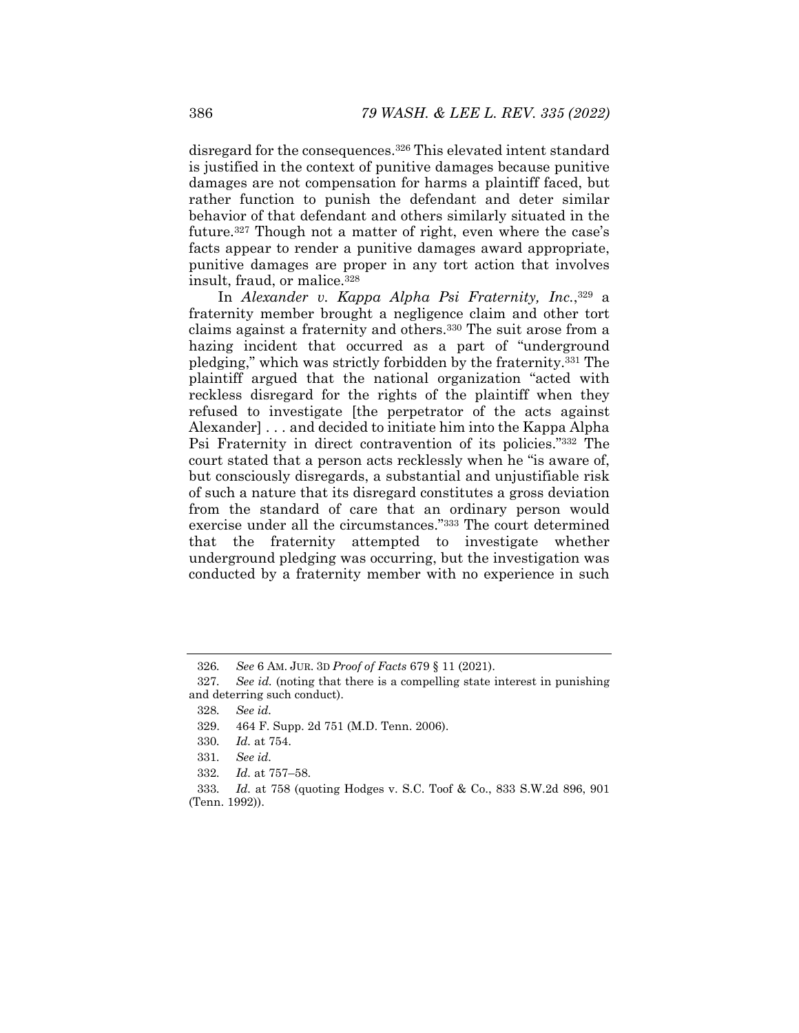disregard for the consequences.[326] This elevated intent standard is justified in the context of punitive damages because punitive damages are not compensation for harms a plaintiff faced, but rather function to punish the defendant and deter similar behavior of that defendant and others similarly situated in the future.[327] Though not a matter of right, even where the case's facts appear to render a punitive damages award appropriate, punitive damages are proper in any tort action that involves insult, fraud, or malice.[328]

In *Alexander v. Kappa Alpha Psi Fraternity, Inc.*,[329] a fraternity member brought a negligence claim and other tort claims against a fraternity and others.[330] The suit arose from a hazing incident that occurred as a part of "underground pledging," which was strictly forbidden by the fraternity.[331] The plaintiff argued that the national organization "acted with reckless disregard for the rights of the plaintiff when they refused to investigate [the perpetrator of the acts against Alexander] . . . and decided to initiate him into the Kappa Alpha Psi Fraternity in direct contravention of its policies."[332] The court stated that a person acts recklessly when he "is aware of, but consciously disregards, a substantial and unjustifiable risk of such a nature that its disregard constitutes a gross deviation from the standard of care that an ordinary person would exercise under all the circumstances."[333] The court determined that the fraternity attempted to investigate whether underground pledging was occurring, but the investigation was conducted by a fraternity member with no experience in such

---

326. *See* 6 AM. JUR. 3D *Proof of Facts* 679 § 11 (2021).

327. *See id.* (noting that there is a compelling state interest in punishing and deterring such conduct).

328. *See id.*

329. 464 F. Supp. 2d 751 (M.D. Tenn. 2006).

330. *Id.* at 754.

331. *See id.*

332. *Id.* at 757–58.

333. *Id.* at 758 (quoting Hodges v. S.C. Toof & Co., 833 S.W.2d 896, 901 (Tenn. 1992)).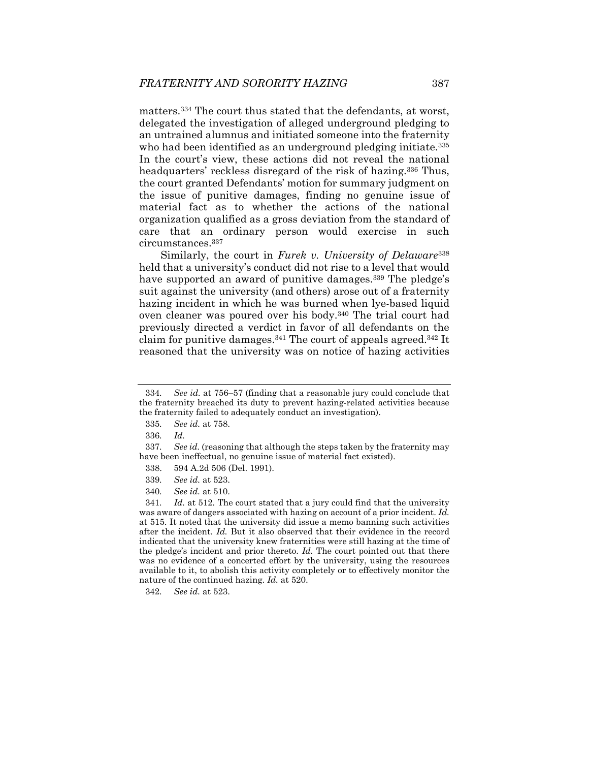matters.[334] The court thus stated that the defendants, at worst, delegated the investigation of alleged underground pledging to an untrained alumnus and initiated someone into the fraternity who had been identified as an underground pledging initiate.[335] In the court's view, these actions did not reveal the national headquarters' reckless disregard of the risk of hazing.[336] Thus, the court granted Defendants' motion for summary judgment on the issue of punitive damages, finding no genuine issue of material fact as to whether the actions of the national organization qualified as a gross deviation from the standard of care that an ordinary person would exercise in such circumstances.[337]

Similarly, the court in *Furek v. University of Delaware*[338] held that a university's conduct did not rise to a level that would have supported an award of punitive damages.[339] The pledge's suit against the university (and others) arose out of a fraternity hazing incident in which he was burned when lye-based liquid oven cleaner was poured over his body.[340] The trial court had previously directed a verdict in favor of all defendants on the claim for punitive damages.[341] The court of appeals agreed.[342] It reasoned that the university was on notice of hazing activities

---

334. *See id.* at 756–57 (finding that a reasonable jury could conclude that the fraternity breached its duty to prevent hazing-related activities because the fraternity failed to adequately conduct an investigation).

335. *See id.* at 758.

336. *Id.*

337. *See id.* (reasoning that although the steps taken by the fraternity may have been ineffectual, no genuine issue of material fact existed).

338. 594 A.2d 506 (Del. 1991).

339. *See id.* at 523.

340. *See id.* at 510.

341. *Id.* at 512. The court stated that a jury could find that the university was aware of dangers associated with hazing on account of a prior incident. *Id.* at 515. It noted that the university did issue a memo banning such activities after the incident. *Id.* But it also observed that their evidence in the record indicated that the university knew fraternities were still hazing at the time of the pledge's incident and prior thereto. *Id.* The court pointed out that there was no evidence of a concerted effort by the university, using the resources available to it, to abolish this activity completely or to effectively monitor the nature of the continued hazing. *Id.* at 520.

342. *See id.* at 523.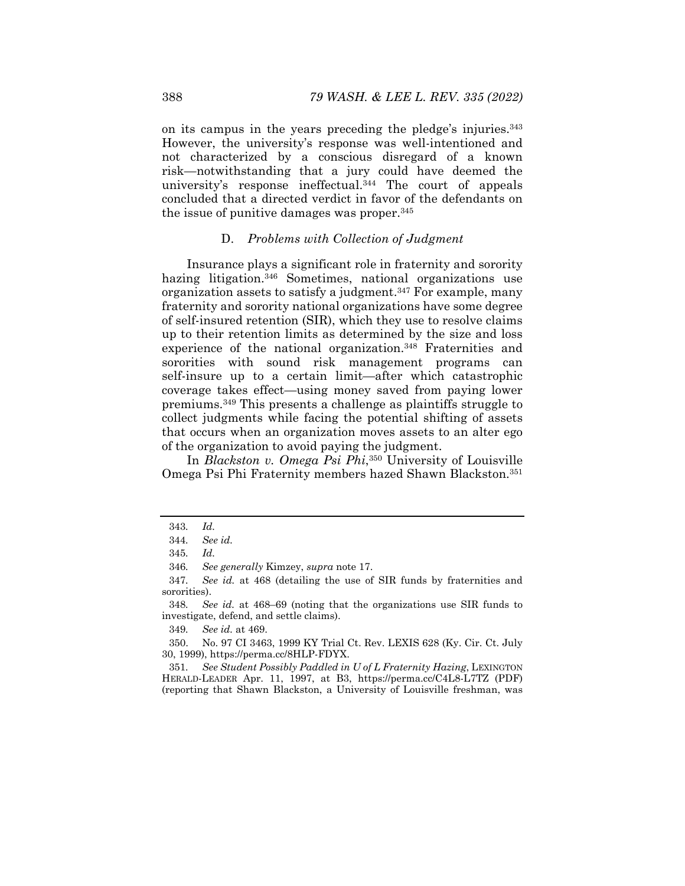on its campus in the years preceding the pledge's injuries.[343] However, the university's response was well-intentioned and not characterized by a conscious disregard of a known risk—notwithstanding that a jury could have deemed the university's response ineffectual.[344] The court of appeals concluded that a directed verdict in favor of the defendants on the issue of punitive damages was proper.[345]

### D. *Problems with Collection of Judgment*

Insurance plays a significant role in fraternity and sorority hazing litigation.[346] Sometimes, national organizations use organization assets to satisfy a judgment.[347] For example, many fraternity and sorority national organizations have some degree of self-insured retention (SIR), which they use to resolve claims up to their retention limits as determined by the size and loss experience of the national organization.[348] Fraternities and sororities with sound risk management programs can self-insure up to a certain limit—after which catastrophic coverage takes effect—using money saved from paying lower premiums.[349] This presents a challenge as plaintiffs struggle to collect judgments while facing the potential shifting of assets that occurs when an organization moves assets to an alter ego of the organization to avoid paying the judgment.

In *Blackston v. Omega Psi Phi*,[350] University of Louisville Omega Psi Phi Fraternity members hazed Shawn Blackston.[351]

---

343. *Id.*

344. *See id.*

345. *Id.*

346. *See generally* Kimzey, *supra* note 17.

347. *See id.* at 468 (detailing the use of SIR funds by fraternities and sororities).

348. *See id.* at 468–69 (noting that the organizations use SIR funds to investigate, defend, and settle claims).

349. *See id.* at 469.

350. No. 97 CI 3463, 1999 KY Trial Ct. Rev. LEXIS 628 (Ky. Cir. Ct. July 30, 1999), https://perma.cc/8HLP-FDYX.

351. *See Student Possibly Paddled in U of L Fraternity Hazing*, LEXINGTON HERALD-LEADER Apr. 11, 1997, at B3, https://perma.cc/C4L8-L7TZ (PDF) (reporting that Shawn Blackston, a University of Louisville freshman, was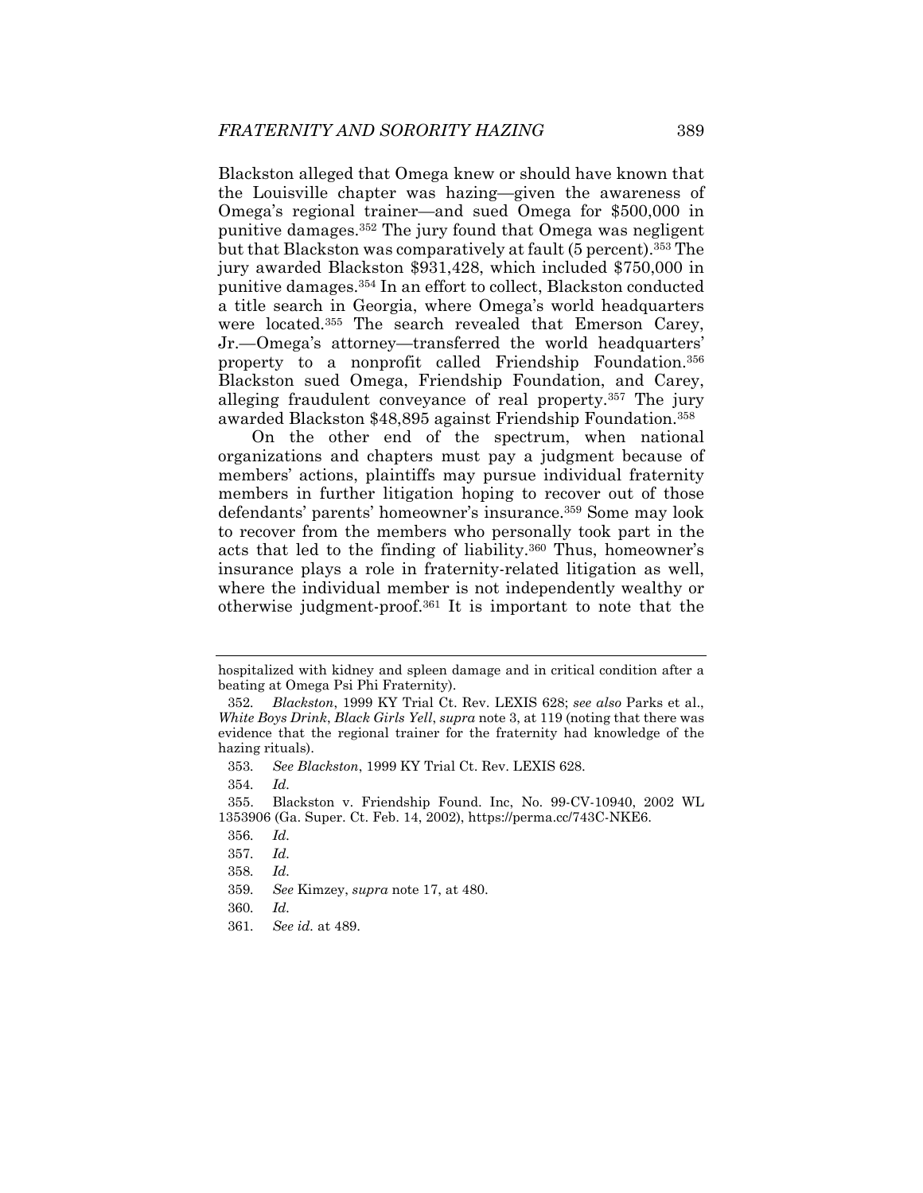Blackston alleged that Omega knew or should have known that the Louisville chapter was hazing—given the awareness of Omega's regional trainer—and sued Omega for $500,000 in punitive damages.[352] The jury found that Omega was negligent but that Blackston was comparatively at fault (5 percent).[353] The jury awarded Blackston $931,428, which included $750,000 in punitive damages.[354] In an effort to collect, Blackston conducted a title search in Georgia, where Omega's world headquarters were located.[355] The search revealed that Emerson Carey, Jr.—Omega's attorney—transferred the world headquarters' property to a nonprofit called Friendship Foundation.[356] Blackston sued Omega, Friendship Foundation, and Carey, alleging fraudulent conveyance of real property.[357] The jury awarded Blackston $48,895 against Friendship Foundation.[358]

On the other end of the spectrum, when national organizations and chapters must pay a judgment because of members' actions, plaintiffs may pursue individual fraternity members in further litigation hoping to recover out of those defendants' parents' homeowner's insurance.[359] Some may look to recover from the members who personally took part in the acts that led to the finding of liability.[360] Thus, homeowner's insurance plays a role in fraternity-related litigation as well, where the individual member is not independently wealthy or otherwise judgment-proof.[361] It is important to note that the

---

hospitalized with kidney and spleen damage and in critical condition after a beating at Omega Psi Phi Fraternity).

352. *Blackston*, 1999 KY Trial Ct. Rev. LEXIS 628; *see also* Parks et al., *White Boys Drink, Black Girls Yell*, *supra* note 3, at 119 (noting that there was evidence that the regional trainer for the fraternity had knowledge of the hazing rituals).

353. *See Blackston*, 1999 KY Trial Ct. Rev. LEXIS 628.

354. *Id.*

355. Blackston v. Friendship Found. Inc, No. 99-CV-10940, 2002 WL 1353906 (Ga. Super. Ct. Feb. 14, 2002), https://perma.cc/743C-NKE6.

356. *Id.*

357. *Id.*

358. *Id.*

359. *See* Kimzey, *supra* note 17, at 480.

360. *Id.*

361. *See id.* at 489.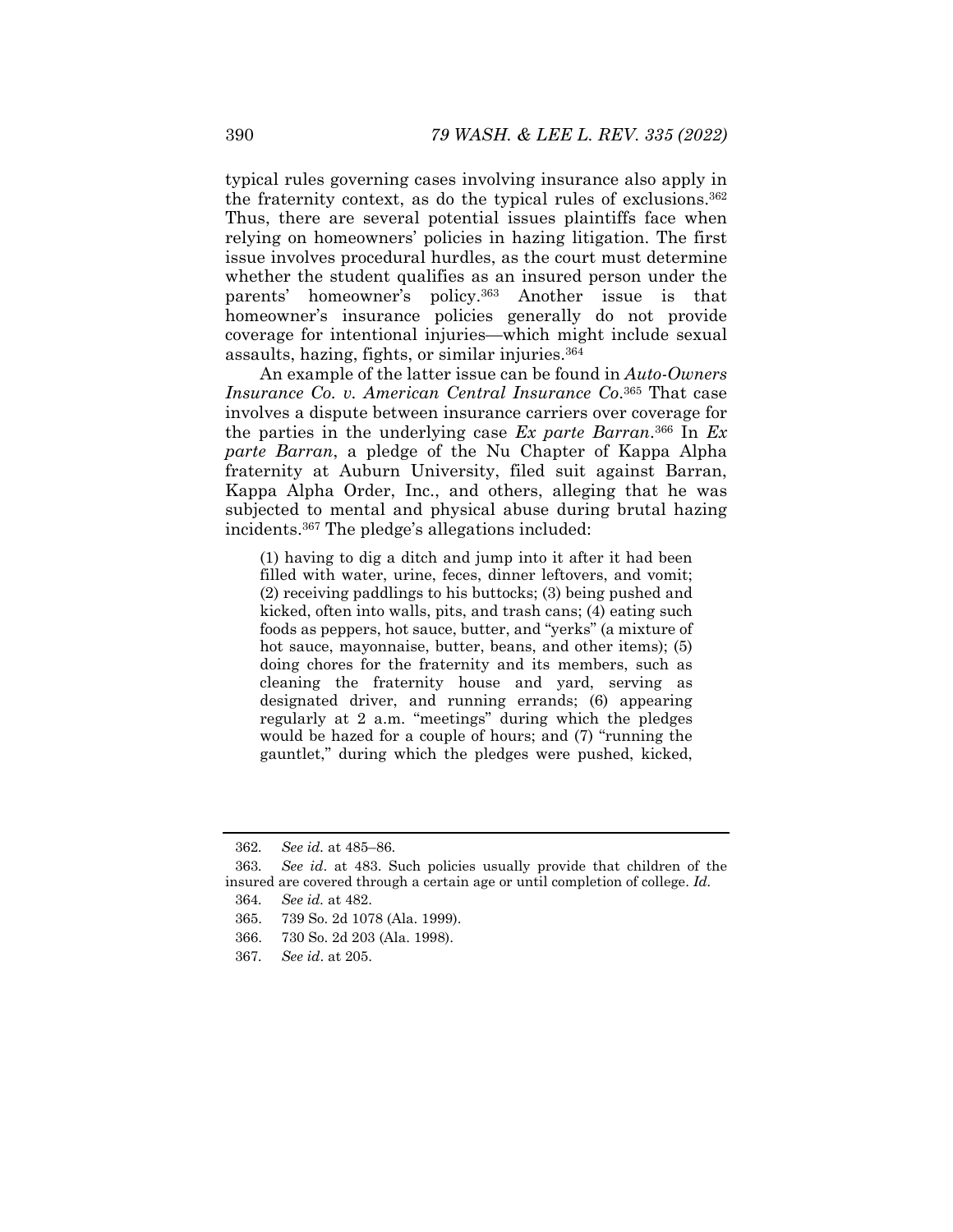typical rules governing cases involving insurance also apply in the fraternity context, as do the typical rules of exclusions.[362] Thus, there are several potential issues plaintiffs face when relying on homeowners' policies in hazing litigation. The first issue involves procedural hurdles, as the court must determine whether the student qualifies as an insured person under the parents' homeowner's policy.[363] Another issue is that homeowner's insurance policies generally do not provide coverage for intentional injuries—which might include sexual assaults, hazing, fights, or similar injuries.[364]

An example of the latter issue can be found in *Auto-Owners Insurance Co. v. American Central Insurance Co*.[365] That case involves a dispute between insurance carriers over coverage for the parties in the underlying case *Ex parte Barran*.[366] In *Ex parte Barran*, a pledge of the Nu Chapter of Kappa Alpha fraternity at Auburn University, filed suit against Barran, Kappa Alpha Order, Inc., and others, alleging that he was subjected to mental and physical abuse during brutal hazing incidents.[367] The pledge's allegations included:

> (1) having to dig a ditch and jump into it after it had been filled with water, urine, feces, dinner leftovers, and vomit; (2) receiving paddlings to his buttocks; (3) being pushed and kicked, often into walls, pits, and trash cans; (4) eating such foods as peppers, hot sauce, butter, and "yerks" (a mixture of hot sauce, mayonnaise, butter, beans, and other items); (5) doing chores for the fraternity and its members, such as cleaning the fraternity house and yard, serving as designated driver, and running errands; (6) appearing regularly at 2 a.m. "meetings" during which the pledges would be hazed for a couple of hours; and (7) "running the gauntlet," during which the pledges were pushed, kicked,

---

362. *See id.* at 485–86.

363. *See id*. at 483. Such policies usually provide that children of the insured are covered through a certain age or until completion of college. *Id.*

364. *See id.* at 482.

365. 739 So. 2d 1078 (Ala. 1999).

366. 730 So. 2d 203 (Ala. 1998).

367. *See id*. at 205.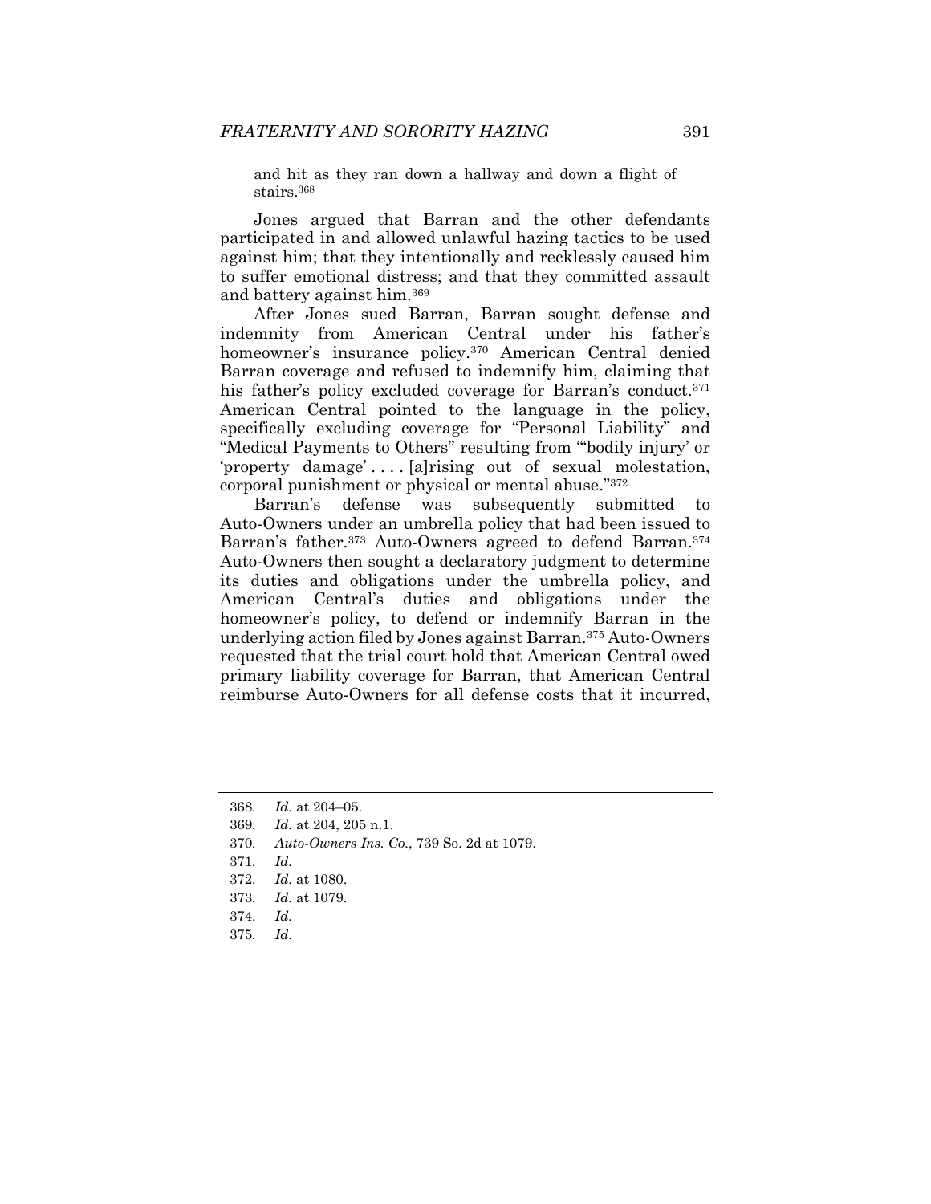and hit as they ran down a hallway and down a flight of stairs.[368]

Jones argued that Barran and the other defendants participated in and allowed unlawful hazing tactics to be used against him; that they intentionally and recklessly caused him to suffer emotional distress; and that they committed assault and battery against him.[369]

After Jones sued Barran, Barran sought defense and indemnity from American Central under his father's homeowner's insurance policy.[370] American Central denied Barran coverage and refused to indemnify him, claiming that his father's policy excluded coverage for Barran's conduct.[371] American Central pointed to the language in the policy, specifically excluding coverage for "Personal Liability" and "Medical Payments to Others" resulting from "'bodily injury' or 'property damage' . . . . [a]rising out of sexual molestation, corporal punishment or physical or mental abuse."[372]

Barran's defense was subsequently submitted to Auto-Owners under an umbrella policy that had been issued to Barran's father.[373] Auto-Owners agreed to defend Barran.[374] Auto-Owners then sought a declaratory judgment to determine its duties and obligations under the umbrella policy, and American Central's duties and obligations under the homeowner's policy, to defend or indemnify Barran in the underlying action filed by Jones against Barran.[375] Auto-Owners requested that the trial court hold that American Central owed primary liability coverage for Barran, that American Central reimburse Auto-Owners for all defense costs that it incurred,

368. *Id.* at 204–05.

369. *Id.* at 204, 205 n.1.

370. *Auto-Owners Ins. Co.*, 739 So. 2d at 1079.

371. *Id.*

372. *Id.* at 1080.

373. *Id.* at 1079.

374. *Id.*

375. *Id.*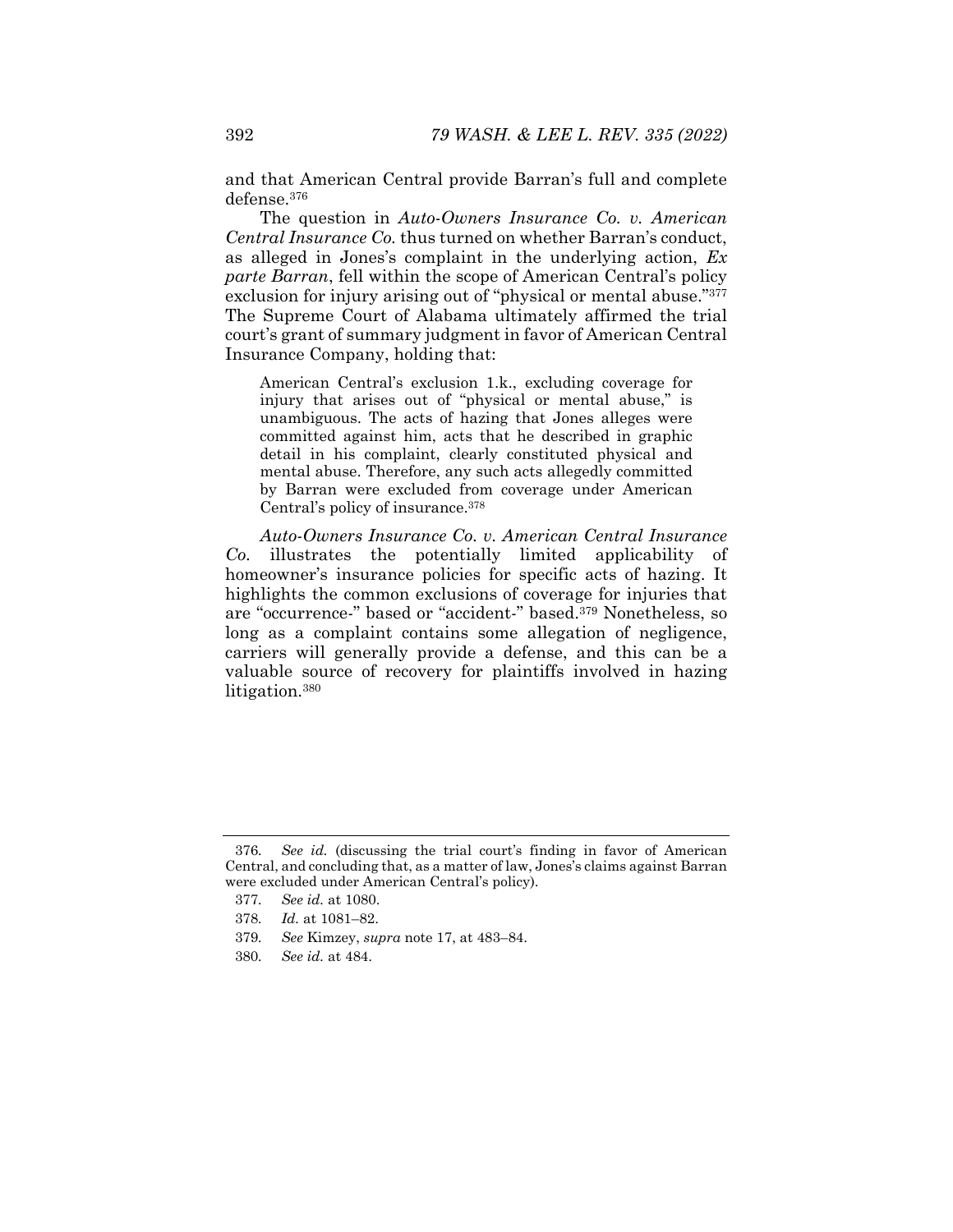and that American Central provide Barran's full and complete defense.[376]

The question in *Auto-Owners Insurance Co. v. American Central Insurance Co.* thus turned on whether Barran's conduct, as alleged in Jones's complaint in the underlying action, *Ex parte Barran*, fell within the scope of American Central's policy exclusion for injury arising out of "physical or mental abuse."[377] The Supreme Court of Alabama ultimately affirmed the trial court's grant of summary judgment in favor of American Central Insurance Company, holding that:

> American Central's exclusion 1.k., excluding coverage for injury that arises out of "physical or mental abuse," is unambiguous. The acts of hazing that Jones alleges were committed against him, acts that he described in graphic detail in his complaint, clearly constituted physical and mental abuse. Therefore, any such acts allegedly committed by Barran were excluded from coverage under American Central's policy of insurance.[378]

*Auto-Owners Insurance Co. v. American Central Insurance Co.* illustrates the potentially limited applicability of homeowner's insurance policies for specific acts of hazing. It highlights the common exclusions of coverage for injuries that are "occurrence-" based or "accident-" based.[379] Nonetheless, so long as a complaint contains some allegation of negligence, carriers will generally provide a defense, and this can be a valuable source of recovery for plaintiffs involved in hazing litigation.[380]

---

376. *See id.* (discussing the trial court's finding in favor of American Central, and concluding that, as a matter of law, Jones's claims against Barran were excluded under American Central's policy).

377. *See id.* at 1080.

378. *Id.* at 1081–82.

379. *See* Kimzey, *supra* note 17, at 483–84.

380. *See id.* at 484.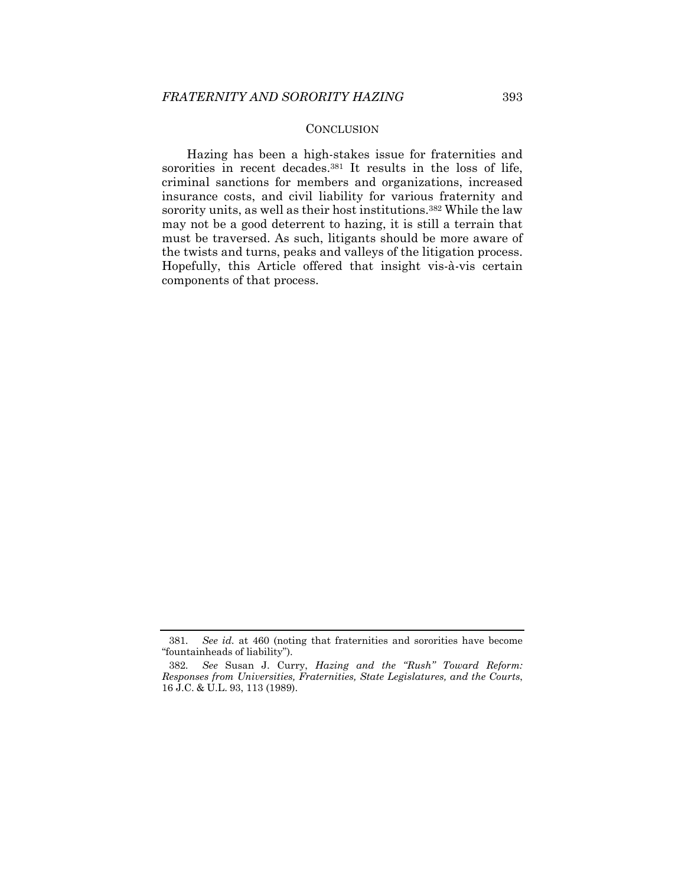## CONCLUSION

Hazing has been a high-stakes issue for fraternities and sororities in recent decades.[381] It results in the loss of life, criminal sanctions for members and organizations, increased insurance costs, and civil liability for various fraternity and sorority units, as well as their host institutions.[382] While the law may not be a good deterrent to hazing, it is still a terrain that must be traversed. As such, litigants should be more aware of the twists and turns, peaks and valleys of the litigation process. Hopefully, this Article offered that insight vis-à-vis certain components of that process.

---

381. *See id.* at 460 (noting that fraternities and sororities have become "fountainheads of liability").

382. *See* Susan J. Curry, *Hazing and the "Rush" Toward Reform: Responses from Universities, Fraternities, State Legislatures, and the Courts*, 16 J.C. & U.L. 93, 113 (1989).